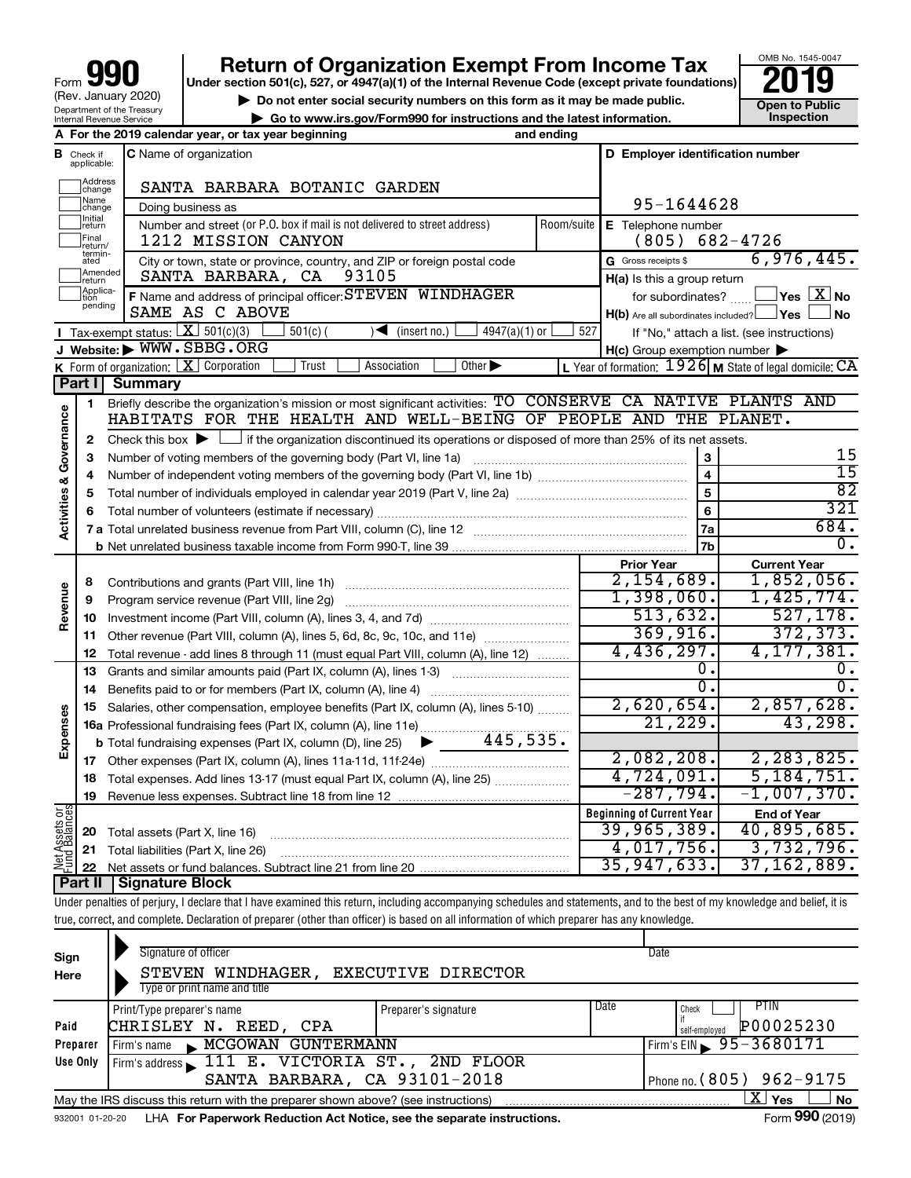Form **990** (Rev. January 2020) Department of the Treasury Internal Revenue Service

# Return of Organization Exempt From Income Tax

**Under section 501(c), 527, or 4947(a)(1) of the Internal Revenue Code (except private foundations)**

▶ Do not enter social security numbers on this form as it may be made public.

▶ Go to www.irs.gov/Form990 for instructions and the latest information.

OMB No. 1545-0047 **2019** **Open to Public Inspection**

**A** For the 2019 calendar year, or tax year beginning and ending

**B** Check if applicable: Address change, Name change, Initial return, Final return/terminated, Amended return, Application pending

**C** Name of organization: SANTA BARBARA BOTANIC GARDEN

Doing business as

Number and street (or P.O. box if mail is not delivered to street address) Room/suite: 1212 MISSION CANYON

City or town, state or province, country, and ZIP or foreign postal code: SANTA BARBARA, CA 93105

**D** Employer identification number: 95-1644628

**E** Telephone number: (805) 682-4726

**G** Gross receipts $ 6,976,445.

**F** Name and address of principal officer: STEVEN WINDHAGER SAME AS C ABOVE

**H(a)** Is this a group return for subordinates? ☐ Yes ☒ No

**H(b)** Are all subordinates included? ☐ Yes ☐ No If "No," attach a list. (see instructions)

**H(c)** Group exemption number ▶

**I** Tax-exempt status: ☒ 501(c)(3) ☐ 501(c) ( ) ◀ (insert no.) ☐ 4947(a)(1) or ☐ 527

**J** Website: ▶ WWW.SBBG.ORG

**K** Form of organization: ☒ Corporation ☐ Trust ☐ Association ☐ Other ▶

**L** Year of formation: 1926 **M** State of legal domicile: CA

## Part I Summary

**Activities & Governance**

1 Briefly describe the organization's mission or most significant activities: TO CONSERVE CA NATIVE PLANTS AND HABITATS FOR THE HEALTH AND WELL-BEING OF PEOPLE AND THE PLANET.

2 Check this box ▶ ☐ if the organization discontinued its operations or disposed of more than 25% of its net assets.

| | | | |
|---|---|---|---|
| 3 | Number of voting members of the governing body (Part VI, line 1a) | 3 | 15 |
| 4 | Number of independent voting members of the governing body (Part VI, line 1b) | 4 | 15 |
| 5 | Total number of individuals employed in calendar year 2019 (Part V, line 2a) | 5 | 82 |
| 6 | Total number of volunteers (estimate if necessary) | 6 | 321 |
| 7a | Total unrelated business revenue from Part VIII, column (C), line 12 | 7a | 684. |
| b | Net unrelated business taxable income from Form 990-T, line 39 | 7b | 0. |

| | | Prior Year | Current Year |
|---|---|---|---|
| **Revenue** | | | |
| 8 | Contributions and grants (Part VIII, line 1h) | 2,154,689. | 1,852,056. |
| 9 | Program service revenue (Part VIII, line 2g) | 1,398,060. | 1,425,774. |
| 10 | Investment income (Part VIII, column (A), lines 3, 4, and 7d) | 513,632. | 527,178. |
| 11 | Other revenue (Part VIII, column (A), lines 5, 6d, 8c, 9c, 10c, and 11e) | 369,916. | 372,373. |
| 12 | Total revenue - add lines 8 through 11 (must equal Part VIII, column (A), line 12) | 4,436,297. | 4,177,381. |
| **Expenses** | | | |
| 13 | Grants and similar amounts paid (Part IX, column (A), lines 1-3) | 0. | 0. |
| 14 | Benefits paid to or for members (Part IX, column (A), line 4) | 0. | 0. |
| 15 | Salaries, other compensation, employee benefits (Part IX, column (A), lines 5-10) | 2,620,654. | 2,857,628. |
| 16a | Professional fundraising fees (Part IX, column (A), line 11e) | 21,229. | 43,298. |
| b | Total fundraising expenses (Part IX, column (D), line 25) ▶ 445,535. | | |
| 17 | Other expenses (Part IX, column (A), lines 11a-11d, 11f-24e) | 2,082,208. | 2,283,825. |
| 18 | Total expenses. Add lines 13-17 (must equal Part IX, column (A), line 25) | 4,724,091. | 5,184,751. |
| 19 | Revenue less expenses. Subtract line 18 from line 12 | -287,794. | -1,007,370. |

| | | Beginning of Current Year | End of Year |
|---|---|---|---|
| **Net Assets or Fund Balances** | | | |
| 20 | Total assets (Part X, line 16) | 39,965,389. | 40,895,685. |
| 21 | Total liabilities (Part X, line 26) | 4,017,756. | 3,732,796. |
| 22 | Net assets or fund balances. Subtract line 21 from line 20 | 35,947,633. | 37,162,889. |

## Part II Signature Block

Under penalties of perjury, I declare that I have examined this return, including accompanying schedules and statements, and to the best of my knowledge and belief, it is true, correct, and complete. Declaration of preparer (other than officer) is based on all information of which preparer has any knowledge.

**Sign Here**

Signature of officer — Date

STEVEN WINDHAGER, EXECUTIVE DIRECTOR

Type or print name and title

**Paid Preparer Use Only**

| Print/Type preparer's name | Preparer's signature | Date | Check if self-employed | PTIN |
|---|---|---|---|---|
| CHRISLEY N. REED, CPA | | | ☐ | P00025230 |

Firm's name ▶ MCGOWAN GUNTERMANN — Firm's EIN ▶ 95-3680171

Firm's address ▶ 111 E. VICTORIA ST., 2ND FLOOR SANTA BARBARA, CA 93101-2018 — Phone no. (805) 962-9175

May the IRS discuss this return with the preparer shown above? (see instructions) ☒ Yes ☐ No

932001 01-20-20 LHA For Paperwork Reduction Act Notice, see the separate instructions. Form **990** (2019)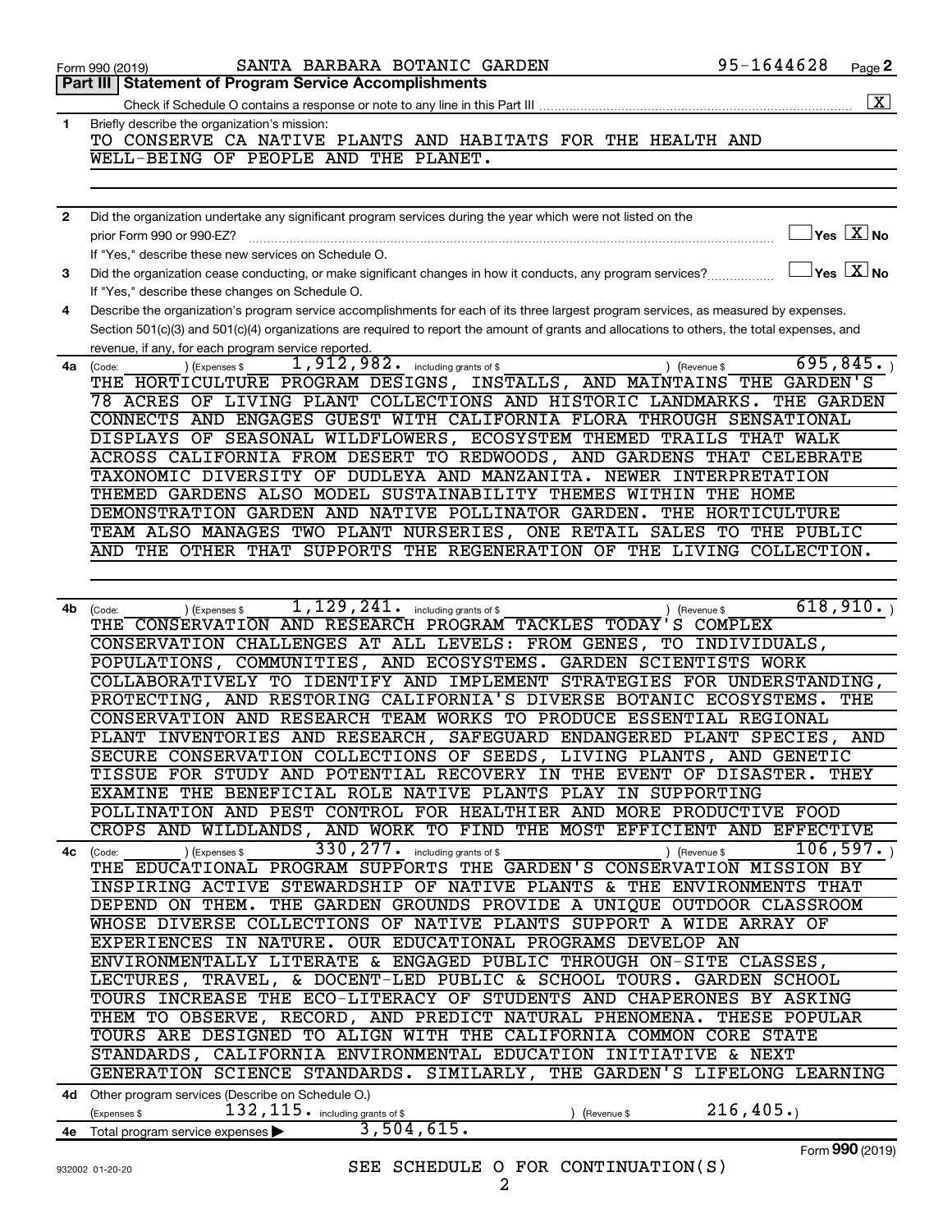Form 990 (2019) SANTA BARBARA BOTANIC GARDEN 95-1644628 Page **2**

## Part III | Statement of Program Service Accomplishments

Check if Schedule O contains a response or note to any line in this Part III ... [X]

**1** Briefly describe the organization's mission:

TO CONSERVE CA NATIVE PLANTS AND HABITATS FOR THE HEALTH AND WELL-BEING OF PEOPLE AND THE PLANET.

**2** Did the organization undertake any significant program services during the year which were not listed on the prior Form 990 or 990-EZ? ... [ ] Yes [X] No

If "Yes," describe these new services on Schedule O.

**3** Did the organization cease conducting, or make significant changes in how it conducts, any program services? ... [ ] Yes [X] No

If "Yes," describe these changes on Schedule O.

**4** Describe the organization's program service accomplishments for each of its three largest program services, as measured by expenses. Section 501(c)(3) and 501(c)(4) organizations are required to report the amount of grants and allocations to others, the total expenses, and revenue, if any, for each program service reported.

**4a** (Code: ) (Expenses $ 1,912,982. including grants of $ ) (Revenue $ 695,845. )

THE HORTICULTURE PROGRAM DESIGNS, INSTALLS, AND MAINTAINS THE GARDEN'S 78 ACRES OF LIVING PLANT COLLECTIONS AND HISTORIC LANDMARKS. THE GARDEN CONNECTS AND ENGAGES GUEST WITH CALIFORNIA FLORA THROUGH SENSATIONAL DISPLAYS OF SEASONAL WILDFLOWERS, ECOSYSTEM THEMED TRAILS THAT WALK ACROSS CALIFORNIA FROM DESERT TO REDWOODS, AND GARDENS THAT CELEBRATE TAXONOMIC DIVERSITY OF DUDLEYA AND MANZANITA. NEWER INTERPRETATION THEMED GARDENS ALSO MODEL SUSTAINABILITY THEMES WITHIN THE HOME DEMONSTRATION GARDEN AND NATIVE POLLINATOR GARDEN. THE HORTICULTURE TEAM ALSO MANAGES TWO PLANT NURSERIES, ONE RETAIL SALES TO THE PUBLIC AND THE OTHER THAT SUPPORTS THE REGENERATION OF THE LIVING COLLECTION.

**4b** (Code: ) (Expenses $ 1,129,241. including grants of $ ) (Revenue $ 618,910. )

THE CONSERVATION AND RESEARCH PROGRAM TACKLES TODAY'S COMPLEX CONSERVATION CHALLENGES AT ALL LEVELS: FROM GENES, TO INDIVIDUALS, POPULATIONS, COMMUNITIES, AND ECOSYSTEMS. GARDEN SCIENTISTS WORK COLLABORATIVELY TO IDENTIFY AND IMPLEMENT STRATEGIES FOR UNDERSTANDING, PROTECTING, AND RESTORING CALIFORNIA'S DIVERSE BOTANIC ECOSYSTEMS. THE CONSERVATION AND RESEARCH TEAM WORKS TO PRODUCE ESSENTIAL REGIONAL PLANT INVENTORIES AND RESEARCH, SAFEGUARD ENDANGERED PLANT SPECIES, AND SECURE CONSERVATION COLLECTIONS OF SEEDS, LIVING PLANTS, AND GENETIC TISSUE FOR STUDY AND POTENTIAL RECOVERY IN THE EVENT OF DISASTER. THEY EXAMINE THE BENEFICIAL ROLE NATIVE PLANTS PLAY IN SUPPORTING POLLINATION AND PEST CONTROL FOR HEALTHIER AND MORE PRODUCTIVE FOOD CROPS AND WILDLANDS, AND WORK TO FIND THE MOST EFFICIENT AND EFFECTIVE

**4c** (Code: ) (Expenses $ 330,277. including grants of $ ) (Revenue $ 106,597. )

THE EDUCATIONAL PROGRAM SUPPORTS THE GARDEN'S CONSERVATION MISSION BY INSPIRING ACTIVE STEWARDSHIP OF NATIVE PLANTS & THE ENVIRONMENTS THAT DEPEND ON THEM. THE GARDEN GROUNDS PROVIDE A UNIQUE OUTDOOR CLASSROOM WHOSE DIVERSE COLLECTIONS OF NATIVE PLANTS SUPPORT A WIDE ARRAY OF EXPERIENCES IN NATURE. OUR EDUCATIONAL PROGRAMS DEVELOP AN ENVIRONMENTALLY LITERATE & ENGAGED PUBLIC THROUGH ON-SITE CLASSES, LECTURES, TRAVEL, & DOCENT-LED PUBLIC & SCHOOL TOURS. GARDEN SCHOOL TOURS INCREASE THE ECO-LITERACY OF STUDENTS AND CHAPERONES BY ASKING THEM TO OBSERVE, RECORD, AND PREDICT NATURAL PHENOMENA. THESE POPULAR TOURS ARE DESIGNED TO ALIGN WITH THE CALIFORNIA COMMON CORE STATE STANDARDS, CALIFORNIA ENVIRONMENTAL EDUCATION INITIATIVE & NEXT GENERATION SCIENCE STANDARDS. SIMILARLY, THE GARDEN'S LIFELONG LEARNING

**4d** Other program services (Describe on Schedule O.)

(Expenses $ 132,115. including grants of $ ) (Revenue $ 216,405.)

**4e** Total program service expenses ▶ 3,504,615.

SEE SCHEDULE O FOR CONTINUATION(S)

Form **990** (2019)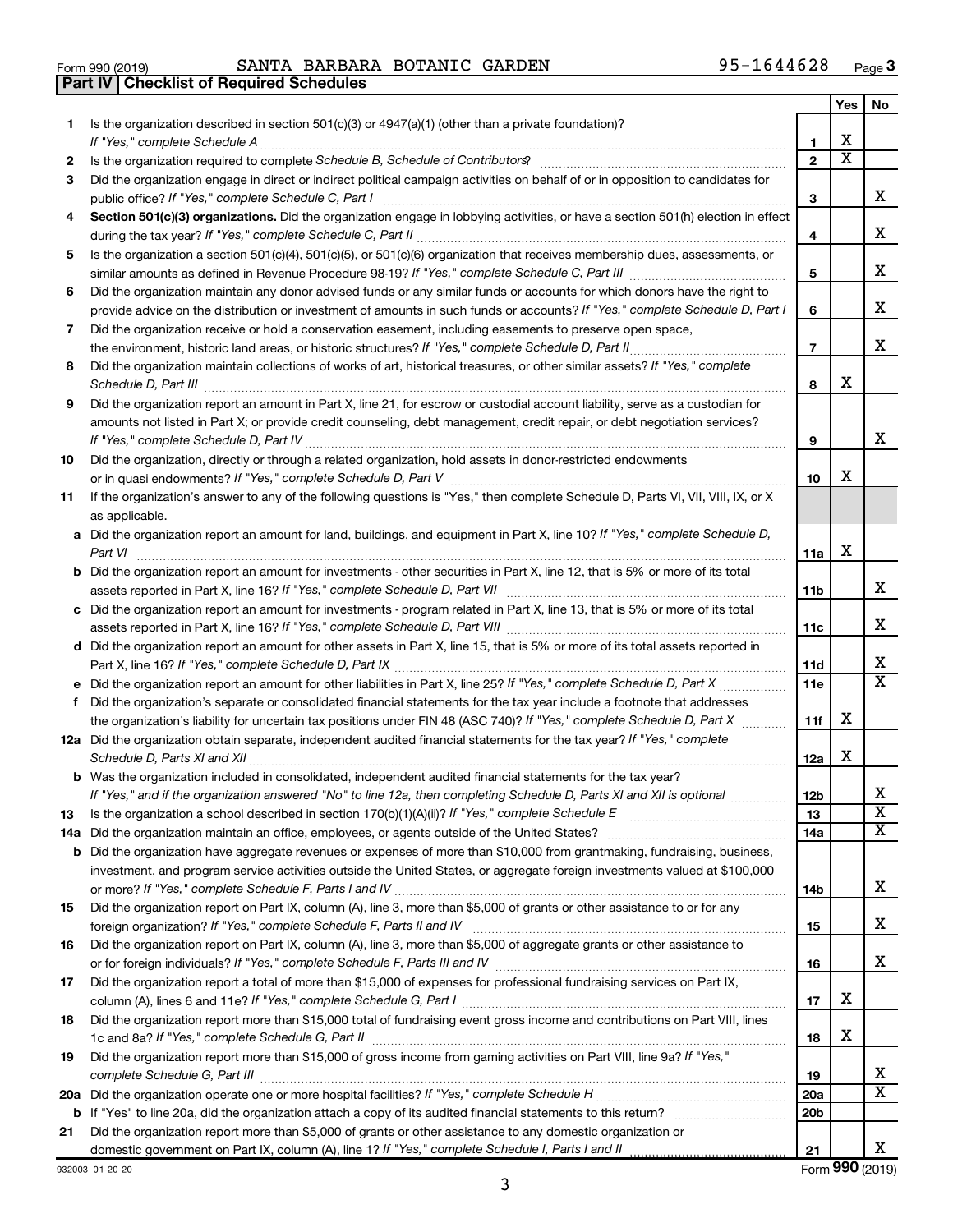Form 990 (2019) SANTA BARBARA BOTANIC GARDEN 95-1644628 Page 3

**Part IV | Checklist of Required Schedules**

| | | | Yes | No |
|---|---|---|---|---|
| 1 | Is the organization described in section 501(c)(3) or 4947(a)(1) (other than a private foundation)? *If "Yes," complete Schedule A* | 1 | X | |
| 2 | Is the organization required to complete *Schedule B, Schedule of Contributors*? | 2 | X | |
| 3 | Did the organization engage in direct or indirect political campaign activities on behalf of or in opposition to candidates for public office? *If "Yes," complete Schedule C, Part I* | 3 | | X |
| 4 | **Section 501(c)(3) organizations.** Did the organization engage in lobbying activities, or have a section 501(h) election in effect during the tax year? *If "Yes," complete Schedule C, Part II* | 4 | | X |
| 5 | Is the organization a section 501(c)(4), 501(c)(5), or 501(c)(6) organization that receives membership dues, assessments, or similar amounts as defined in Revenue Procedure 98-19? *If "Yes," complete Schedule C, Part III* | 5 | | X |
| 6 | Did the organization maintain any donor advised funds or any similar funds or accounts for which donors have the right to provide advice on the distribution or investment of amounts in such funds or accounts? *If "Yes," complete Schedule D, Part I* | 6 | | X |
| 7 | Did the organization receive or hold a conservation easement, including easements to preserve open space, the environment, historic land areas, or historic structures? *If "Yes," complete Schedule D, Part II* | 7 | | X |
| 8 | Did the organization maintain collections of works of art, historical treasures, or other similar assets? *If "Yes," complete Schedule D, Part III* | 8 | X | |
| 9 | Did the organization report an amount in Part X, line 21, for escrow or custodial account liability, serve as a custodian for amounts not listed in Part X; or provide credit counseling, debt management, credit repair, or debt negotiation services? *If "Yes," complete Schedule D, Part IV* | 9 | | X |
| 10 | Did the organization, directly or through a related organization, hold assets in donor-restricted endowments or in quasi endowments? *If "Yes," complete Schedule D, Part V* | 10 | X | |
| 11 | If the organization's answer to any of the following questions is "Yes," then complete Schedule D, Parts VI, VII, VIII, IX, or X as applicable. | | | |
| a | Did the organization report an amount for land, buildings, and equipment in Part X, line 10? *If "Yes," complete Schedule D, Part VI* | 11a | X | |
| b | Did the organization report an amount for investments - other securities in Part X, line 12, that is 5% or more of its total assets reported in Part X, line 16? *If "Yes," complete Schedule D, Part VII* | 11b | | X |
| c | Did the organization report an amount for investments - program related in Part X, line 13, that is 5% or more of its total assets reported in Part X, line 16? *If "Yes," complete Schedule D, Part VIII* | 11c | | X |
| d | Did the organization report an amount for other assets in Part X, line 15, that is 5% or more of its total assets reported in Part X, line 16? *If "Yes," complete Schedule D, Part IX* | 11d | | X |
| e | Did the organization report an amount for other liabilities in Part X, line 25? *If "Yes," complete Schedule D, Part X* | 11e | | X |
| f | Did the organization's separate or consolidated financial statements for the tax year include a footnote that addresses the organization's liability for uncertain tax positions under FIN 48 (ASC 740)? *If "Yes," complete Schedule D, Part X* | 11f | X | |
| 12a | Did the organization obtain separate, independent audited financial statements for the tax year? *If "Yes," complete Schedule D, Parts XI and XII* | 12a | X | |
| b | Was the organization included in consolidated, independent audited financial statements for the tax year? *If "Yes," and if the organization answered "No" to line 12a, then completing Schedule D, Parts XI and XII is optional* | 12b | | X |
| 13 | Is the organization a school described in section 170(b)(1)(A)(ii)? *If "Yes," complete Schedule E* | 13 | | X |
| 14a | Did the organization maintain an office, employees, or agents outside of the United States? | 14a | | X |
| b | Did the organization have aggregate revenues or expenses of more than $10,000 from grantmaking, fundraising, business, investment, and program service activities outside the United States, or aggregate foreign investments valued at $100,000 or more? *If "Yes," complete Schedule F, Parts I and IV* | 14b | | X |
| 15 | Did the organization report on Part IX, column (A), line 3, more than $5,000 of grants or other assistance to or for any foreign organization? *If "Yes," complete Schedule F, Parts II and IV* | 15 | | X |
| 16 | Did the organization report on Part IX, column (A), line 3, more than $5,000 of aggregate grants or other assistance to or for foreign individuals? *If "Yes," complete Schedule F, Parts III and IV* | 16 | | X |
| 17 | Did the organization report a total of more than $15,000 of expenses for professional fundraising services on Part IX, column (A), lines 6 and 11e? *If "Yes," complete Schedule G, Part I* | 17 | X | |
| 18 | Did the organization report more than $15,000 total of fundraising event gross income and contributions on Part VIII, lines 1c and 8a? *If "Yes," complete Schedule G, Part II* | 18 | X | |
| 19 | Did the organization report more than $15,000 of gross income from gaming activities on Part VIII, line 9a? *If "Yes," complete Schedule G, Part III* | 19 | | X |
| 20a | Did the organization operate one or more hospital facilities? *If "Yes," complete Schedule H* | 20a | | X |
| b | If "Yes" to line 20a, did the organization attach a copy of its audited financial statements to this return? | 20b | | |
| 21 | Did the organization report more than $5,000 of grants or other assistance to any domestic organization or domestic government on Part IX, column (A), line 1? *If "Yes," complete Schedule I, Parts I and II* | 21 | | X |

932003 01-20-20 Form **990** (2019)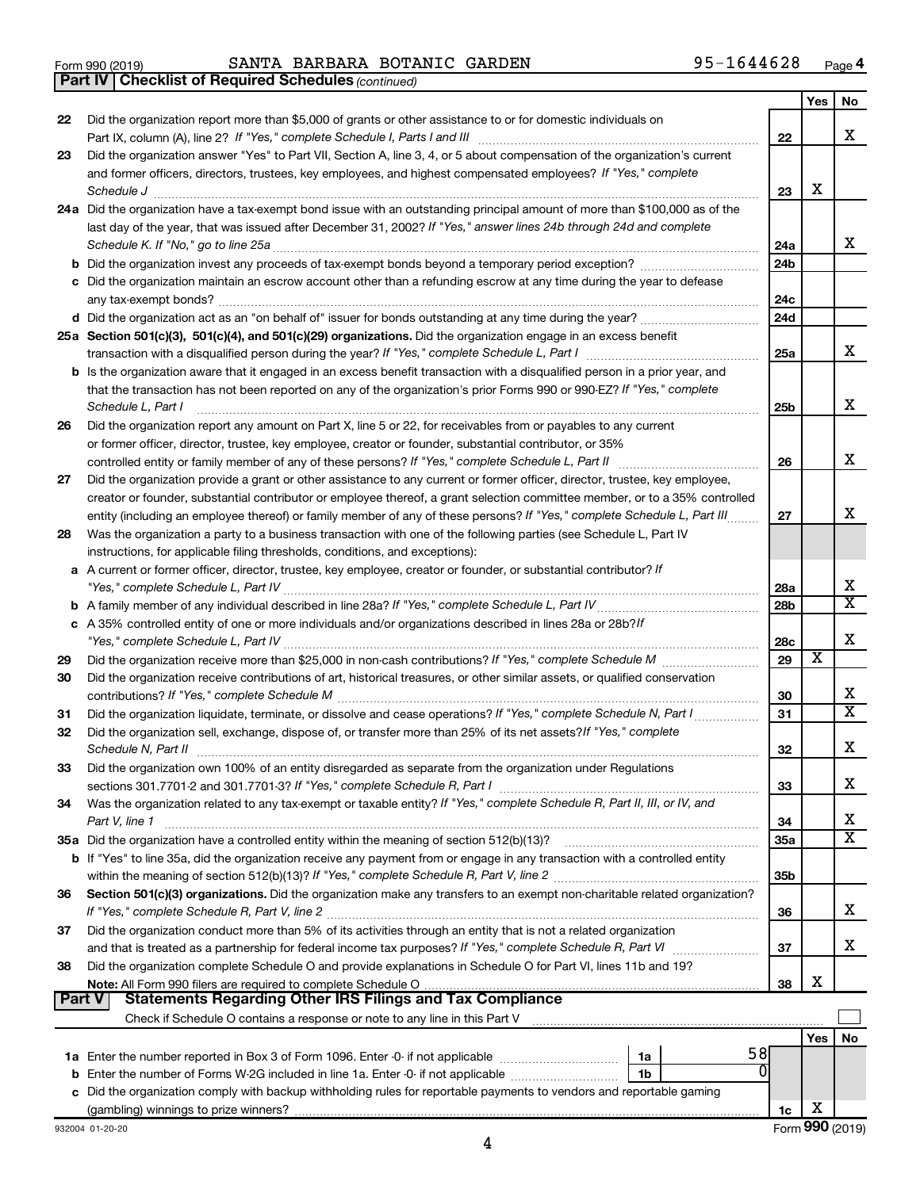Form 990 (2019) SANTA BARBARA BOTANIC GARDEN 95-1644628 Page 4

## Part IV | Checklist of Required Schedules *(continued)*

| | | | Yes | No |
|---|---|---|---|---|
| 22 | Did the organization report more than $5,000 of grants or other assistance to or for domestic individuals on Part IX, column (A), line 2? *If "Yes," complete Schedule I, Parts I and III* | 22 | | X |
| 23 | Did the organization answer "Yes" to Part VII, Section A, line 3, 4, or 5 about compensation of the organization's current and former officers, directors, trustees, key employees, and highest compensated employees? *If "Yes," complete Schedule J* | 23 | X | |
| 24a | Did the organization have a tax-exempt bond issue with an outstanding principal amount of more than $100,000 as of the last day of the year, that was issued after December 31, 2002? *If "Yes," answer lines 24b through 24d and complete Schedule K. If "No," go to line 25a* | 24a | | X |
| b | Did the organization invest any proceeds of tax-exempt bonds beyond a temporary period exception? | 24b | | |
| c | Did the organization maintain an escrow account other than a refunding escrow at any time during the year to defease any tax-exempt bonds? | 24c | | |
| d | Did the organization act as an "on behalf of" issuer for bonds outstanding at any time during the year? | 24d | | |
| 25a | **Section 501(c)(3), 501(c)(4), and 501(c)(29) organizations.** Did the organization engage in an excess benefit transaction with a disqualified person during the year? *If "Yes," complete Schedule L, Part I* | 25a | | X |
| b | Is the organization aware that it engaged in an excess benefit transaction with a disqualified person in a prior year, and that the transaction has not been reported on any of the organization's prior Forms 990 or 990-EZ? *If "Yes," complete Schedule L, Part I* | 25b | | X |
| 26 | Did the organization report any amount on Part X, line 5 or 22, for receivables from or payables to any current or former officer, director, trustee, key employee, creator or founder, substantial contributor, or 35% controlled entity or family member of any of these persons? *If "Yes," complete Schedule L, Part II* | 26 | | X |
| 27 | Did the organization provide a grant or other assistance to any current or former officer, director, trustee, key employee, creator or founder, substantial contributor or employee thereof, a grant selection committee member, or to a 35% controlled entity (including an employee thereof) or family member of any of these persons? *If "Yes," complete Schedule L, Part III* | 27 | | X |
| 28 | Was the organization a party to a business transaction with one of the following parties (see Schedule L, Part IV instructions, for applicable filing thresholds, conditions, and exceptions): | | | |
| a | A current or former officer, director, trustee, key employee, creator or founder, or substantial contributor? *If "Yes," complete Schedule L, Part IV* | 28a | | X |
| b | A family member of any individual described in line 28a? *If "Yes," complete Schedule L, Part IV* | 28b | | X |
| c | A 35% controlled entity of one or more individuals and/or organizations described in lines 28a or 28b? *If "Yes," complete Schedule L, Part IV* | 28c | | X |
| 29 | Did the organization receive more than $25,000 in non-cash contributions? *If "Yes," complete Schedule M* | 29 | X | |
| 30 | Did the organization receive contributions of art, historical treasures, or other similar assets, or qualified conservation contributions? *If "Yes," complete Schedule M* | 30 | | X |
| 31 | Did the organization liquidate, terminate, or dissolve and cease operations? *If "Yes," complete Schedule N, Part I* | 31 | | X |
| 32 | Did the organization sell, exchange, dispose of, or transfer more than 25% of its net assets? *If "Yes," complete Schedule N, Part II* | 32 | | X |
| 33 | Did the organization own 100% of an entity disregarded as separate from the organization under Regulations sections 301.7701-2 and 301.7701-3? *If "Yes," complete Schedule R, Part I* | 33 | | X |
| 34 | Was the organization related to any tax-exempt or taxable entity? *If "Yes," complete Schedule R, Part II, III, or IV, and Part V, line 1* | 34 | | X |
| 35a | Did the organization have a controlled entity within the meaning of section 512(b)(13)? | 35a | | X |
| b | If "Yes" to line 35a, did the organization receive any payment from or engage in any transaction with a controlled entity within the meaning of section 512(b)(13)? *If "Yes," complete Schedule R, Part V, line 2* | 35b | | |
| 36 | **Section 501(c)(3) organizations.** Did the organization make any transfers to an exempt non-charitable related organization? *If "Yes," complete Schedule R, Part V, line 2* | 36 | | X |
| 37 | Did the organization conduct more than 5% of its activities through an entity that is not a related organization and that is treated as a partnership for federal income tax purposes? *If "Yes," complete Schedule R, Part VI* | 37 | | X |
| 38 | Did the organization complete Schedule O and provide explanations in Schedule O for Part VI, lines 11b and 19? **Note:** All Form 990 filers are required to complete Schedule O | 38 | X | |

## Part V | Statements Regarding Other IRS Filings and Tax Compliance

Check if Schedule O contains a response or note to any line in this Part V ☐

| | | | | | Yes | No |
|---|---|---|---|---|---|---|
| 1a | Enter the number reported in Box 3 of Form 1096. Enter -0- if not applicable | 1a | 58 | | | |
| b | Enter the number of Forms W-2G included in line 1a. Enter -0- if not applicable | 1b | 0 | | | |
| c | Did the organization comply with backup withholding rules for reportable payments to vendors and reportable gaming (gambling) winnings to prize winners? | | | 1c | X | |

932004 01-20-20 Form **990** (2019)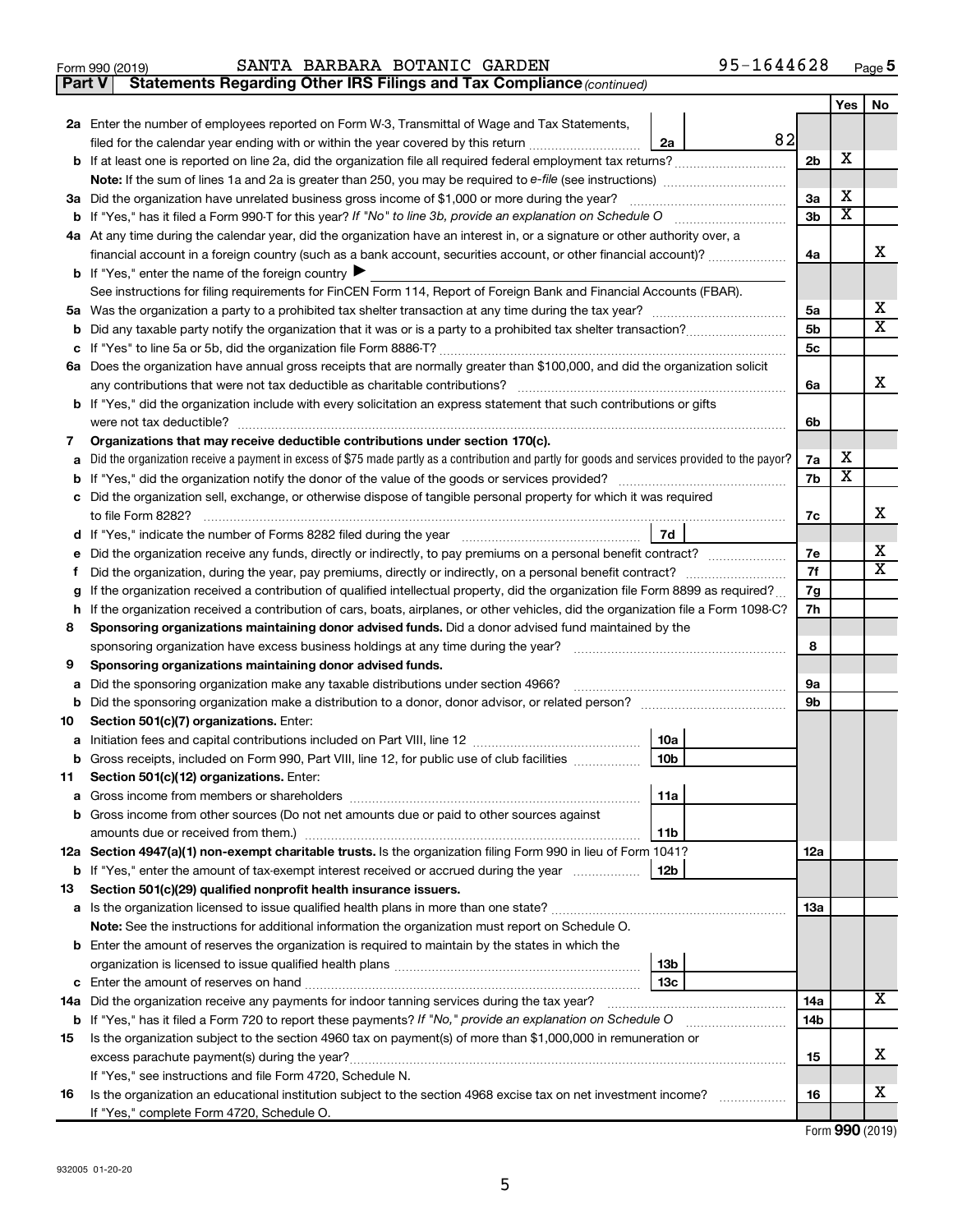Form 990 (2019) SANTA BARBARA BOTANIC GARDEN 95-1644628 Page 5

**Part V Statements Regarding Other IRS Filings and Tax Compliance** *(continued)*

| | | | | | Yes | No |
|---|---|---|---|---|---|---|
| **2a** | Enter the number of employees reported on Form W-3, Transmittal of Wage and Tax Statements, filed for the calendar year ending with or within the year covered by this return | 2a | 82 | | | |
| **b** | If at least one is reported on line 2a, did the organization file all required federal employment tax returns? | | | 2b | X | |
| | **Note:** If the sum of lines 1a and 2a is greater than 250, you may be required to *e-file* (see instructions) | | | | | |
| **3a** | Did the organization have unrelated business gross income of $1,000 or more during the year? | | | 3a | X | |
| **b** | If "Yes," has it filed a Form 990-T for this year? *If "No" to line 3b, provide an explanation on Schedule O* | | | 3b | X | |
| **4a** | At any time during the calendar year, did the organization have an interest in, or a signature or other authority over, a financial account in a foreign country (such as a bank account, securities account, or other financial account)? | | | 4a | | X |
| **b** | If "Yes," enter the name of the foreign country ▶ | | | | | |
| | See instructions for filing requirements for FinCEN Form 114, Report of Foreign Bank and Financial Accounts (FBAR). | | | | | |
| **5a** | Was the organization a party to a prohibited tax shelter transaction at any time during the tax year? | | | 5a | | X |
| **b** | Did any taxable party notify the organization that it was or is a party to a prohibited tax shelter transaction? | | | 5b | | X |
| **c** | If "Yes" to line 5a or 5b, did the organization file Form 8886-T? | | | 5c | | |
| **6a** | Does the organization have annual gross receipts that are normally greater than $100,000, and did the organization solicit any contributions that were not tax deductible as charitable contributions? | | | 6a | | X |
| **b** | If "Yes," did the organization include with every solicitation an express statement that such contributions or gifts were not tax deductible? | | | 6b | | |
| **7** | **Organizations that may receive deductible contributions under section 170(c).** | | | | | |
| **a** | Did the organization receive a payment in excess of $75 made partly as a contribution and partly for goods and services provided to the payor? | | | 7a | X | |
| **b** | If "Yes," did the organization notify the donor of the value of the goods or services provided? | | | 7b | X | |
| **c** | Did the organization sell, exchange, or otherwise dispose of tangible personal property for which it was required to file Form 8282? | | | 7c | | X |
| **d** | If "Yes," indicate the number of Forms 8282 filed during the year | 7d | | | | |
| **e** | Did the organization receive any funds, directly or indirectly, to pay premiums on a personal benefit contract? | | | 7e | | X |
| **f** | Did the organization, during the year, pay premiums, directly or indirectly, on a personal benefit contract? | | | 7f | | X |
| **g** | If the organization received a contribution of qualified intellectual property, did the organization file Form 8899 as required? | | | 7g | | |
| **h** | If the organization received a contribution of cars, boats, airplanes, or other vehicles, did the organization file a Form 1098-C? | | | 7h | | |
| **8** | **Sponsoring organizations maintaining donor advised funds.** Did a donor advised fund maintained by the sponsoring organization have excess business holdings at any time during the year? | | | 8 | | |
| **9** | **Sponsoring organizations maintaining donor advised funds.** | | | | | |
| **a** | Did the sponsoring organization make any taxable distributions under section 4966? | | | 9a | | |
| **b** | Did the sponsoring organization make a distribution to a donor, donor advisor, or related person? | | | 9b | | |
| **10** | **Section 501(c)(7) organizations.** Enter: | | | | | |
| **a** | Initiation fees and capital contributions included on Part VIII, line 12 | 10a | | | | |
| **b** | Gross receipts, included on Form 990, Part VIII, line 12, for public use of club facilities | 10b | | | | |
| **11** | **Section 501(c)(12) organizations.** Enter: | | | | | |
| **a** | Gross income from members or shareholders | 11a | | | | |
| **b** | Gross income from other sources (Do not net amounts due or paid to other sources against amounts due or received from them.) | 11b | | | | |
| **12a** | **Section 4947(a)(1) non-exempt charitable trusts.** Is the organization filing Form 990 in lieu of Form 1041? | | | 12a | | |
| **b** | If "Yes," enter the amount of tax-exempt interest received or accrued during the year | 12b | | | | |
| **13** | **Section 501(c)(29) qualified nonprofit health insurance issuers.** | | | | | |
| **a** | Is the organization licensed to issue qualified health plans in more than one state? | | | 13a | | |
| | **Note:** See the instructions for additional information the organization must report on Schedule O. | | | | | |
| **b** | Enter the amount of reserves the organization is required to maintain by the states in which the organization is licensed to issue qualified health plans | 13b | | | | |
| **c** | Enter the amount of reserves on hand | 13c | | | | |
| **14a** | Did the organization receive any payments for indoor tanning services during the tax year? | | | 14a | | X |
| **b** | If "Yes," has it filed a Form 720 to report these payments? *If "No," provide an explanation on Schedule O* | | | 14b | | |
| **15** | Is the organization subject to the section 4960 tax on payment(s) of more than $1,000,000 in remuneration or excess parachute payment(s) during the year? | | | 15 | | X |
| | If "Yes," see instructions and file Form 4720, Schedule N. | | | | | |
| **16** | Is the organization an educational institution subject to the section 4968 excise tax on net investment income? | | | 16 | | X |
| | If "Yes," complete Form 4720, Schedule O. | | | | | |

Form **990** (2019)

932005 01-20-20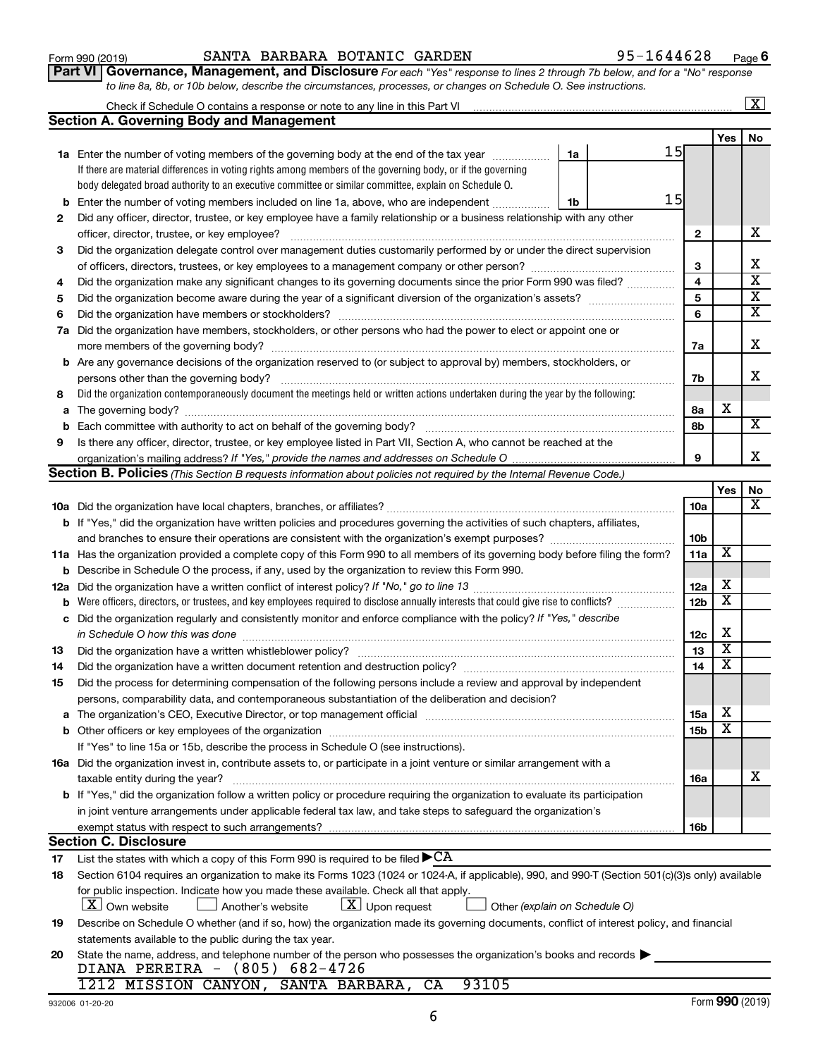Form 990 (2019) SANTA BARBARA BOTANIC GARDEN 95-1644628 Page 6

**Part VI Governance, Management, and Disclosure** *For each "Yes" response to lines 2 through 7b below, and for a "No" response to line 8a, 8b, or 10b below, describe the circumstances, processes, or changes on Schedule O. See instructions.*

Check if Schedule O contains a response or note to any line in this Part VI ..... [X]

## Section A. Governing Body and Management

| | | | | Yes | No |
|---|---|---|---|---|---|
| **1a** | Enter the number of voting members of the governing body at the end of the tax year ..... | 1a | 15 | | |
| | If there are material differences in voting rights among members of the governing body, or if the governing body delegated broad authority to an executive committee or similar committee, explain on Schedule O. | | | | |
| **b** | Enter the number of voting members included on line 1a, above, who are independent ..... | 1b | 15 | | |
| **2** | Did any officer, director, trustee, or key employee have a family relationship or a business relationship with any other officer, director, trustee, or key employee? ..... | | 2 | | X |
| **3** | Did the organization delegate control over management duties customarily performed by or under the direct supervision of officers, directors, trustees, or key employees to a management company or other person? ..... | | 3 | | X |
| **4** | Did the organization make any significant changes to its governing documents since the prior Form 990 was filed? ..... | | 4 | | X |
| **5** | Did the organization become aware during the year of a significant diversion of the organization's assets? ..... | | 5 | | X |
| **6** | Did the organization have members or stockholders? ..... | | 6 | | X |
| **7a** | Did the organization have members, stockholders, or other persons who had the power to elect or appoint one or more members of the governing body? ..... | | 7a | | X |
| **b** | Are any governance decisions of the organization reserved to (or subject to approval by) members, stockholders, or persons other than the governing body? ..... | | 7b | | X |
| **8** | Did the organization contemporaneously document the meetings held or written actions undertaken during the year by the following: | | | | |
| **a** | The governing body? ..... | | 8a | X | |
| **b** | Each committee with authority to act on behalf of the governing body? ..... | | 8b | | X |
| **9** | Is there any officer, director, trustee, or key employee listed in Part VII, Section A, who cannot be reached at the organization's mailing address? *If "Yes," provide the names and addresses on Schedule O* ..... | | 9 | | X |

## Section B. Policies *(This Section B requests information about policies not required by the Internal Revenue Code.)*

| | | | Yes | No |
|---|---|---|---|---|
| **10a** | Did the organization have local chapters, branches, or affiliates? ..... | 10a | | X |
| **b** | If "Yes," did the organization have written policies and procedures governing the activities of such chapters, affiliates, and branches to ensure their operations are consistent with the organization's exempt purposes? ..... | 10b | | |
| **11a** | Has the organization provided a complete copy of this Form 990 to all members of its governing body before filing the form? | 11a | X | |
| **b** | Describe in Schedule O the process, if any, used by the organization to review this Form 990. | | | |
| **12a** | Did the organization have a written conflict of interest policy? *If "No," go to line 13* ..... | 12a | X | |
| **b** | Were officers, directors, or trustees, and key employees required to disclose annually interests that could give rise to conflicts? ..... | 12b | X | |
| **c** | Did the organization regularly and consistently monitor and enforce compliance with the policy? *If "Yes," describe in Schedule O how this was done* ..... | 12c | X | |
| **13** | Did the organization have a written whistleblower policy? ..... | 13 | X | |
| **14** | Did the organization have a written document retention and destruction policy? ..... | 14 | X | |
| **15** | Did the process for determining compensation of the following persons include a review and approval by independent persons, comparability data, and contemporaneous substantiation of the deliberation and decision? | | | |
| **a** | The organization's CEO, Executive Director, or top management official ..... | 15a | X | |
| **b** | Other officers or key employees of the organization ..... | 15b | X | |
| | If "Yes" to line 15a or 15b, describe the process in Schedule O (see instructions). | | | |
| **16a** | Did the organization invest in, contribute assets to, or participate in a joint venture or similar arrangement with a taxable entity during the year? ..... | 16a | | X |
| **b** | If "Yes," did the organization follow a written policy or procedure requiring the organization to evaluate its participation in joint venture arrangements under applicable federal tax law, and take steps to safeguard the organization's exempt status with respect to such arrangements? ..... | 16b | | |

## Section C. Disclosure

**17** List the states with which a copy of this Form 990 is required to be filed ▶ CA

**18** Section 6104 requires an organization to make its Forms 1023 (1024 or 1024-A, if applicable), 990, and 990-T (Section 501(c)(3)s only) available for public inspection. Indicate how you made these available. Check all that apply.

[X] Own website [ ] Another's website [X] Upon request [ ] Other *(explain on Schedule O)*

**19** Describe on Schedule O whether (and if so, how) the organization made its governing documents, conflict of interest policy, and financial statements available to the public during the tax year.

**20** State the name, address, and telephone number of the person who possesses the organization's books and records ▶

DIANA PEREIRA - (805) 682-4726
1212 MISSION CANYON, SANTA BARBARA, CA 93105

932006 01-20-20 Form **990** (2019)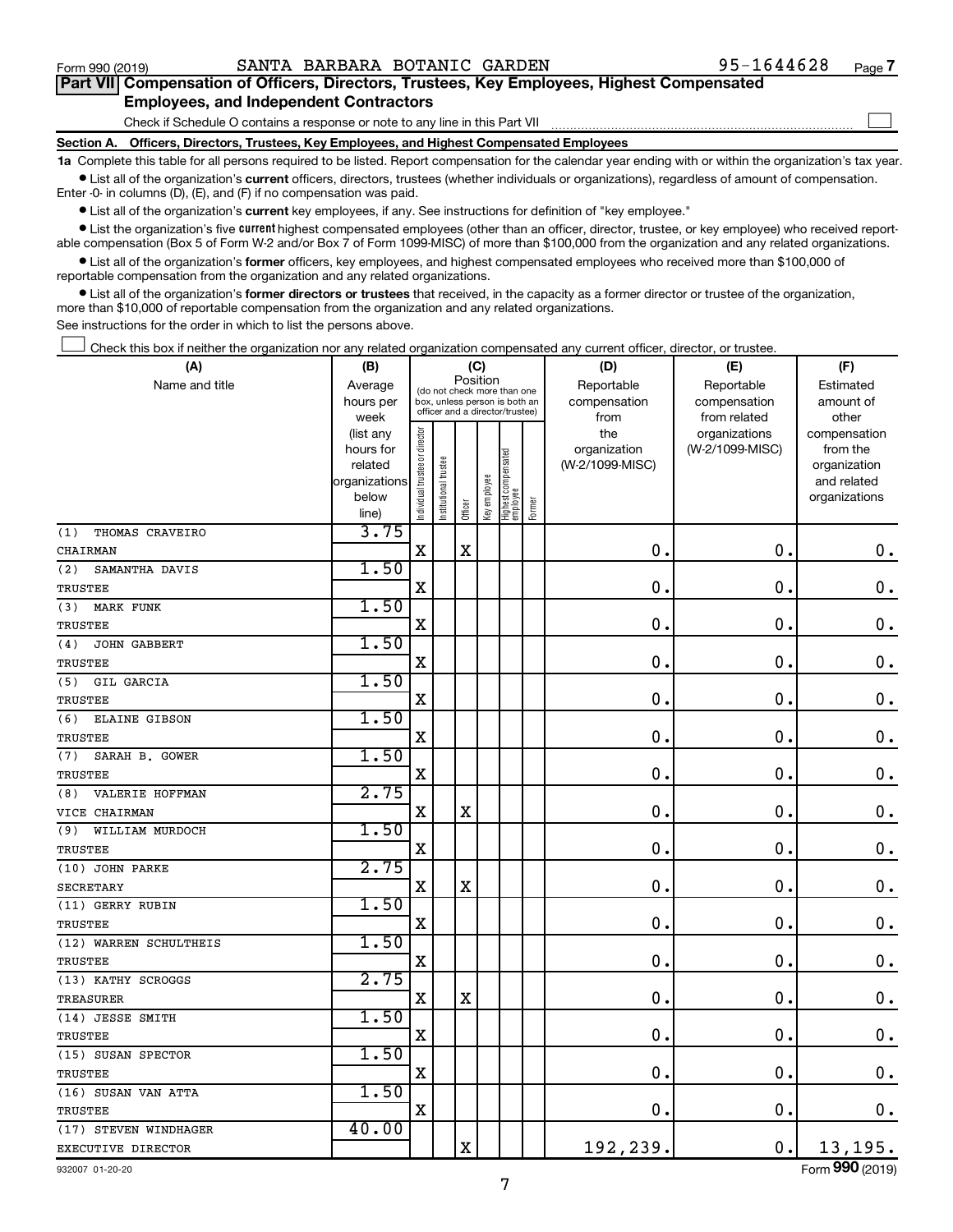Form 990 (2019) SANTA BARBARA BOTANIC GARDEN 95-1644628 Page 7

**Part VII Compensation of Officers, Directors, Trustees, Key Employees, Highest Compensated Employees, and Independent Contractors**

Check if Schedule O contains a response or note to any line in this Part VII ☐

**Section A. Officers, Directors, Trustees, Key Employees, and Highest Compensated Employees**

**1a** Complete this table for all persons required to be listed. Report compensation for the calendar year ending with or within the organization's tax year.

- List all of the organization's **current** officers, directors, trustees (whether individuals or organizations), regardless of amount of compensation. Enter -0- in columns (D), (E), and (F) if no compensation was paid.
- List all of the organization's **current** key employees, if any. See instructions for definition of "key employee."
- List the organization's five **current** highest compensated employees (other than an officer, director, trustee, or key employee) who received reportable compensation (Box 5 of Form W-2 and/or Box 7 of Form 1099-MISC) of more than $100,000 from the organization and any related organizations.
- List all of the organization's **former** officers, key employees, and highest compensated employees who received more than $100,000 of reportable compensation from the organization and any related organizations.
- List all of the organization's **former directors or trustees** that received, in the capacity as a former director or trustee of the organization, more than $10,000 of reportable compensation from the organization and any related organizations.

See instructions for the order in which to list the persons above.

☐ Check this box if neither the organization nor any related organization compensated any current officer, director, or trustee.

| (A) Name and title | (B) Average hours per week (list any hours for related organizations below line) | (C) Position (do not check more than one box, unless person is both an officer and a director/trustee) | | | | | | (D) Reportable compensation from the organization (W-2/1099-MISC) | (E) Reportable compensation from related organizations (W-2/1099-MISC) | (F) Estimated amount of other compensation from the organization and related organizations |
|---|---|---|---|---|---|---|---|---|---|---|
| | | Individual trustee or director | Institutional trustee | Officer | Key employee | Highest compensated employee | Former | | | |
| (1) THOMAS CRAVEIRO<br>CHAIRMAN | 3.75 | X | | X | | | | 0. | 0. | 0. |
| (2) SAMANTHA DAVIS<br>TRUSTEE | 1.50 | X | | | | | | 0. | 0. | 0. |
| (3) MARK FUNK<br>TRUSTEE | 1.50 | X | | | | | | 0. | 0. | 0. |
| (4) JOHN GABBERT<br>TRUSTEE | 1.50 | X | | | | | | 0. | 0. | 0. |
| (5) GIL GARCIA<br>TRUSTEE | 1.50 | X | | | | | | 0. | 0. | 0. |
| (6) ELAINE GIBSON<br>TRUSTEE | 1.50 | X | | | | | | 0. | 0. | 0. |
| (7) SARAH B. GOWER<br>TRUSTEE | 1.50 | X | | | | | | 0. | 0. | 0. |
| (8) VALERIE HOFFMAN<br>VICE CHAIRMAN | 2.75 | X | | X | | | | 0. | 0. | 0. |
| (9) WILLIAM MURDOCH<br>TRUSTEE | 1.50 | X | | | | | | 0. | 0. | 0. |
| (10) JOHN PARKE<br>SECRETARY | 2.75 | X | | X | | | | 0. | 0. | 0. |
| (11) GERRY RUBIN<br>TRUSTEE | 1.50 | X | | | | | | 0. | 0. | 0. |
| (12) WARREN SCHULTHEIS<br>TRUSTEE | 1.50 | X | | | | | | 0. | 0. | 0. |
| (13) KATHY SCROGGS<br>TREASURER | 2.75 | X | | X | | | | 0. | 0. | 0. |
| (14) JESSE SMITH<br>TRUSTEE | 1.50 | X | | | | | | 0. | 0. | 0. |
| (15) SUSAN SPECTOR<br>TRUSTEE | 1.50 | X | | | | | | 0. | 0. | 0. |
| (16) SUSAN VAN ATTA<br>TRUSTEE | 1.50 | X | | | | | | 0. | 0. | 0. |
| (17) STEVEN WINDHAGER<br>EXECUTIVE DIRECTOR | 40.00 | | | X | | | | 192,239. | 0. | 13,195. |

932007 01-20-20 Form **990** (2019)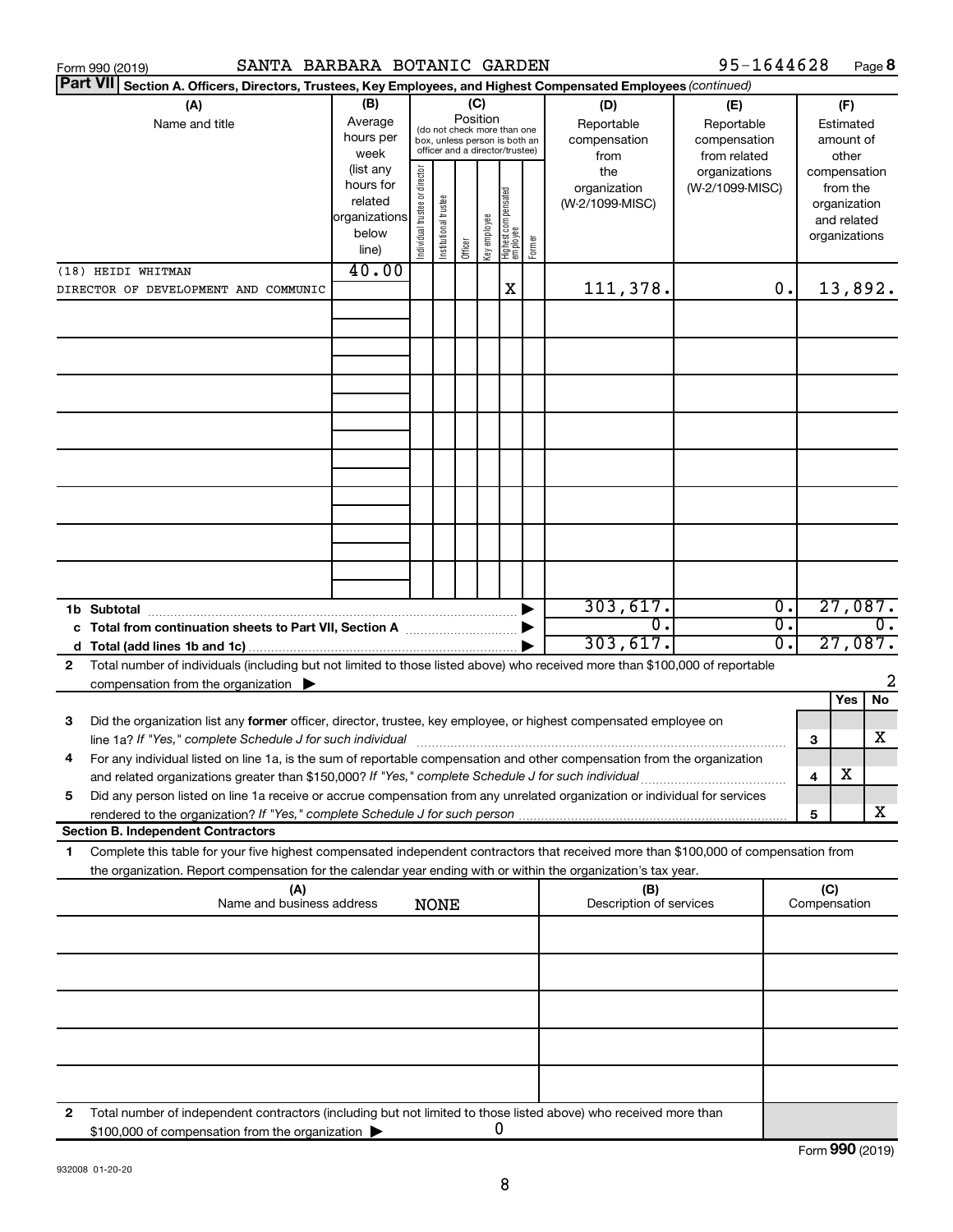Form 990 (2019) SANTA BARBARA BOTANIC GARDEN 95-1644628 Page 8

**Part VII Section A. Officers, Directors, Trustees, Key Employees, and Highest Compensated Employees** *(continued)*

| (A) Name and title | (B) Average hours per week (list any hours for related organizations below line) | (C) Position: Individual trustee or director | Institutional trustee | Officer | Key employee | Highest compensated employee | Former | (D) Reportable compensation from the organization (W-2/1099-MISC) | (E) Reportable compensation from related organizations (W-2/1099-MISC) | (F) Estimated amount of other compensation from the organization and related organizations |
|---|---|---|---|---|---|---|---|---|---|---|
| (18) HEIDI WHITMAN<br>DIRECTOR OF DEVELOPMENT AND COMMUNIC | 40.00 | | | | | X | | 111,378. | 0. | 13,892. |
| | | | | | | | | | | |
| | | | | | | | | | | |
| | | | | | | | | | | |
| | | | | | | | | | | |
| | | | | | | | | | | |
| | | | | | | | | | | |
| | | | | | | | | | | |
| | | | | | | | | | | |
| **1b Subtotal** | | | | | | | | 303,617. | 0. | 27,087. |
| **c Total from continuation sheets to Part VII, Section A** | | | | | | | | 0. | 0. | 0. |
| **d Total (add lines 1b and 1c)** | | | | | | | | 303,617. | 0. | 27,087. |

**2** Total number of individuals (including but not limited to those listed above) who received more than $100,000 of reportable compensation from the organization ▶ 2

| | | Yes | No |
|---|---|---|---|
| **3** Did the organization list any **former** officer, director, trustee, key employee, or highest compensated employee on line 1a? *If "Yes," complete Schedule J for such individual* | 3 | | X |
| **4** For any individual listed on line 1a, is the sum of reportable compensation and other compensation from the organization and related organizations greater than $150,000? *If "Yes," complete Schedule J for such individual* | 4 | X | |
| **5** Did any person listed on line 1a receive or accrue compensation from any unrelated organization or individual for services rendered to the organization? *If "Yes," complete Schedule J for such person* | 5 | | X |

**Section B. Independent Contractors**

**1** Complete this table for your five highest compensated independent contractors that received more than $100,000 of compensation from the organization. Report compensation for the calendar year ending with or within the organization's tax year.

| (A) Name and business address | (B) Description of services | (C) Compensation |
|---|---|---|
| NONE | | |
| | | |
| | | |
| | | |
| | | |
| | | |

**2** Total number of independent contractors (including but not limited to those listed above) who received more than $100,000 of compensation from the organization ▶ 0

932008 01-20-20

Form **990** (2019)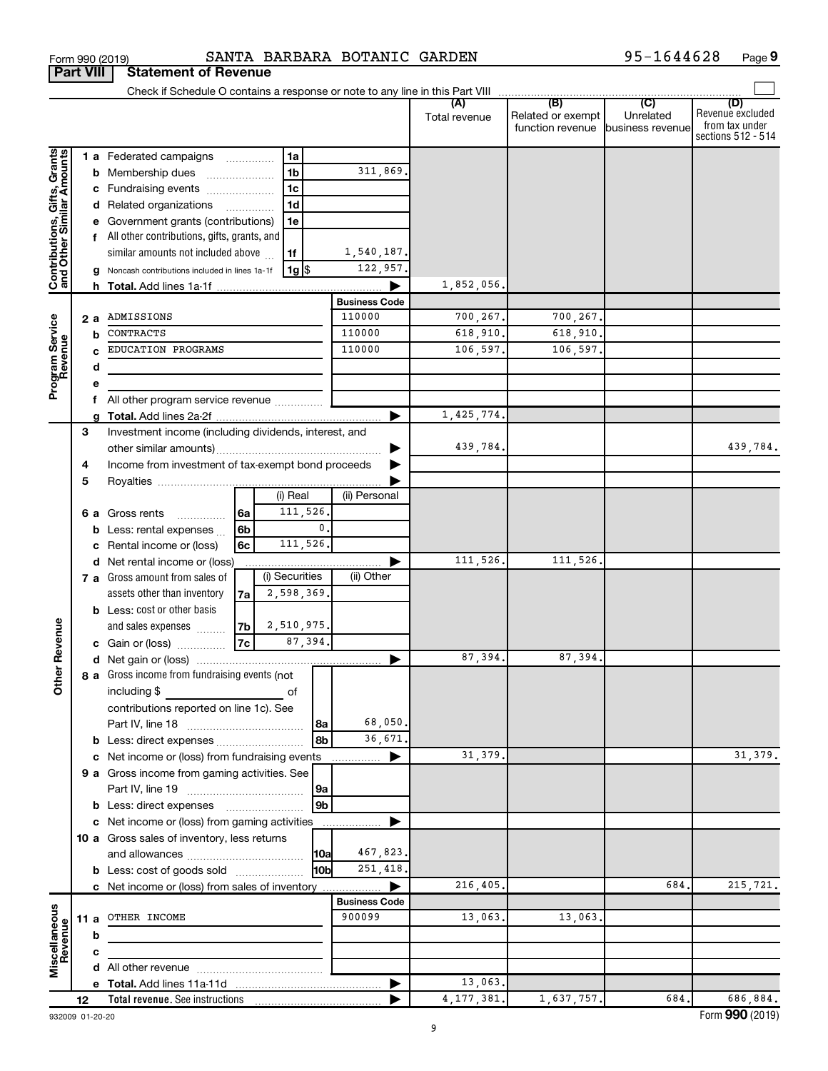Form 990 (2019) SANTA BARBARA BOTANIC GARDEN 95-1644628 Page 9

**Part VIII Statement of Revenue**

Check if Schedule O contains a response or note to any line in this Part VIII

| | | | | (A) Total revenue | (B) Related or exempt function revenue | (C) Unrelated business revenue | (D) Revenue excluded from tax under sections 512 - 514 |
|---|---|---|---|---|---|---|---|
| **Contributions, Gifts, Grants and Other Similar Amounts** | 1 a Federated campaigns | 1a | | | | | |
| | b Membership dues | 1b | 311,869. | | | | |
| | c Fundraising events | 1c | | | | | |
| | d Related organizations | 1d | | | | | |
| | e Government grants (contributions) | 1e | | | | | |
| | f All other contributions, gifts, grants, and similar amounts not included above | 1f | 1,540,187. | | | | |
| | g Noncash contributions included in lines 1a-1f | 1g $ | 122,957. | | | | |
| | h **Total.** Add lines 1a-1f | | | 1,852,056. | | | |
| | | | **Business Code** | | | | |
| **Program Service Revenue** | 2 a ADMISSIONS | | 110000 | 700,267. | 700,267. | | |
| | b CONTRACTS | | 110000 | 618,910. | 618,910. | | |
| | c EDUCATION PROGRAMS | | 110000 | 106,597. | 106,597. | | |
| | d | | | | | | |
| | e | | | | | | |
| | f All other program service revenue | | | | | | |
| | g **Total.** Add lines 2a-2f | | | 1,425,774. | | | |
| **Other Revenue** | 3 Investment income (including dividends, interest, and other similar amounts) | | | 439,784. | | | 439,784. |
| | 4 Income from investment of tax-exempt bond proceeds | | | | | | |
| | 5 Royalties | | | | | | |
| | | (i) Real | (ii) Personal | | | | |
| | 6 a Gross rents (6a) | 111,526. | | | | | |
| | b Less: rental expenses (6b) | 0. | | | | | |
| | c Rental income or (loss) (6c) | 111,526. | | | | | |
| | d Net rental income or (loss) | | | 111,526. | 111,526. | | |
| | | (i) Securities | (ii) Other | | | | |
| | 7 a Gross amount from sales of assets other than inventory (7a) | 2,598,369. | | | | | |
| | b Less: cost or other basis and sales expenses (7b) | 2,510,975. | | | | | |
| | c Gain or (loss) (7c) | 87,394. | | | | | |
| | d Net gain or (loss) | | | 87,394. | 87,394. | | |
| | 8 a Gross income from fundraising events (not including $ of contributions reported on line 1c). See Part IV, line 18 | 8a | 68,050. | | | | |
| | b Less: direct expenses | 8b | 36,671. | | | | |
| | c Net income or (loss) from fundraising events | | | 31,379. | | | 31,379. |
| | 9 a Gross income from gaming activities. See Part IV, line 19 | 9a | | | | | |
| | b Less: direct expenses | 9b | | | | | |
| | c Net income or (loss) from gaming activities | | | | | | |
| | 10 a Gross sales of inventory, less returns and allowances | 10a | 467,823. | | | | |
| | b Less: cost of goods sold | 10b | 251,418. | | | | |
| | c Net income or (loss) from sales of inventory | | | 216,405. | | 684. | 215,721. |
| | | | **Business Code** | | | | |
| **Miscellaneous Revenue** | 11 a OTHER INCOME | | 900099 | 13,063. | 13,063. | | |
| | b | | | | | | |
| | c | | | | | | |
| | d All other revenue | | | | | | |
| | e **Total.** Add lines 11a-11d | | | 13,063. | | | |
| | 12 **Total revenue.** See instructions | | | 4,177,381. | 1,637,757. | 684. | 686,884. |

932009 01-20-20 Form **990** (2019)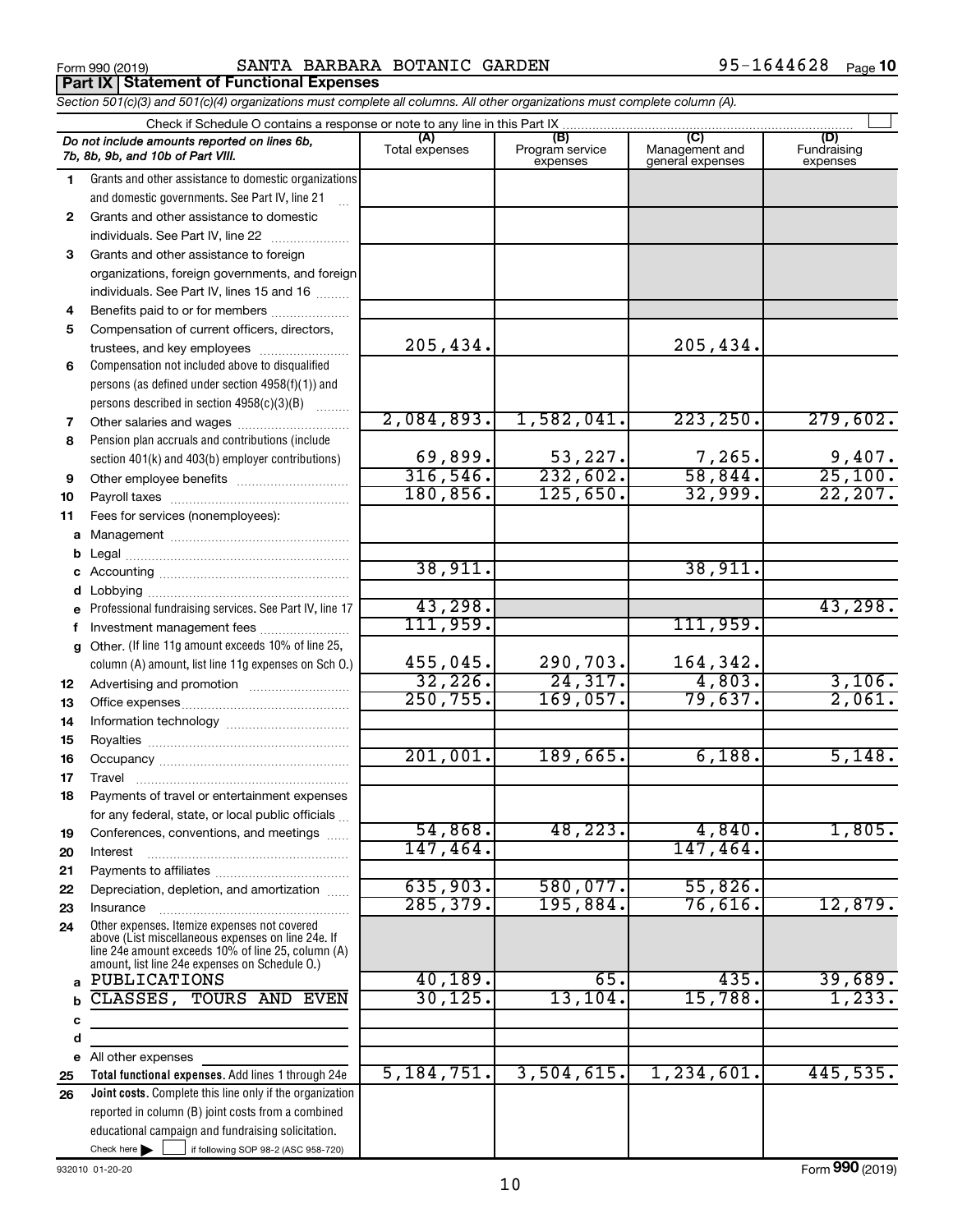Form 990 (2019) SANTA BARBARA BOTANIC GARDEN 95-1644628

## Part IX Statement of Functional Expenses

*Section 501(c)(3) and 501(c)(4) organizations must complete all columns. All other organizations must complete column (A).*

Check if Schedule O contains a response or note to any line in this Part IX

| | *Do not include amounts reported on lines 6b, 7b, 8b, 9b, and 10b of Part VIII.* | (A) Total expenses | (B) Program service expenses | (C) Management and general expenses | (D) Fundraising expenses |
|---|---|---|---|---|---|
| 1 | Grants and other assistance to domestic organizations and domestic governments. See Part IV, line 21 | | | | |
| 2 | Grants and other assistance to domestic individuals. See Part IV, line 22 | | | | |
| 3 | Grants and other assistance to foreign organizations, foreign governments, and foreign individuals. See Part IV, lines 15 and 16 | | | | |
| 4 | Benefits paid to or for members | | | | |
| 5 | Compensation of current officers, directors, trustees, and key employees | 205,434. | | 205,434. | |
| 6 | Compensation not included above to disqualified persons (as defined under section 4958(f)(1)) and persons described in section 4958(c)(3)(B) | | | | |
| 7 | Other salaries and wages | 2,084,893. | 1,582,041. | 223,250. | 279,602. |
| 8 | Pension plan accruals and contributions (include section 401(k) and 403(b) employer contributions) | 69,899. | 53,227. | 7,265. | 9,407. |
| 9 | Other employee benefits | 316,546. | 232,602. | 58,844. | 25,100. |
| 10 | Payroll taxes | 180,856. | 125,650. | 32,999. | 22,207. |
| 11 | Fees for services (nonemployees): | | | | |
| a | Management | | | | |
| b | Legal | | | | |
| c | Accounting | 38,911. | | 38,911. | |
| d | Lobbying | | | | |
| e | Professional fundraising services. See Part IV, line 17 | 43,298. | | | 43,298. |
| f | Investment management fees | 111,959. | | 111,959. | |
| g | Other. (If line 11g amount exceeds 10% of line 25, column (A) amount, list line 11g expenses on Sch O.) | 455,045. | 290,703. | 164,342. | |
| 12 | Advertising and promotion | 32,226. | 24,317. | 4,803. | 3,106. |
| 13 | Office expenses | 250,755. | 169,057. | 79,637. | 2,061. |
| 14 | Information technology | | | | |
| 15 | Royalties | | | | |
| 16 | Occupancy | 201,001. | 189,665. | 6,188. | 5,148. |
| 17 | Travel | | | | |
| 18 | Payments of travel or entertainment expenses for any federal, state, or local public officials | | | | |
| 19 | Conferences, conventions, and meetings | 54,868. | 48,223. | 4,840. | 1,805. |
| 20 | Interest | 147,464. | | 147,464. | |
| 21 | Payments to affiliates | | | | |
| 22 | Depreciation, depletion, and amortization | 635,903. | 580,077. | 55,826. | |
| 23 | Insurance | 285,379. | 195,884. | 76,616. | 12,879. |
| 24 | Other expenses. Itemize expenses not covered above (List miscellaneous expenses on line 24e. If line 24e amount exceeds 10% of line 25, column (A) amount, list line 24e expenses on Schedule O.) | | | | |
| a | PUBLICATIONS | 40,189. | 65. | 435. | 39,689. |
| b | CLASSES, TOURS AND EVEN | 30,125. | 13,104. | 15,788. | 1,233. |
| c | | | | | |
| d | | | | | |
| e | All other expenses | | | | |
| 25 | **Total functional expenses.** Add lines 1 through 24e | 5,184,751. | 3,504,615. | 1,234,601. | 445,535. |
| 26 | **Joint costs.** Complete this line only if the organization reported in column (B) joint costs from a combined educational campaign and fundraising solicitation. Check here ☐ if following SOP 98-2 (ASC 958-720) | | | | |

932010 01-20-20 Form **990** (2019)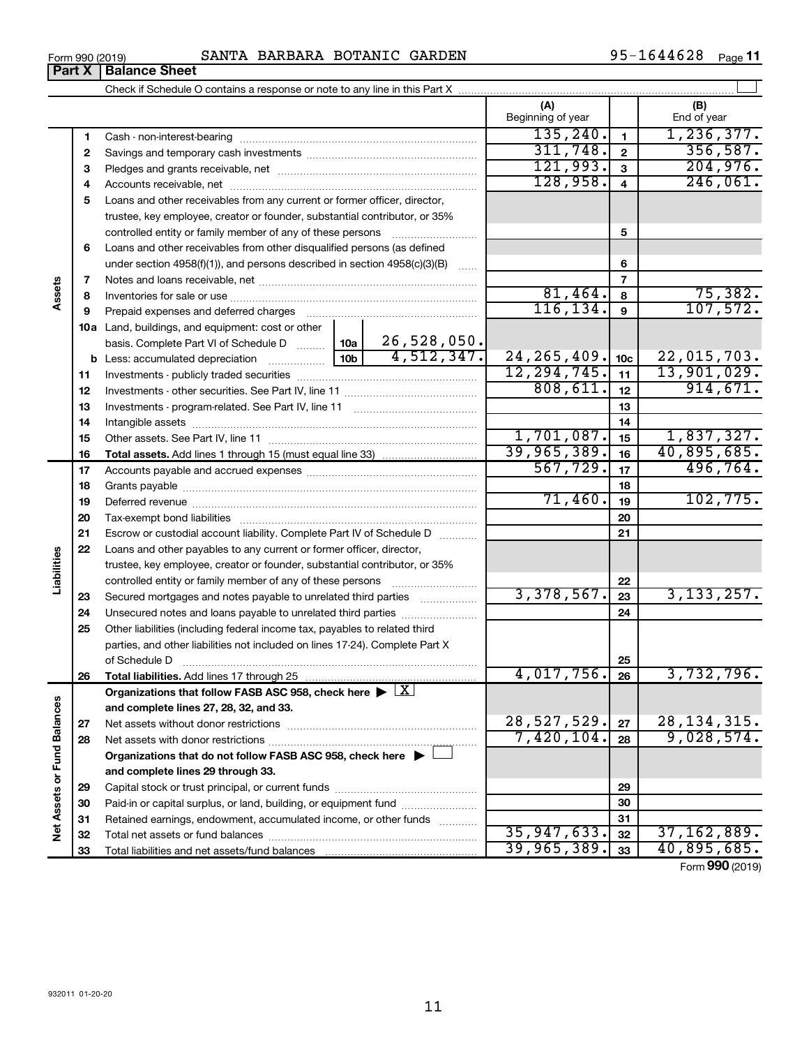Form 990 (2019) SANTA BARBARA BOTANIC GARDEN 95-1644628 Page **11**

## Part X Balance Sheet

Check if Schedule O contains a response or note to any line in this Part X

| | | | | (A) Beginning of year | | (B) End of year |
|---|---|---|---|---|---|---|
| **Assets** | 1 | Cash - non-interest-bearing | | 135,240. | 1 | 1,236,377. |
| | 2 | Savings and temporary cash investments | | 311,748. | 2 | 356,587. |
| | 3 | Pledges and grants receivable, net | | 121,993. | 3 | 204,976. |
| | 4 | Accounts receivable, net | | 128,958. | 4 | 246,061. |
| | 5 | Loans and other receivables from any current or former officer, director, trustee, key employee, creator or founder, substantial contributor, or 35% controlled entity or family member of any of these persons | | | 5 | |
| | 6 | Loans and other receivables from other disqualified persons (as defined under section 4958(f)(1)), and persons described in section 4958(c)(3)(B) | | | 6 | |
| | 7 | Notes and loans receivable, net | | | 7 | |
| | 8 | Inventories for sale or use | | 81,464. | 8 | 75,382. |
| | 9 | Prepaid expenses and deferred charges | | 116,134. | 9 | 107,572. |
| | 10a | Land, buildings, and equipment: cost or other basis. Complete Part VI of Schedule D | 10a 26,528,050. | | | |
| | b | Less: accumulated depreciation | 10b 4,512,347. | 24,265,409. | 10c | 22,015,703. |
| | 11 | Investments - publicly traded securities | | 12,294,745. | 11 | 13,901,029. |
| | 12 | Investments - other securities. See Part IV, line 11 | | 808,611. | 12 | 914,671. |
| | 13 | Investments - program-related. See Part IV, line 11 | | | 13 | |
| | 14 | Intangible assets | | | 14 | |
| | 15 | Other assets. See Part IV, line 11 | | 1,701,087. | 15 | 1,837,327. |
| | 16 | **Total assets.** Add lines 1 through 15 (must equal line 33) | | 39,965,389. | 16 | 40,895,685. |
| **Liabilities** | 17 | Accounts payable and accrued expenses | | 567,729. | 17 | 496,764. |
| | 18 | Grants payable | | | 18 | |
| | 19 | Deferred revenue | | 71,460. | 19 | 102,775. |
| | 20 | Tax-exempt bond liabilities | | | 20 | |
| | 21 | Escrow or custodial account liability. Complete Part IV of Schedule D | | | 21 | |
| | 22 | Loans and other payables to any current or former officer, director, trustee, key employee, creator or founder, substantial contributor, or 35% controlled entity or family member of any of these persons | | | 22 | |
| | 23 | Secured mortgages and notes payable to unrelated third parties | | 3,378,567. | 23 | 3,133,257. |
| | 24 | Unsecured notes and loans payable to unrelated third parties | | | 24 | |
| | 25 | Other liabilities (including federal income tax, payables to related third parties, and other liabilities not included on lines 17-24). Complete Part X of Schedule D | | | 25 | |
| | 26 | **Total liabilities.** Add lines 17 through 25 | | 4,017,756. | 26 | 3,732,796. |
| **Net Assets or Fund Balances** | | **Organizations that follow FASB ASC 958, check here ▶ X and complete lines 27, 28, 32, and 33.** | | | | |
| | 27 | Net assets without donor restrictions | | 28,527,529. | 27 | 28,134,315. |
| | 28 | Net assets with donor restrictions | | 7,420,104. | 28 | 9,028,574. |
| | | **Organizations that do not follow FASB ASC 958, check here ▶ ☐ and complete lines 29 through 33.** | | | | |
| | 29 | Capital stock or trust principal, or current funds | | | 29 | |
| | 30 | Paid-in or capital surplus, or land, building, or equipment fund | | | 30 | |
| | 31 | Retained earnings, endowment, accumulated income, or other funds | | | 31 | |
| | 32 | Total net assets or fund balances | | 35,947,633. | 32 | 37,162,889. |
| | 33 | Total liabilities and net assets/fund balances | | 39,965,389. | 33 | 40,895,685. |

Form **990** (2019)

932011 01-20-20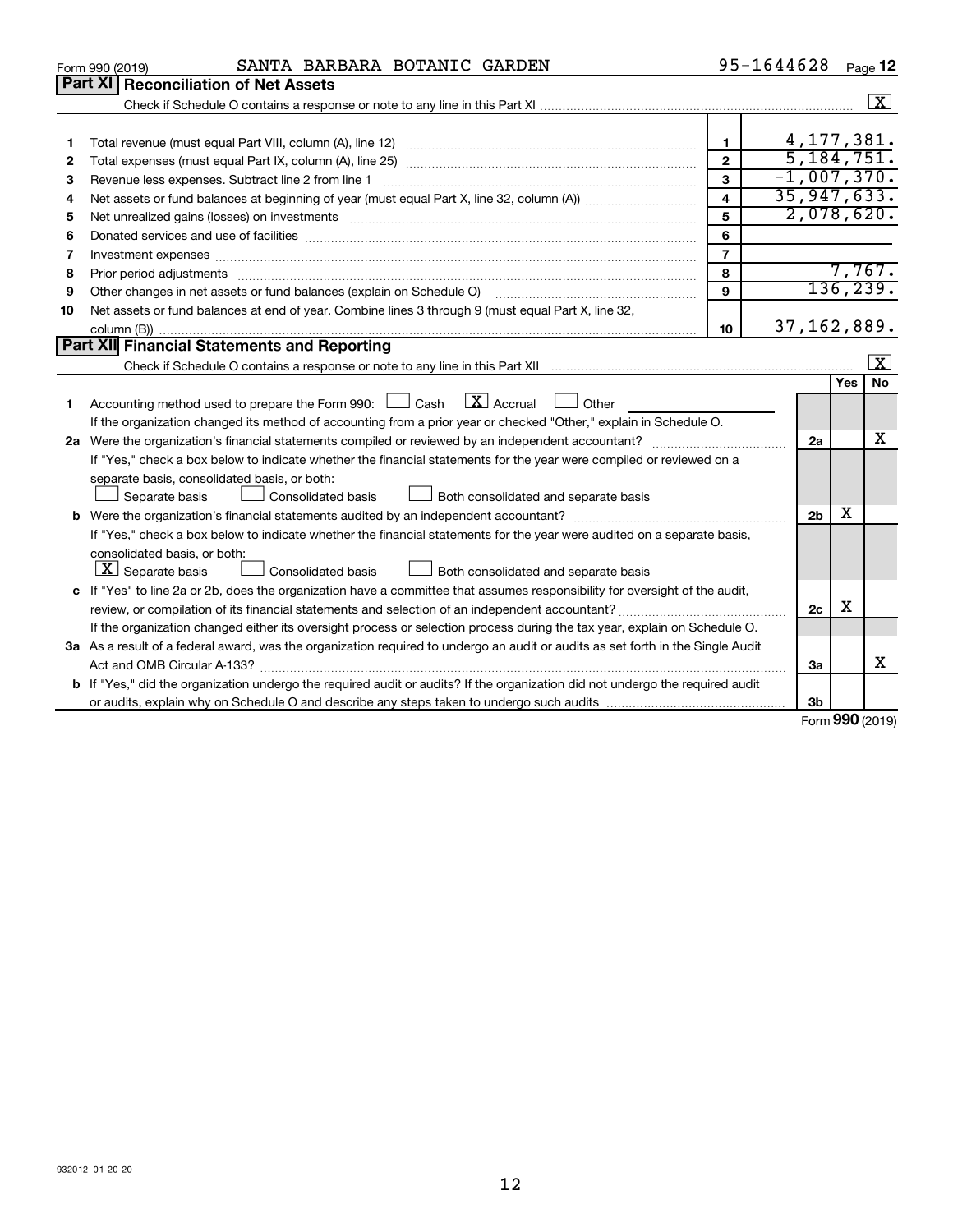Form 990 (2019) SANTA BARBARA BOTANIC GARDEN 95-1644628

## Part XI Reconciliation of Net Assets

Check if Schedule O contains a response or note to any line in this Part XI ..... [X]

| | | | |
|---|---|---|---|
| 1 | Total revenue (must equal Part VIII, column (A), line 12) | 1 | 4,177,381. |
| 2 | Total expenses (must equal Part IX, column (A), line 25) | 2 | 5,184,751. |
| 3 | Revenue less expenses. Subtract line 2 from line 1 | 3 | -1,007,370. |
| 4 | Net assets or fund balances at beginning of year (must equal Part X, line 32, column (A)) | 4 | 35,947,633. |
| 5 | Net unrealized gains (losses) on investments | 5 | 2,078,620. |
| 6 | Donated services and use of facilities | 6 | |
| 7 | Investment expenses | 7 | |
| 8 | Prior period adjustments | 8 | 7,767. |
| 9 | Other changes in net assets or fund balances (explain on Schedule O) | 9 | 136,239. |
| 10 | Net assets or fund balances at end of year. Combine lines 3 through 9 (must equal Part X, line 32, column (B)) | 10 | 37,162,889. |

## Part XII Financial Statements and Reporting

Check if Schedule O contains a response or note to any line in this Part XII ..... [X]

| | | | Yes | No |
|---|---|---|---|---|
| 1 | Accounting method used to prepare the Form 990: [ ] Cash [X] Accrual [ ] Other<br>If the organization changed its method of accounting from a prior year or checked "Other," explain in Schedule O. | | | |
| 2a | Were the organization's financial statements compiled or reviewed by an independent accountant?<br>If "Yes," check a box below to indicate whether the financial statements for the year were compiled or reviewed on a separate basis, consolidated basis, or both:<br>[ ] Separate basis [ ] Consolidated basis [ ] Both consolidated and separate basis | 2a | | X |
| b | Were the organization's financial statements audited by an independent accountant?<br>If "Yes," check a box below to indicate whether the financial statements for the year were audited on a separate basis, consolidated basis, or both:<br>[X] Separate basis [ ] Consolidated basis [ ] Both consolidated and separate basis | 2b | X | |
| c | If "Yes" to line 2a or 2b, does the organization have a committee that assumes responsibility for oversight of the audit, review, or compilation of its financial statements and selection of an independent accountant?<br>If the organization changed either its oversight process or selection process during the tax year, explain on Schedule O. | 2c | X | |
| 3a | As a result of a federal award, was the organization required to undergo an audit or audits as set forth in the Single Audit Act and OMB Circular A-133? | 3a | | X |
| b | If "Yes," did the organization undergo the required audit or audits? If the organization did not undergo the required audit or audits, explain why on Schedule O and describe any steps taken to undergo such audits | 3b | | |

Form **990** (2019)

932012 01-20-20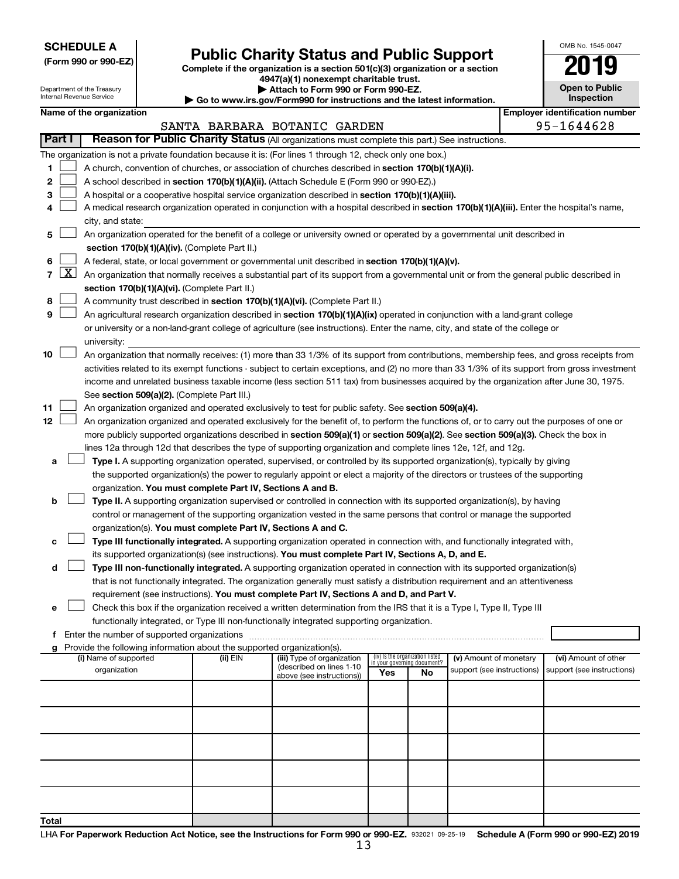**SCHEDULE A**
**(Form 990 or 990-EZ)**

Department of the Treasury
Internal Revenue Service

# Public Charity Status and Public Support

**Complete if the organization is a section 501(c)(3) organization or a section 4947(a)(1) nonexempt charitable trust.**
**▶ Attach to Form 990 or Form 990-EZ.**
**▶ Go to www.irs.gov/Form990 for instructions and the latest information.**

OMB No. 1545-0047

**2019**

**Open to Public Inspection**

**Name of the organization**
SANTA BARBARA BOTANIC GARDEN

**Employer identification number**
95-1644628

## Part I Reason for Public Charity Status (All organizations must complete this part.) See instructions.

The organization is not a private foundation because it is: (For lines 1 through 12, check only one box.)

1. ☐ A church, convention of churches, or association of churches described in **section 170(b)(1)(A)(i).**
2. ☐ A school described in **section 170(b)(1)(A)(ii).** (Attach Schedule E (Form 990 or 990-EZ).)
3. ☐ A hospital or a cooperative hospital service organization described in **section 170(b)(1)(A)(iii).**
4. ☐ A medical research organization operated in conjunction with a hospital described in **section 170(b)(1)(A)(iii).** Enter the hospital's name, city, and state: ____________
5. ☐ An organization operated for the benefit of a college or university owned or operated by a governmental unit described in **section 170(b)(1)(A)(iv).** (Complete Part II.)
6. ☐ A federal, state, or local government or governmental unit described in **section 170(b)(1)(A)(v).**
7. ☒ An organization that normally receives a substantial part of its support from a governmental unit or from the general public described in **section 170(b)(1)(A)(vi).** (Complete Part II.)
8. ☐ A community trust described in **section 170(b)(1)(A)(vi).** (Complete Part II.)
9. ☐ An agricultural research organization described in **section 170(b)(1)(A)(ix)** operated in conjunction with a land-grant college or university or a non-land-grant college of agriculture (see instructions). Enter the name, city, and state of the college or university: ____________
10. ☐ An organization that normally receives: (1) more than 33 1/3% of its support from contributions, membership fees, and gross receipts from activities related to its exempt functions - subject to certain exceptions, and (2) no more than 33 1/3% of its support from gross investment income and unrelated business taxable income (less section 511 tax) from businesses acquired by the organization after June 30, 1975. See **section 509(a)(2).** (Complete Part III.)
11. ☐ An organization organized and operated exclusively to test for public safety. See **section 509(a)(4).**
12. ☐ An organization organized and operated exclusively for the benefit of, to perform the functions of, or to carry out the purposes of one or more publicly supported organizations described in **section 509(a)(1)** or **section 509(a)(2).** See **section 509(a)(3).** Check the box in lines 12a through 12d that describes the type of supporting organization and complete lines 12e, 12f, and 12g.

   a. ☐ **Type I.** A supporting organization operated, supervised, or controlled by its supported organization(s), typically by giving the supported organization(s) the power to regularly appoint or elect a majority of the directors or trustees of the supporting organization. **You must complete Part IV, Sections A and B.**

   b. ☐ **Type II.** A supporting organization supervised or controlled in connection with its supported organization(s), by having control or management of the supporting organization vested in the same persons that control or manage the supported organization(s). **You must complete Part IV, Sections A and C.**

   c. ☐ **Type III functionally integrated.** A supporting organization operated in connection with, and functionally integrated with, its supported organization(s) (see instructions). **You must complete Part IV, Sections A, D, and E.**

   d. ☐ **Type III non-functionally integrated.** A supporting organization operated in connection with its supported organization(s) that is not functionally integrated. The organization generally must satisfy a distribution requirement and an attentiveness requirement (see instructions). **You must complete Part IV, Sections A and D, and Part V.**

   e. ☐ Check this box if the organization received a written determination from the IRS that it is a Type I, Type II, Type III functionally integrated, or Type III non-functionally integrated supporting organization.

   f. Enter the number of supported organizations ____________

   g. Provide the following information about the supported organization(s).

| (i) Name of supported organization | (ii) EIN | (iii) Type of organization (described on lines 1-10 above (see instructions)) | (iv) Is the organization listed in your governing document? Yes | No | (v) Amount of monetary support (see instructions) | (vi) Amount of other support (see instructions) |
|---|---|---|---|---|---|---|
| | | | | | | |
| | | | | | | |
| | | | | | | |
| | | | | | | |
| | | | | | | |
| **Total** | | | | | | |

LHA **For Paperwork Reduction Act Notice, see the Instructions for Form 990 or 990-EZ.** 932021 09-25-19 **Schedule A (Form 990 or 990-EZ) 2019**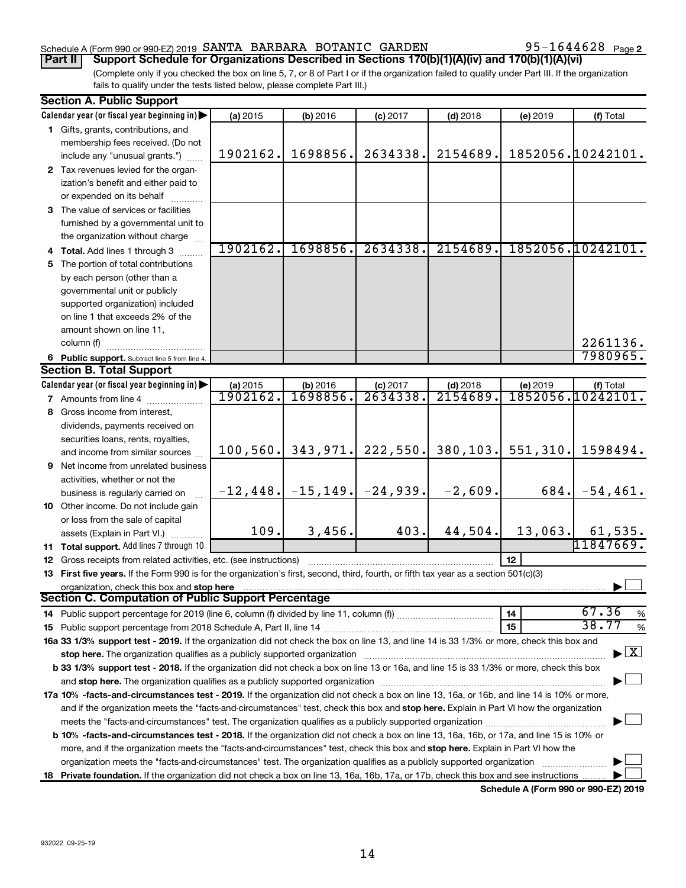Schedule A (Form 990 or 990-EZ) 2019 SANTA BARBARA BOTANIC GARDEN 95-1644628 Page 2

**Part II** **Support Schedule for Organizations Described in Sections 170(b)(1)(A)(iv) and 170(b)(1)(A)(vi)**

(Complete only if you checked the box on line 5, 7, or 8 of Part I or if the organization failed to qualify under Part III. If the organization fails to qualify under the tests listed below, please complete Part III.)

**Section A. Public Support**

| Calendar year (or fiscal year beginning in) | (a) 2015 | (b) 2016 | (c) 2017 | (d) 2018 | (e) 2019 | (f) Total |
|---|---|---|---|---|---|---|
| **1** Gifts, grants, contributions, and membership fees received. (Do not include any "unusual grants.") | 1902162. | 1698856. | 2634338. | 2154689. | 1852056. | 10242101. |
| **2** Tax revenues levied for the organization's benefit and either paid to or expended on its behalf | | | | | | |
| **3** The value of services or facilities furnished by a governmental unit to the organization without charge | | | | | | |
| **4 Total.** Add lines 1 through 3 | 1902162. | 1698856. | 2634338. | 2154689. | 1852056. | 10242101. |
| **5** The portion of total contributions by each person (other than a governmental unit or publicly supported organization) included on line 1 that exceeds 2% of the amount shown on line 11, column (f) | | | | | | 2261136. |
| **6 Public support.** Subtract line 5 from line 4. | | | | | | 7980965. |

**Section B. Total Support**

| Calendar year (or fiscal year beginning in) | (a) 2015 | (b) 2016 | (c) 2017 | (d) 2018 | (e) 2019 | (f) Total |
|---|---|---|---|---|---|---|
| **7** Amounts from line 4 | 1902162. | 1698856. | 2634338. | 2154689. | 1852056. | 10242101. |
| **8** Gross income from interest, dividends, payments received on securities loans, rents, royalties, and income from similar sources | 100,560. | 343,971. | 222,550. | 380,103. | 551,310. | 1598494. |
| **9** Net income from unrelated business activities, whether or not the business is regularly carried on | -12,448. | -15,149. | -24,939. | -2,609. | 684. | -54,461. |
| **10** Other income. Do not include gain or loss from the sale of capital assets (Explain in Part VI.) | 109. | 3,456. | 403. | 44,504. | 13,063. | 61,535. |
| **11 Total support.** Add lines 7 through 10 | | | | | | 11847669. |

**12** Gross receipts from related activities, etc. (see instructions) | **12** |

**13 First five years.** If the Form 990 is for the organization's first, second, third, fourth, or fifth tax year as a section 501(c)(3) organization, check this box and **stop here** ☐

**Section C. Computation of Public Support Percentage**

**14** Public support percentage for 2019 (line 6, column (f) divided by line 11, column (f)) | **14** | 67.36 %

**15** Public support percentage from 2018 Schedule A, Part II, line 14 | **15** | 38.77 %

**16a 33 1/3% support test - 2019.** If the organization did not check the box on line 13, and line 14 is 33 1/3% or more, check this box and **stop here.** The organization qualifies as a publicly supported organization ☒

**b 33 1/3% support test - 2018.** If the organization did not check a box on line 13 or 16a, and line 15 is 33 1/3% or more, check this box and **stop here.** The organization qualifies as a publicly supported organization ☐

**17a 10% -facts-and-circumstances test - 2019.** If the organization did not check a box on line 13, 16a, or 16b, and line 14 is 10% or more, and if the organization meets the "facts-and-circumstances" test, check this box and **stop here.** Explain in Part VI how the organization meets the "facts-and-circumstances" test. The organization qualifies as a publicly supported organization ☐

**b 10% -facts-and-circumstances test - 2018.** If the organization did not check a box on line 13, 16a, 16b, or 17a, and line 15 is 10% or more, and if the organization meets the "facts-and-circumstances" test, check this box and **stop here.** Explain in Part VI how the organization meets the "facts-and-circumstances" test. The organization qualifies as a publicly supported organization ☐

**18 Private foundation.** If the organization did not check a box on line 13, 16a, 16b, 17a, or 17b, check this box and see instructions ☐

**Schedule A (Form 990 or 990-EZ) 2019**

932022 09-25-19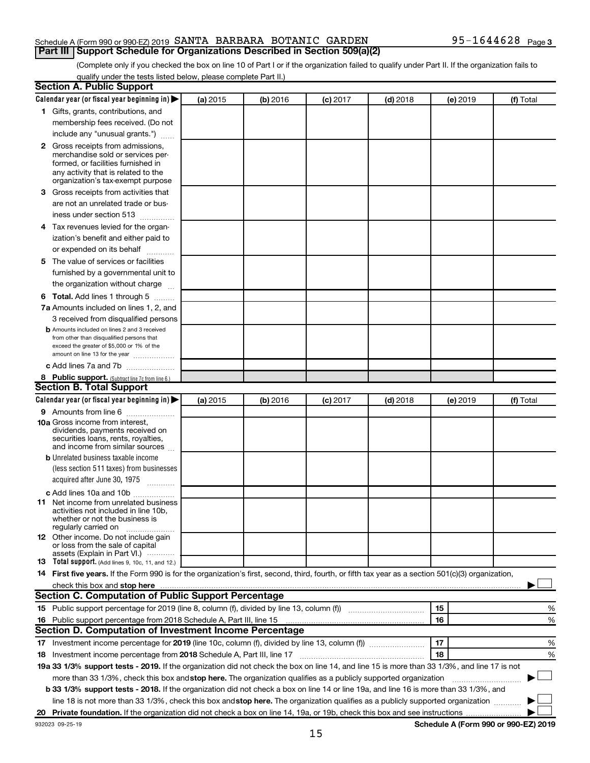Schedule A (Form 990 or 990-EZ) 2019 SANTA BARBARA BOTANIC GARDEN 95-1644628 Page 3

## Part III Support Schedule for Organizations Described in Section 509(a)(2)

(Complete only if you checked the box on line 10 of Part I or if the organization failed to qualify under Part II. If the organization fails to qualify under the tests listed below, please complete Part II.)

### Section A. Public Support

| Calendar year (or fiscal year beginning in) ▶ | (a) 2015 | (b) 2016 | (c) 2017 | (d) 2018 | (e) 2019 | (f) Total |
|---|---|---|---|---|---|---|
| 1 Gifts, grants, contributions, and membership fees received. (Do not include any "unusual grants.") | | | | | | |
| 2 Gross receipts from admissions, merchandise sold or services performed, or facilities furnished in any activity that is related to the organization's tax-exempt purpose | | | | | | |
| 3 Gross receipts from activities that are not an unrelated trade or business under section 513 | | | | | | |
| 4 Tax revenues levied for the organization's benefit and either paid to or expended on its behalf | | | | | | |
| 5 The value of services or facilities furnished by a governmental unit to the organization without charge | | | | | | |
| 6 Total. Add lines 1 through 5 | | | | | | |
| 7a Amounts included on lines 1, 2, and 3 received from disqualified persons | | | | | | |
| b Amounts included on lines 2 and 3 received from other than disqualified persons that exceed the greater of $5,000 or 1% of the amount on line 13 for the year | | | | | | |
| c Add lines 7a and 7b | | | | | | |
| 8 Public support. (Subtract line 7c from line 6.) | | | | | | |

### Section B. Total Support

| Calendar year (or fiscal year beginning in) ▶ | (a) 2015 | (b) 2016 | (c) 2017 | (d) 2018 | (e) 2019 | (f) Total |
|---|---|---|---|---|---|---|
| 9 Amounts from line 6 | | | | | | |
| 10a Gross income from interest, dividends, payments received on securities loans, rents, royalties, and income from similar sources | | | | | | |
| b Unrelated business taxable income (less section 511 taxes) from businesses acquired after June 30, 1975 | | | | | | |
| c Add lines 10a and 10b | | | | | | |
| 11 Net income from unrelated business activities not included in line 10b, whether or not the business is regularly carried on | | | | | | |
| 12 Other income. Do not include gain or loss from the sale of capital assets (Explain in Part VI.) | | | | | | |
| 13 Total support. (Add lines 9, 10c, 11, and 12.) | | | | | | |

14 **First five years.** If the Form 990 is for the organization's first, second, third, fourth, or fifth tax year as a section 501(c)(3) organization, check this box and **stop here** ▶ ☐

### Section C. Computation of Public Support Percentage

| | | | |
|---|---|---|---|
| 15 | Public support percentage for 2019 (line 8, column (f), divided by line 13, column (f)) | 15 | % |
| 16 | Public support percentage from 2018 Schedule A, Part III, line 15 | 16 | % |

### Section D. Computation of Investment Income Percentage

| | | | |
|---|---|---|---|
| 17 | Investment income percentage for **2019** (line 10c, column (f), divided by line 13, column (f)) | 17 | % |
| 18 | Investment income percentage from **2018** Schedule A, Part III, line 17 | 18 | % |

**19a 33 1/3% support tests - 2019.** If the organization did not check the box on line 14, and line 15 is more than 33 1/3%, and line 17 is not more than 33 1/3%, check this box and **stop here.** The organization qualifies as a publicly supported organization ▶ ☐

**b 33 1/3% support tests - 2018.** If the organization did not check a box on line 14 or line 19a, and line 16 is more than 33 1/3%, and line 18 is not more than 33 1/3%, check this box and **stop here.** The organization qualifies as a publicly supported organization ▶ ☐

**20 Private foundation.** If the organization did not check a box on line 14, 19a, or 19b, check this box and see instructions ▶ ☐

932023 09-25-19 **Schedule A (Form 990 or 990-EZ) 2019**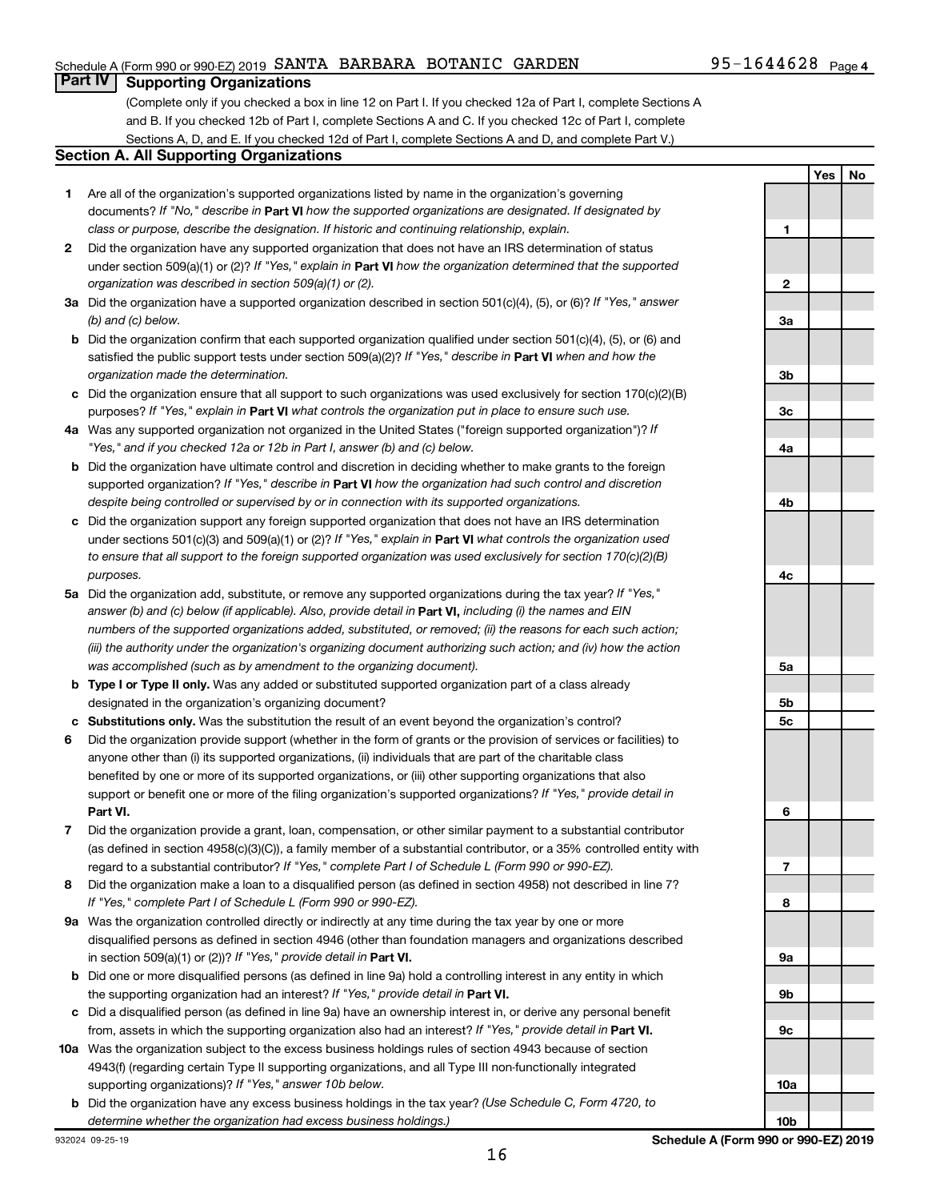Schedule A (Form 990 or 990-EZ) 2019 SANTA BARBARA BOTANIC GARDEN 95-1644628 Page 4

## Part IV Supporting Organizations

(Complete only if you checked a box in line 12 on Part I. If you checked 12a of Part I, complete Sections A and B. If you checked 12b of Part I, complete Sections A and C. If you checked 12c of Part I, complete Sections A, D, and E. If you checked 12d of Part I, complete Sections A and D, and complete Part V.)

### Section A. All Supporting Organizations

| | | | Yes | No |
|---|---|---|---|---|
| **1** | Are all of the organization's supported organizations listed by name in the organization's governing documents? *If "No," describe in* **Part VI** *how the supported organizations are designated. If designated by class or purpose, describe the designation. If historic and continuing relationship, explain.* | 1 | | |
| **2** | Did the organization have any supported organization that does not have an IRS determination of status under section 509(a)(1) or (2)? *If "Yes," explain in* **Part VI** *how the organization determined that the supported organization was described in section 509(a)(1) or (2).* | 2 | | |
| **3a** | Did the organization have a supported organization described in section 501(c)(4), (5), or (6)? *If "Yes," answer (b) and (c) below.* | 3a | | |
| **b** | Did the organization confirm that each supported organization qualified under section 501(c)(4), (5), or (6) and satisfied the public support tests under section 509(a)(2)? *If "Yes," describe in* **Part VI** *when and how the organization made the determination.* | 3b | | |
| **c** | Did the organization ensure that all support to such organizations was used exclusively for section 170(c)(2)(B) purposes? *If "Yes," explain in* **Part VI** *what controls the organization put in place to ensure such use.* | 3c | | |
| **4a** | Was any supported organization not organized in the United States ("foreign supported organization")? *If "Yes," and if you checked 12a or 12b in Part I, answer (b) and (c) below.* | 4a | | |
| **b** | Did the organization have ultimate control and discretion in deciding whether to make grants to the foreign supported organization? *If "Yes," describe in* **Part VI** *how the organization had such control and discretion despite being controlled or supervised by or in connection with its supported organizations.* | 4b | | |
| **c** | Did the organization support any foreign supported organization that does not have an IRS determination under sections 501(c)(3) and 509(a)(1) or (2)? *If "Yes," explain in* **Part VI** *what controls the organization used to ensure that all support to the foreign supported organization was used exclusively for section 170(c)(2)(B) purposes.* | 4c | | |
| **5a** | Did the organization add, substitute, or remove any supported organizations during the tax year? *If "Yes," answer (b) and (c) below (if applicable). Also, provide detail in* **Part VI,** *including (i) the names and EIN numbers of the supported organizations added, substituted, or removed; (ii) the reasons for each such action; (iii) the authority under the organization's organizing document authorizing such action; and (iv) how the action was accomplished (such as by amendment to the organizing document).* | 5a | | |
| **b** | **Type I or Type II only.** Was any added or substituted supported organization part of a class already designated in the organization's organizing document? | 5b | | |
| **c** | **Substitutions only.** Was the substitution the result of an event beyond the organization's control? | 5c | | |
| **6** | Did the organization provide support (whether in the form of grants or the provision of services or facilities) to anyone other than (i) its supported organizations, (ii) individuals that are part of the charitable class benefited by one or more of its supported organizations, or (iii) other supporting organizations that also support or benefit one or more of the filing organization's supported organizations? *If "Yes," provide detail in* **Part VI.** | 6 | | |
| **7** | Did the organization provide a grant, loan, compensation, or other similar payment to a substantial contributor (as defined in section 4958(c)(3)(C)), a family member of a substantial contributor, or a 35% controlled entity with regard to a substantial contributor? *If "Yes," complete Part I of Schedule L (Form 990 or 990-EZ).* | 7 | | |
| **8** | Did the organization make a loan to a disqualified person (as defined in section 4958) not described in line 7? *If "Yes," complete Part I of Schedule L (Form 990 or 990-EZ).* | 8 | | |
| **9a** | Was the organization controlled directly or indirectly at any time during the tax year by one or more disqualified persons as defined in section 4946 (other than foundation managers and organizations described in section 509(a)(1) or (2))? *If "Yes," provide detail in* **Part VI.** | 9a | | |
| **b** | Did one or more disqualified persons (as defined in line 9a) hold a controlling interest in any entity in which the supporting organization had an interest? *If "Yes," provide detail in* **Part VI.** | 9b | | |
| **c** | Did a disqualified person (as defined in line 9a) have an ownership interest in, or derive any personal benefit from, assets in which the supporting organization also had an interest? *If "Yes," provide detail in* **Part VI.** | 9c | | |
| **10a** | Was the organization subject to the excess business holdings rules of section 4943 because of section 4943(f) (regarding certain Type II supporting organizations, and all Type III non-functionally integrated supporting organizations)? *If "Yes," answer 10b below.* | 10a | | |
| **b** | Did the organization have any excess business holdings in the tax year? *(Use Schedule C, Form 4720, to determine whether the organization had excess business holdings.)* | 10b | | |

932024 09-25-19 **Schedule A (Form 990 or 990-EZ) 2019**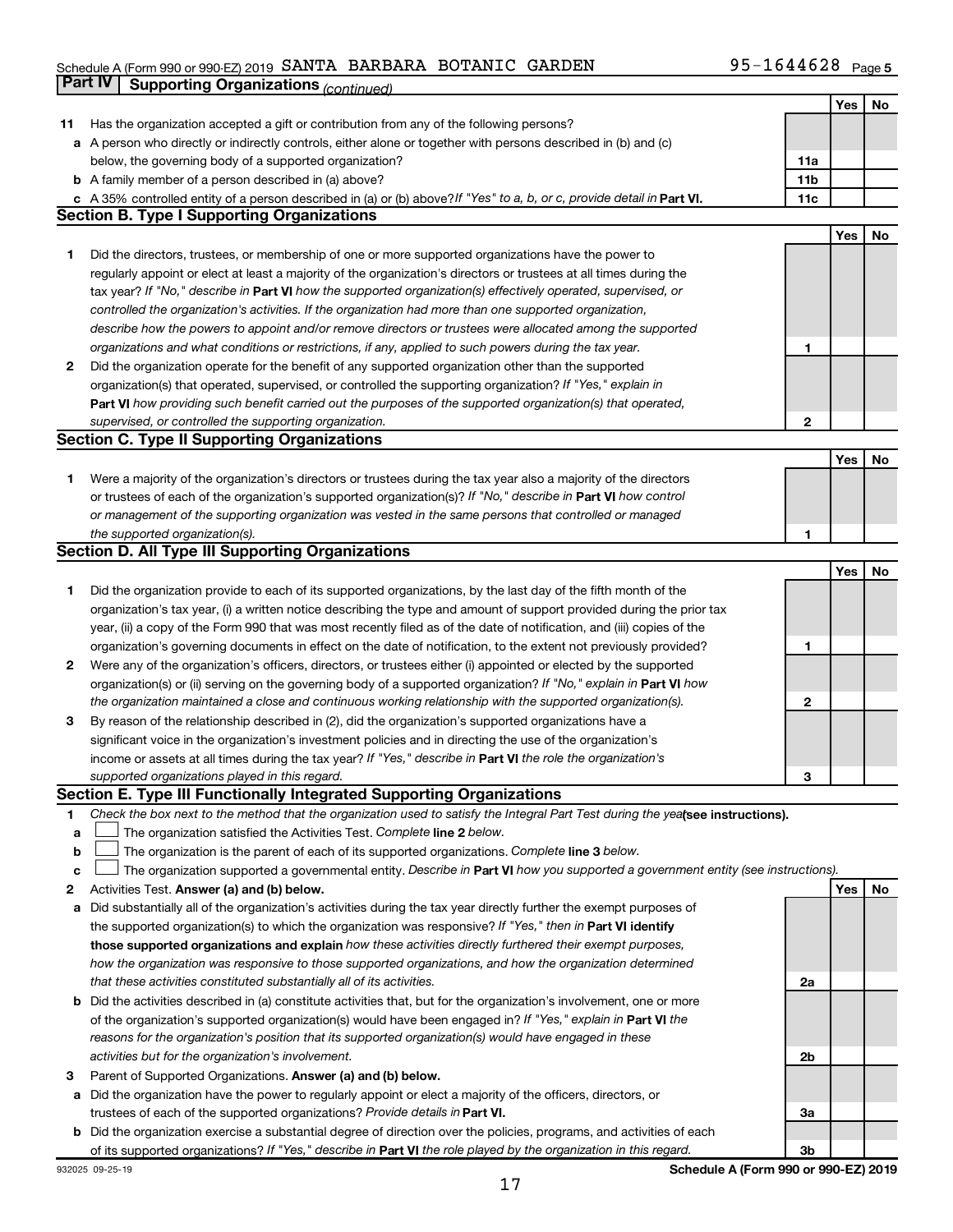Schedule A (Form 990 or 990-EZ) 2019 SANTA BARBARA BOTANIC GARDEN 95-1644628 Page 5

## Part IV Supporting Organizations *(continued)*

| | | | Yes | No |
|---|---|---|---|---|
| **11** | Has the organization accepted a gift or contribution from any of the following persons? | | | |
| **a** | A person who directly or indirectly controls, either alone or together with persons described in (b) and (c) below, the governing body of a supported organization? | **11a** | | |
| **b** | A family member of a person described in (a) above? | **11b** | | |
| **c** | A 35% controlled entity of a person described in (a) or (b) above? *If "Yes" to a, b, or c, provide detail in* **Part VI.** | **11c** | | |

### Section B. Type I Supporting Organizations

| | | | Yes | No |
|---|---|---|---|---|
| **1** | Did the directors, trustees, or membership of one or more supported organizations have the power to regularly appoint or elect at least a majority of the organization's directors or trustees at all times during the tax year? *If "No," describe in* **Part VI** *how the supported organization(s) effectively operated, supervised, or controlled the organization's activities. If the organization had more than one supported organization, describe how the powers to appoint and/or remove directors or trustees were allocated among the supported organizations and what conditions or restrictions, if any, applied to such powers during the tax year.* | **1** | | |
| **2** | Did the organization operate for the benefit of any supported organization other than the supported organization(s) that operated, supervised, or controlled the supporting organization? *If "Yes," explain in* **Part VI** *how providing such benefit carried out the purposes of the supported organization(s) that operated, supervised, or controlled the supporting organization.* | **2** | | |

### Section C. Type II Supporting Organizations

| | | | Yes | No |
|---|---|---|---|---|
| **1** | Were a majority of the organization's directors or trustees during the tax year also a majority of the directors or trustees of each of the organization's supported organization(s)? *If "No," describe in* **Part VI** *how control or management of the supporting organization was vested in the same persons that controlled or managed the supported organization(s).* | **1** | | |

### Section D. All Type III Supporting Organizations

| | | | Yes | No |
|---|---|---|---|---|
| **1** | Did the organization provide to each of its supported organizations, by the last day of the fifth month of the organization's tax year, (i) a written notice describing the type and amount of support provided during the prior tax year, (ii) a copy of the Form 990 that was most recently filed as of the date of notification, and (iii) copies of the organization's governing documents in effect on the date of notification, to the extent not previously provided? | **1** | | |
| **2** | Were any of the organization's officers, directors, or trustees either (i) appointed or elected by the supported organization(s) or (ii) serving on the governing body of a supported organization? *If "No," explain in* **Part VI** *how the organization maintained a close and continuous working relationship with the supported organization(s).* | **2** | | |
| **3** | By reason of the relationship described in (2), did the organization's supported organizations have a significant voice in the organization's investment policies and in directing the use of the organization's income or assets at all times during the tax year? *If "Yes," describe in* **Part VI** *the role the organization's supported organizations played in this regard.* | **3** | | |

### Section E. Type III Functionally Integrated Supporting Organizations

**1** *Check the box next to the method that the organization used to satisfy the Integral Part Test during the year* **(see instructions).**

- **a** ☐ The organization satisfied the Activities Test. *Complete* **line 2** *below.*
- **b** ☐ The organization is the parent of each of its supported organizations. *Complete* **line 3** *below.*
- **c** ☐ The organization supported a governmental entity. *Describe in* **Part VI** *how you supported a government entity (see instructions).*

| | | | Yes | No |
|---|---|---|---|---|
| **2** | Activities Test. **Answer (a) and (b) below.** | | | |
| **a** | Did substantially all of the organization's activities during the tax year directly further the exempt purposes of the supported organization(s) to which the organization was responsive? *If "Yes," then in* **Part VI identify those supported organizations and explain** *how these activities directly furthered their exempt purposes, how the organization was responsive to those supported organizations, and how the organization determined that these activities constituted substantially all of its activities.* | **2a** | | |
| **b** | Did the activities described in (a) constitute activities that, but for the organization's involvement, one or more of the organization's supported organization(s) would have been engaged in? *If "Yes," explain in* **Part VI** *the reasons for the organization's position that its supported organization(s) would have engaged in these activities but for the organization's involvement.* | **2b** | | |
| **3** | Parent of Supported Organizations. **Answer (a) and (b) below.** | | | |
| **a** | Did the organization have the power to regularly appoint or elect a majority of the officers, directors, or trustees of each of the supported organizations? *Provide details in* **Part VI.** | **3a** | | |
| **b** | Did the organization exercise a substantial degree of direction over the policies, programs, and activities of each of its supported organizations? *If "Yes," describe in* **Part VI** *the role played by the organization in this regard.* | **3b** | | |

932025 09-25-19 **Schedule A (Form 990 or 990-EZ) 2019**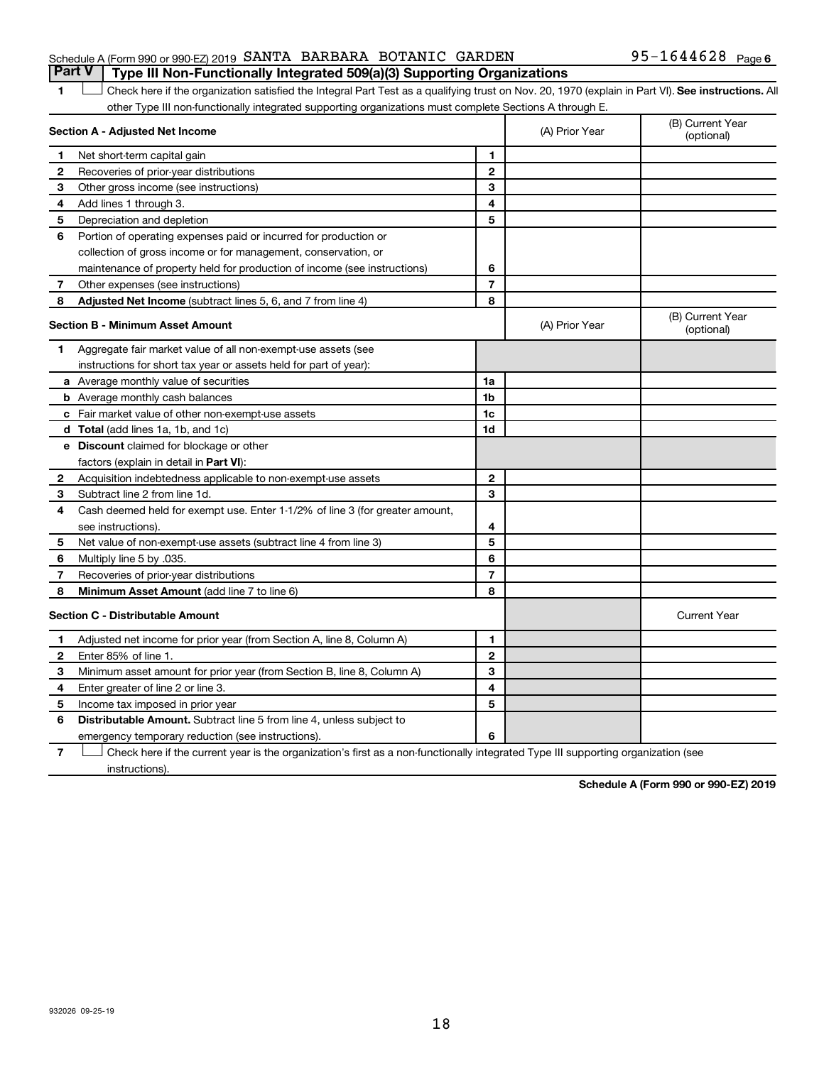Schedule A (Form 990 or 990-EZ) 2019 SANTA BARBARA BOTANIC GARDEN 95-1644628 Page 6

## Part V Type III Non-Functionally Integrated 509(a)(3) Supporting Organizations

1 ☐ Check here if the organization satisfied the Integral Part Test as a qualifying trust on Nov. 20, 1970 (explain in Part VI). **See instructions.** All other Type III non-functionally integrated supporting organizations must complete Sections A through E.

| **Section A - Adjusted Net Income** | | | (A) Prior Year | (B) Current Year (optional) |
|---|---|---|---|---|
| 1 | Net short-term capital gain | 1 | | |
| 2 | Recoveries of prior-year distributions | 2 | | |
| 3 | Other gross income (see instructions) | 3 | | |
| 4 | Add lines 1 through 3. | 4 | | |
| 5 | Depreciation and depletion | 5 | | |
| 6 | Portion of operating expenses paid or incurred for production or collection of gross income or for management, conservation, or maintenance of property held for production of income (see instructions) | 6 | | |
| 7 | Other expenses (see instructions) | 7 | | |
| 8 | **Adjusted Net Income** (subtract lines 5, 6, and 7 from line 4) | 8 | | |

| **Section B - Minimum Asset Amount** | | | (A) Prior Year | (B) Current Year (optional) |
|---|---|---|---|---|
| 1 | Aggregate fair market value of all non-exempt-use assets (see instructions for short tax year or assets held for part of year): | | | |
| a | Average monthly value of securities | 1a | | |
| b | Average monthly cash balances | 1b | | |
| c | Fair market value of other non-exempt-use assets | 1c | | |
| d | **Total** (add lines 1a, 1b, and 1c) | 1d | | |
| e | **Discount** claimed for blockage or other factors (explain in detail in **Part VI**): | | | |
| 2 | Acquisition indebtedness applicable to non-exempt-use assets | 2 | | |
| 3 | Subtract line 2 from line 1d. | 3 | | |
| 4 | Cash deemed held for exempt use. Enter 1-1/2% of line 3 (for greater amount, see instructions). | 4 | | |
| 5 | Net value of non-exempt-use assets (subtract line 4 from line 3) | 5 | | |
| 6 | Multiply line 5 by .035. | 6 | | |
| 7 | Recoveries of prior-year distributions | 7 | | |
| 8 | **Minimum Asset Amount** (add line 7 to line 6) | 8 | | |

| **Section C - Distributable Amount** | | | | Current Year |
|---|---|---|---|---|
| 1 | Adjusted net income for prior year (from Section A, line 8, Column A) | 1 | | |
| 2 | Enter 85% of line 1. | 2 | | |
| 3 | Minimum asset amount for prior year (from Section B, line 8, Column A) | 3 | | |
| 4 | Enter greater of line 2 or line 3. | 4 | | |
| 5 | Income tax imposed in prior year | 5 | | |
| 6 | **Distributable Amount.** Subtract line 5 from line 4, unless subject to emergency temporary reduction (see instructions). | 6 | | |

7 ☐ Check here if the current year is the organization's first as a non-functionally integrated Type III supporting organization (see instructions).

**Schedule A (Form 990 or 990-EZ) 2019**

932026 09-25-19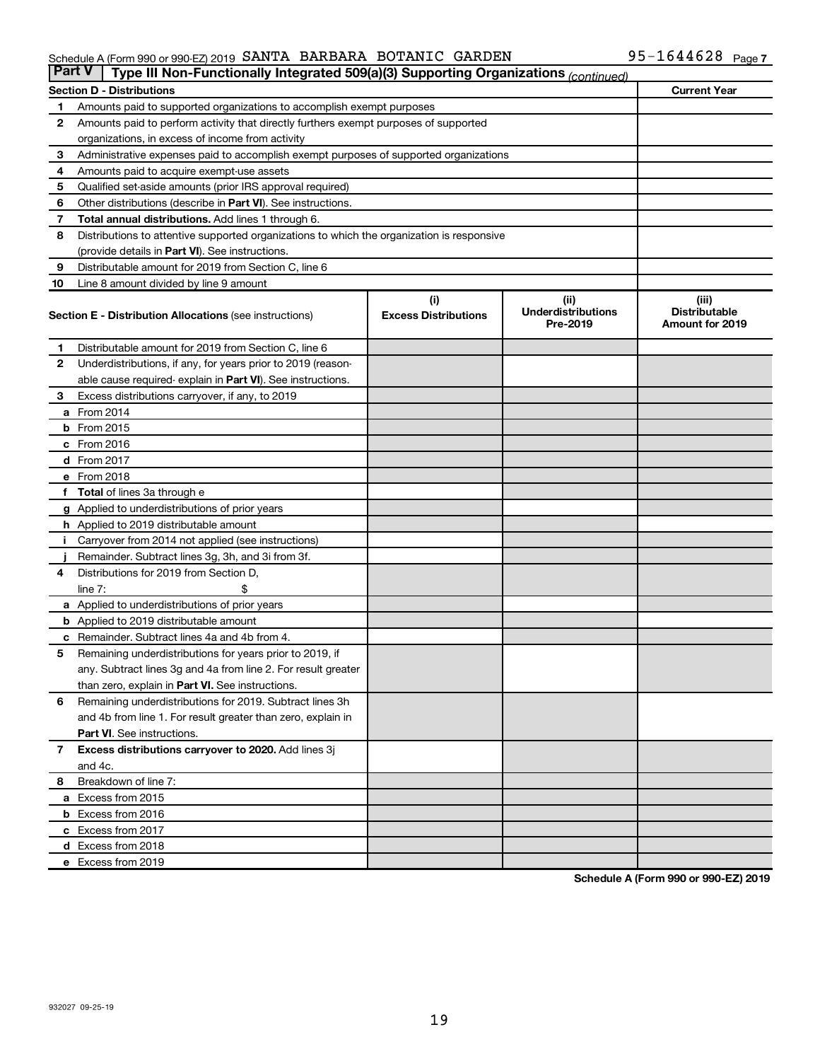Schedule A (Form 990 or 990-EZ) 2019 SANTA BARBARA BOTANIC GARDEN 95-1644628 Page 7

**Part V | Type III Non-Functionally Integrated 509(a)(3) Supporting Organizations** *(continued)*

| Section D - Distributions | | Current Year |
|---|---|---|
| 1 | Amounts paid to supported organizations to accomplish exempt purposes | |
| 2 | Amounts paid to perform activity that directly furthers exempt purposes of supported organizations, in excess of income from activity | |
| 3 | Administrative expenses paid to accomplish exempt purposes of supported organizations | |
| 4 | Amounts paid to acquire exempt-use assets | |
| 5 | Qualified set-aside amounts (prior IRS approval required) | |
| 6 | Other distributions (describe in **Part VI**). See instructions. | |
| 7 | **Total annual distributions.** Add lines 1 through 6. | |
| 8 | Distributions to attentive supported organizations to which the organization is responsive (provide details in **Part VI**). See instructions. | |
| 9 | Distributable amount for 2019 from Section C, line 6 | |
| 10 | Line 8 amount divided by line 9 amount | |

| | Section E - Distribution Allocations (see instructions) | (i) Excess Distributions | (ii) Underdistributions Pre-2019 | (iii) Distributable Amount for 2019 |
|---|---|---|---|---|
| 1 | Distributable amount for 2019 from Section C, line 6 | | | |
| 2 | Underdistributions, if any, for years prior to 2019 (reasonable cause required- explain in **Part VI**). See instructions. | | | |
| 3 | Excess distributions carryover, if any, to 2019 | | | |
| a | From 2014 | | | |
| b | From 2015 | | | |
| c | From 2016 | | | |
| d | From 2017 | | | |
| e | From 2018 | | | |
| f | **Total** of lines 3a through e | | | |
| g | Applied to underdistributions of prior years | | | |
| h | Applied to 2019 distributable amount | | | |
| i | Carryover from 2014 not applied (see instructions) | | | |
| j | Remainder. Subtract lines 3g, 3h, and 3i from 3f. | | | |
| 4 | Distributions for 2019 from Section D, line 7: $ | | | |
| a | Applied to underdistributions of prior years | | | |
| b | Applied to 2019 distributable amount | | | |
| c | Remainder. Subtract lines 4a and 4b from 4. | | | |
| 5 | Remaining underdistributions for years prior to 2019, if any. Subtract lines 3g and 4a from line 2. For result greater than zero, explain in **Part VI.** See instructions. | | | |
| 6 | Remaining underdistributions for 2019. Subtract lines 3h and 4b from line 1. For result greater than zero, explain in **Part VI**. See instructions. | | | |
| 7 | **Excess distributions carryover to 2020.** Add lines 3j and 4c. | | | |
| 8 | Breakdown of line 7: | | | |
| a | Excess from 2015 | | | |
| b | Excess from 2016 | | | |
| c | Excess from 2017 | | | |
| d | Excess from 2018 | | | |
| e | Excess from 2019 | | | |

**Schedule A (Form 990 or 990-EZ) 2019**

932027 09-25-19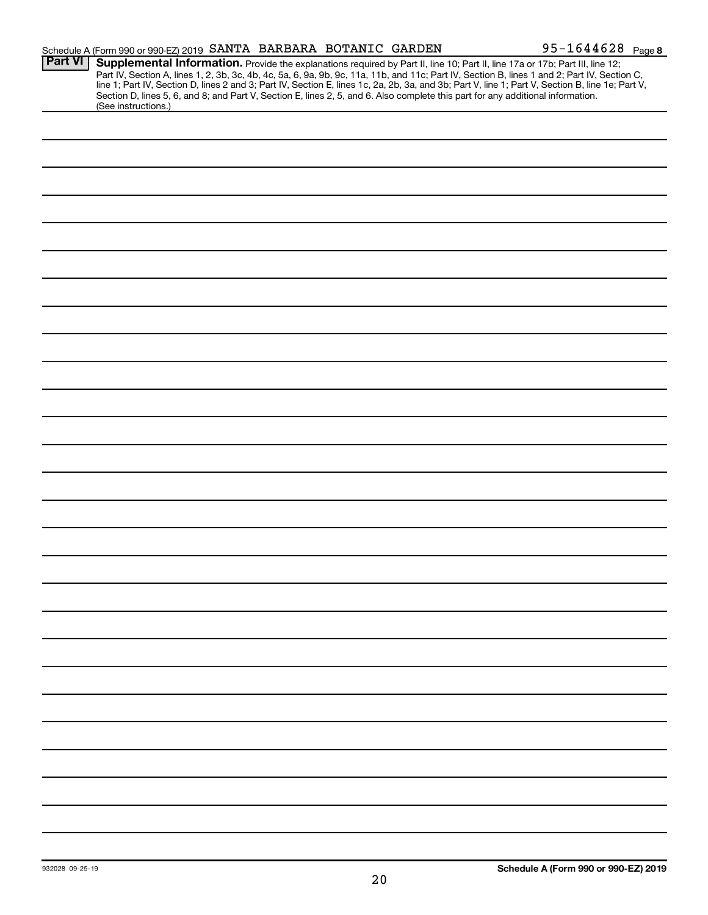Schedule A (Form 990 or 990-EZ) 2019 SANTA BARBARA BOTANIC GARDEN 95-1644628 Page 8

**Part VI** **Supplemental Information.** Provide the explanations required by Part II, line 10; Part II, line 17a or 17b; Part III, line 12; Part IV, Section A, lines 1, 2, 3b, 3c, 4b, 4c, 5a, 6, 9a, 9b, 9c, 11a, 11b, and 11c; Part IV, Section B, lines 1 and 2; Part IV, Section C, line 1; Part IV, Section D, lines 2 and 3; Part IV, Section E, lines 1c, 2a, 2b, 3a, and 3b; Part V, line 1; Part V, Section B, line 1e; Part V, Section D, lines 5, 6, and 8; and Part V, Section E, lines 2, 5, and 6. Also complete this part for any additional information. (See instructions.)

932028 09-25-19

**Schedule A (Form 990 or 990-EZ) 2019**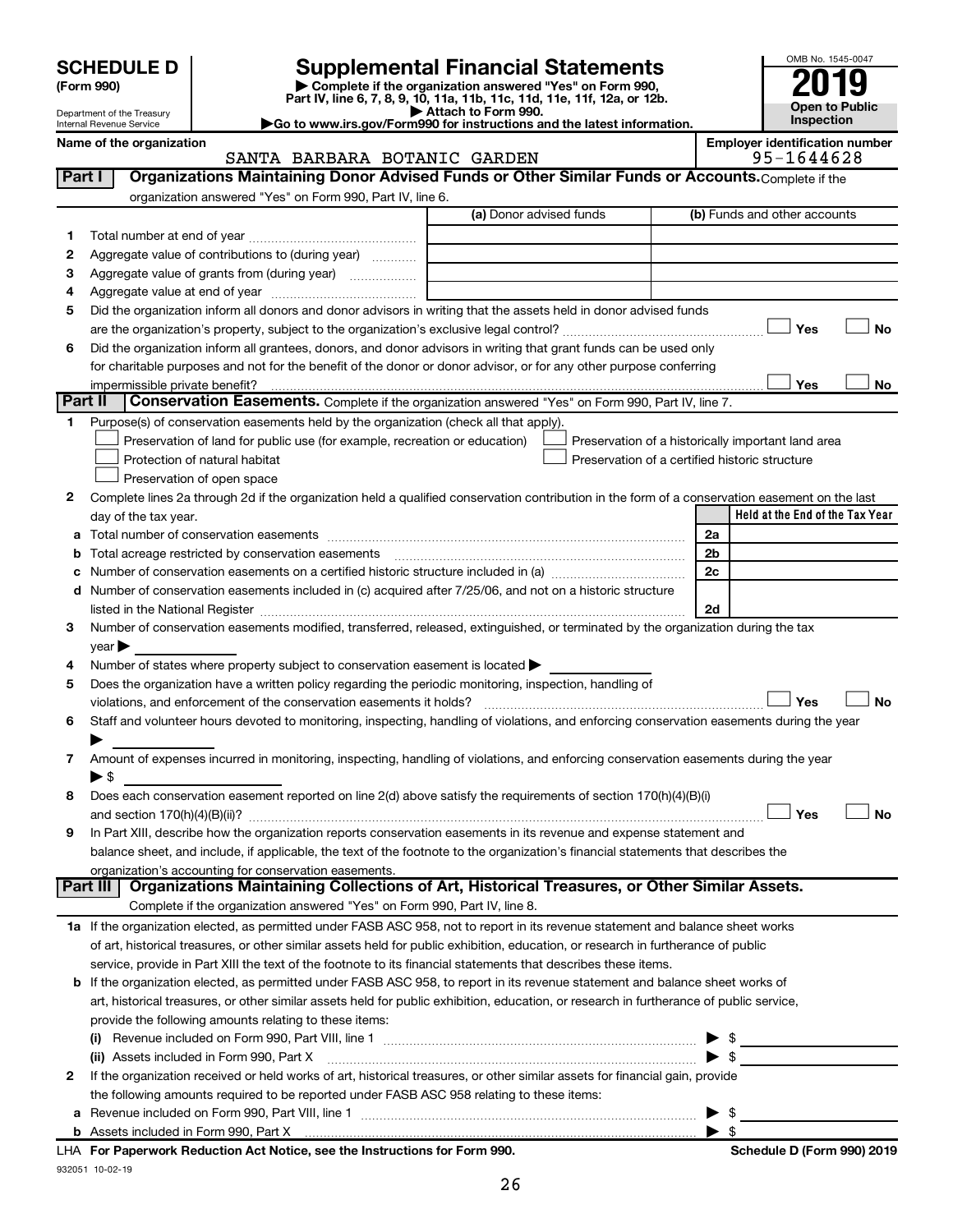# SCHEDULE D (Form 990)

Department of the Treasury
Internal Revenue Service

## Supplemental Financial Statements

▶ Complete if the organization answered "Yes" on Form 990, Part IV, line 6, 7, 8, 9, 10, 11a, 11b, 11c, 11d, 11e, 11f, 12a, or 12b.
▶ Attach to Form 990.
▶Go to www.irs.gov/Form990 for instructions and the latest information.

OMB No. 1545-0047

**2019**

**Open to Public Inspection**

Name of the organization: SANTA BARBARA BOTANIC GARDEN

Employer identification number: 95-1644628

### Part I — Organizations Maintaining Donor Advised Funds or Other Similar Funds or Accounts. Complete if the organization answered "Yes" on Form 990, Part IV, line 6.

| | | (a) Donor advised funds | (b) Funds and other accounts |
|---|---|---|---|
| 1 | Total number at end of year | | |
| 2 | Aggregate value of contributions to (during year) | | |
| 3 | Aggregate value of grants from (during year) | | |
| 4 | Aggregate value at end of year | | |

5 Did the organization inform all donors and donor advisors in writing that the assets held in donor advised funds are the organization's property, subject to the organization's exclusive legal control? ☐ Yes ☐ No

6 Did the organization inform all grantees, donors, and donor advisors in writing that grant funds can be used only for charitable purposes and not for the benefit of the donor or donor advisor, or for any other purpose conferring impermissible private benefit? ☐ Yes ☐ No

### Part II — Conservation Easements. Complete if the organization answered "Yes" on Form 990, Part IV, line 7.

1 Purpose(s) of conservation easements held by the organization (check all that apply).

- ☐ Preservation of land for public use (for example, recreation or education)
- ☐ Protection of natural habitat
- ☐ Preservation of open space
- ☐ Preservation of a historically important land area
- ☐ Preservation of a certified historic structure

2 Complete lines 2a through 2d if the organization held a qualified conservation contribution in the form of a conservation easement on the last day of the tax year.

| | | | Held at the End of the Tax Year |
|---|---|---|---|
| a | Total number of conservation easements | 2a | |
| b | Total acreage restricted by conservation easements | 2b | |
| c | Number of conservation easements on a certified historic structure included in (a) | 2c | |
| d | Number of conservation easements included in (c) acquired after 7/25/06, and not on a historic structure listed in the National Register | 2d | |

3 Number of conservation easements modified, transferred, released, extinguished, or terminated by the organization during the tax year ▶

4 Number of states where property subject to conservation easement is located ▶

5 Does the organization have a written policy regarding the periodic monitoring, inspection, handling of violations, and enforcement of the conservation easements it holds? ☐ Yes ☐ No

6 Staff and volunteer hours devoted to monitoring, inspecting, handling of violations, and enforcing conservation easements during the year ▶

7 Amount of expenses incurred in monitoring, inspecting, handling of violations, and enforcing conservation easements during the year ▶ $

8 Does each conservation easement reported on line 2(d) above satisfy the requirements of section 170(h)(4)(B)(i) and section 170(h)(4)(B)(ii)? ☐ Yes ☐ No

9 In Part XIII, describe how the organization reports conservation easements in its revenue and expense statement and balance sheet, and include, if applicable, the text of the footnote to the organization's financial statements that describes the organization's accounting for conservation easements.

### Part III — Organizations Maintaining Collections of Art, Historical Treasures, or Other Similar Assets. Complete if the organization answered "Yes" on Form 990, Part IV, line 8.

1a If the organization elected, as permitted under FASB ASC 958, not to report in its revenue statement and balance sheet works of art, historical treasures, or other similar assets held for public exhibition, education, or research in furtherance of public service, provide in Part XIII the text of the footnote to its financial statements that describes these items.

b If the organization elected, as permitted under FASB ASC 958, to report in its revenue statement and balance sheet works of art, historical treasures, or other similar assets held for public exhibition, education, or research in furtherance of public service, provide the following amounts relating to these items:

(i) Revenue included on Form 990, Part VIII, line 1 ▶ $

(ii) Assets included in Form 990, Part X ▶ $

2 If the organization received or held works of art, historical treasures, or other similar assets for financial gain, provide the following amounts required to be reported under FASB ASC 958 relating to these items:

a Revenue included on Form 990, Part VIII, line 1 ▶ $

b Assets included in Form 990, Part X ▶ $

LHA For Paperwork Reduction Act Notice, see the Instructions for Form 990. Schedule D (Form 990) 2019

932051 10-02-19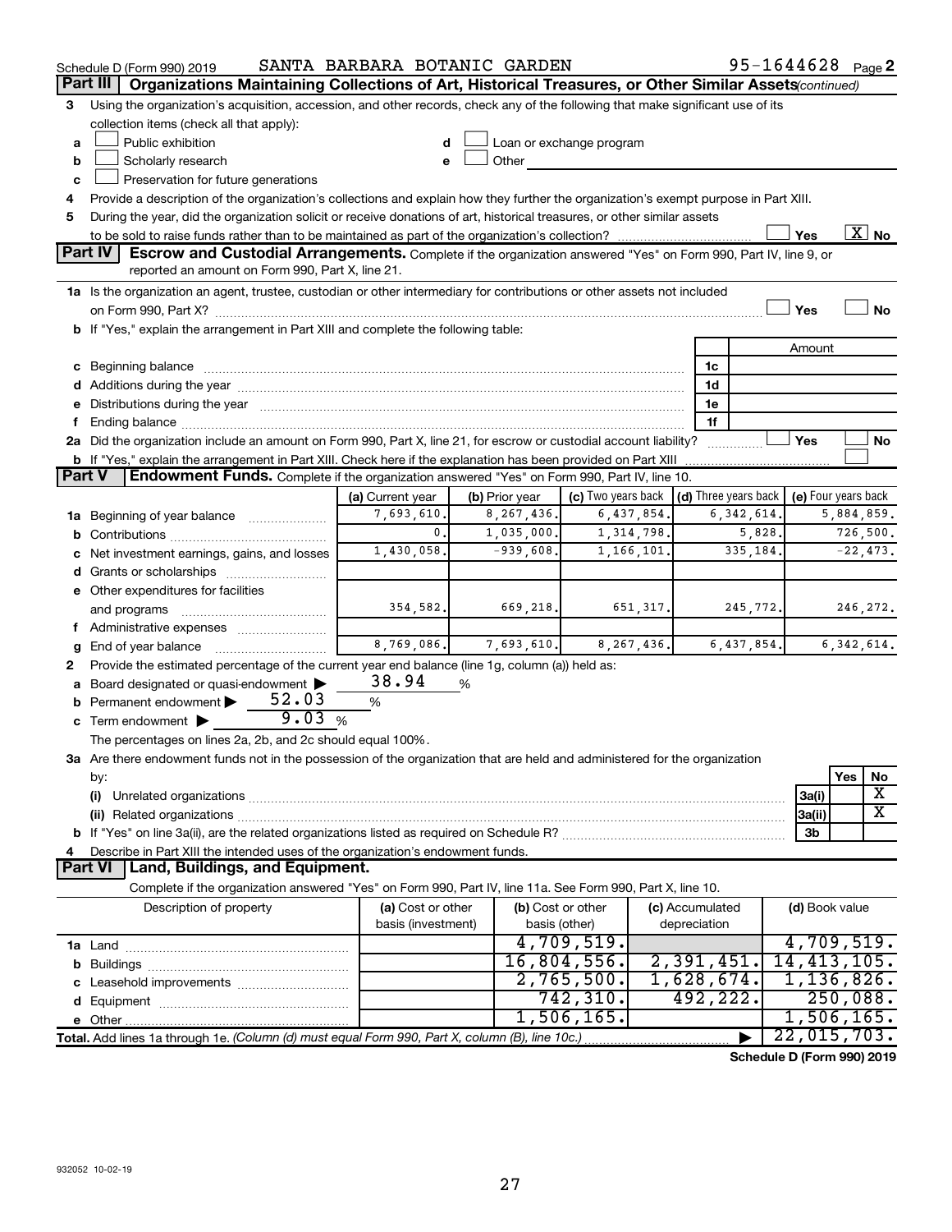Schedule D (Form 990) 2019 SANTA BARBARA BOTANIC GARDEN 95-1644628 Page 2

## Part III Organizations Maintaining Collections of Art, Historical Treasures, or Other Similar Assets *(continued)*

3 Using the organization's acquisition, accession, and other records, check any of the following that make significant use of its collection items (check all that apply):

- a ☐ Public exhibition
- b ☐ Scholarly research
- c ☐ Preservation for future generations
- d ☐ Loan or exchange program
- e ☐ Other

4 Provide a description of the organization's collections and explain how they further the organization's exempt purpose in Part XIII.

5 During the year, did the organization solicit or receive donations of art, historical treasures, or other similar assets to be sold to raise funds rather than to be maintained as part of the organization's collection? ☐ Yes ☒ No

## Part IV Escrow and Custodial Arrangements.

Complete if the organization answered "Yes" on Form 990, Part IV, line 9, or reported an amount on Form 990, Part X, line 21.

1a Is the organization an agent, trustee, custodian or other intermediary for contributions or other assets not included on Form 990, Part X? ☐ Yes ☐ No

b If "Yes," explain the arrangement in Part XIII and complete the following table:

| | | Amount |
|---|---|---|
| c Beginning balance | 1c | |
| d Additions during the year | 1d | |
| e Distributions during the year | 1e | |
| f Ending balance | 1f | |

2a Did the organization include an amount on Form 990, Part X, line 21, for escrow or custodial account liability? ☐ Yes ☐ No

b If "Yes," explain the arrangement in Part XIII. Check here if the explanation has been provided on Part XIII ☐

## Part V Endowment Funds.

Complete if the organization answered "Yes" on Form 990, Part IV, line 10.

| | (a) Current year | (b) Prior year | (c) Two years back | (d) Three years back | (e) Four years back |
|---|---|---|---|---|---|
| 1a Beginning of year balance | 7,693,610. | 8,267,436. | 6,437,854. | 6,342,614. | 5,884,859. |
| b Contributions | 0. | 1,035,000. | 1,314,798. | 5,828. | 726,500. |
| c Net investment earnings, gains, and losses | 1,430,058. | -939,608. | 1,166,101. | 335,184. | -22,473. |
| d Grants or scholarships | | | | | |
| e Other expenditures for facilities and programs | 354,582. | 669,218. | 651,317. | 245,772. | 246,272. |
| f Administrative expenses | | | | | |
| g End of year balance | 8,769,086. | 7,693,610. | 8,267,436. | 6,437,854. | 6,342,614. |

2 Provide the estimated percentage of the current year end balance (line 1g, column (a)) held as:

- a Board designated or quasi-endowment ▶ 38.94 %
- b Permanent endowment ▶ 52.03 %
- c Term endowment ▶ 9.03 %

The percentages on lines 2a, 2b, and 2c should equal 100%.

3a Are there endowment funds not in the possession of the organization that are held and administered for the organization by:

| | | Yes | No |
|---|---|---|---|
| (i) Unrelated organizations | 3a(i) | | X |
| (ii) Related organizations | 3a(ii) | | X |
| b If "Yes" on line 3a(ii), are the related organizations listed as required on Schedule R? | 3b | | |

4 Describe in Part XIII the intended uses of the organization's endowment funds.

## Part VI Land, Buildings, and Equipment.

Complete if the organization answered "Yes" on Form 990, Part IV, line 11a. See Form 990, Part X, line 10.

| Description of property | (a) Cost or other basis (investment) | (b) Cost or other basis (other) | (c) Accumulated depreciation | (d) Book value |
|---|---|---|---|---|
| 1a Land | | 4,709,519. | | 4,709,519. |
| b Buildings | | 16,804,556. | 2,391,451. | 14,413,105. |
| c Leasehold improvements | | 2,765,500. | 1,628,674. | 1,136,826. |
| d Equipment | | 742,310. | 492,222. | 250,088. |
| e Other | | 1,506,165. | | 1,506,165. |
| **Total.** Add lines 1a through 1e. *(Column (d) must equal Form 990, Part X, column (B), line 10c.)* | | | ▶ | 22,015,703. |

**Schedule D (Form 990) 2019**

932052 10-02-19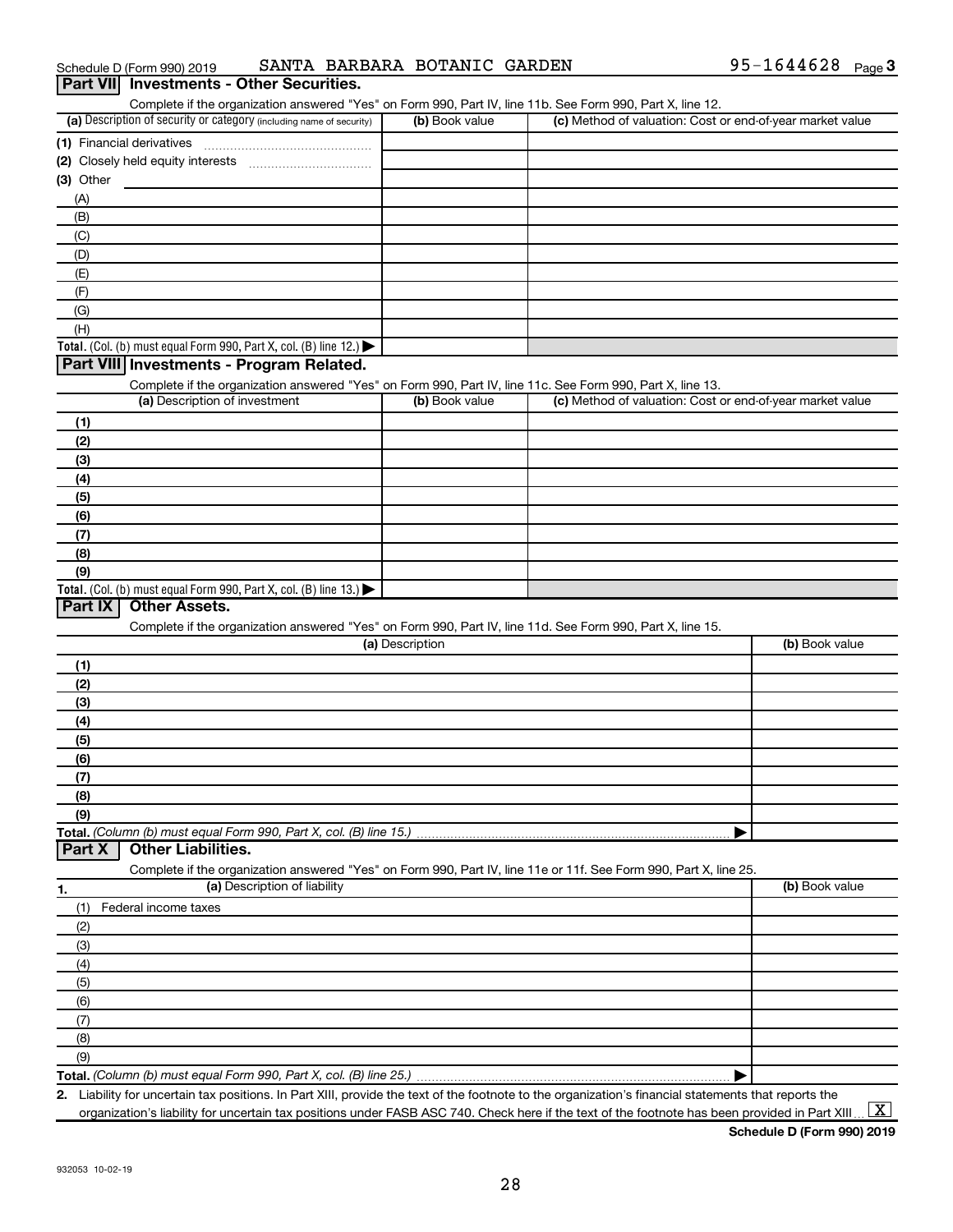Schedule D (Form 990) 2019 SANTA BARBARA BOTANIC GARDEN 95-1644628 Page 3

## Part VII Investments - Other Securities.

Complete if the organization answered "Yes" on Form 990, Part IV, line 11b. See Form 990, Part X, line 12.

| (a) Description of security or category (including name of security) | (b) Book value | (c) Method of valuation: Cost or end-of-year market value |
|---|---|---|
| (1) Financial derivatives | | |
| (2) Closely held equity interests | | |
| (3) Other | | |
| (A) | | |
| (B) | | |
| (C) | | |
| (D) | | |
| (E) | | |
| (F) | | |
| (G) | | |
| (H) | | |
| **Total.** (Col. (b) must equal Form 990, Part X, col. (B) line 12.) ▶ | | |

## Part VIII Investments - Program Related.

Complete if the organization answered "Yes" on Form 990, Part IV, line 11c. See Form 990, Part X, line 13.

| (a) Description of investment | (b) Book value | (c) Method of valuation: Cost or end-of-year market value |
|---|---|---|
| (1) | | |
| (2) | | |
| (3) | | |
| (4) | | |
| (5) | | |
| (6) | | |
| (7) | | |
| (8) | | |
| (9) | | |
| **Total.** (Col. (b) must equal Form 990, Part X, col. (B) line 13.) ▶ | | |

## Part IX Other Assets.

Complete if the organization answered "Yes" on Form 990, Part IV, line 11d. See Form 990, Part X, line 15.

| (a) Description | (b) Book value |
|---|---|
| (1) | |
| (2) | |
| (3) | |
| (4) | |
| (5) | |
| (6) | |
| (7) | |
| (8) | |
| (9) | |
| **Total.** *(Column (b) must equal Form 990, Part X, col. (B) line 15.)* ▶ | |

## Part X Other Liabilities.

Complete if the organization answered "Yes" on Form 990, Part IV, line 11e or 11f. See Form 990, Part X, line 25.

| 1. (a) Description of liability | (b) Book value |
|---|---|
| (1) Federal income taxes | |
| (2) | |
| (3) | |
| (4) | |
| (5) | |
| (6) | |
| (7) | |
| (8) | |
| (9) | |
| **Total.** *(Column (b) must equal Form 990, Part X, col. (B) line 25.)* ▶ | |

2. Liability for uncertain tax positions. In Part XIII, provide the text of the footnote to the organization's financial statements that reports the organization's liability for uncertain tax positions under FASB ASC 740. Check here if the text of the footnote has been provided in Part XIII ... [X]

**Schedule D (Form 990) 2019**

932053 10-02-19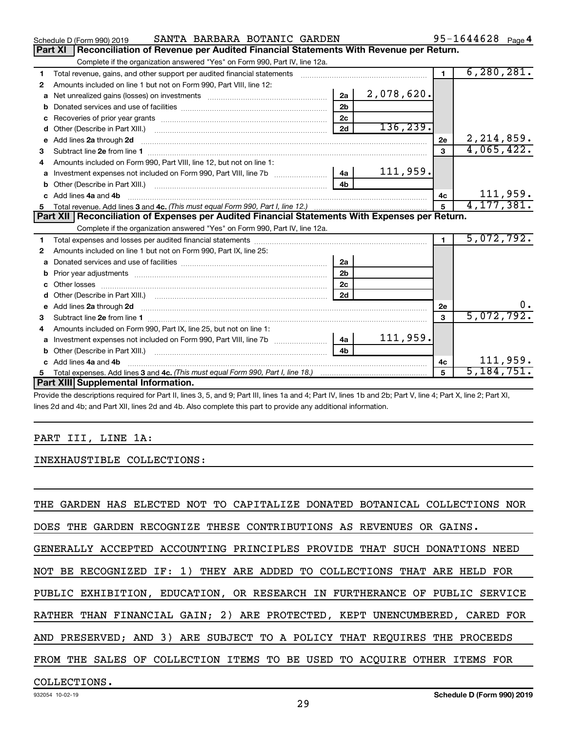Schedule D (Form 990) 2019 SANTA BARBARA BOTANIC GARDEN 95-1644628 Page 4

## Part XI Reconciliation of Revenue per Audited Financial Statements With Revenue per Return.

Complete if the organization answered "Yes" on Form 990, Part IV, line 12a.

| | | | | | |
|---|---|---|---|---|---|
| 1 | Total revenue, gains, and other support per audited financial statements | | | 1 | 6,280,281. |
| 2 | Amounts included on line 1 but not on Form 990, Part VIII, line 12: | | | | |
| a | Net unrealized gains (losses) on investments | 2a | 2,078,620. | | |
| b | Donated services and use of facilities | 2b | | | |
| c | Recoveries of prior year grants | 2c | | | |
| d | Other (Describe in Part XIII.) | 2d | 136,239. | | |
| e | Add lines 2a through 2d | | | 2e | 2,214,859. |
| 3 | Subtract line 2e from line 1 | | | 3 | 4,065,422. |
| 4 | Amounts included on Form 990, Part VIII, line 12, but not on line 1: | | | | |
| a | Investment expenses not included on Form 990, Part VIII, line 7b | 4a | 111,959. | | |
| b | Other (Describe in Part XIII.) | 4b | | | |
| c | Add lines 4a and 4b | | | 4c | 111,959. |
| 5 | Total revenue. Add lines 3 and 4c. *(This must equal Form 990, Part I, line 12.)* | | | 5 | 4,177,381. |

## Part XII Reconciliation of Expenses per Audited Financial Statements With Expenses per Return.

Complete if the organization answered "Yes" on Form 990, Part IV, line 12a.

| | | | | | |
|---|---|---|---|---|---|
| 1 | Total expenses and losses per audited financial statements | | | 1 | 5,072,792. |
| 2 | Amounts included on line 1 but not on Form 990, Part IX, line 25: | | | | |
| a | Donated services and use of facilities | 2a | | | |
| b | Prior year adjustments | 2b | | | |
| c | Other losses | 2c | | | |
| d | Other (Describe in Part XIII.) | 2d | | | |
| e | Add lines 2a through 2d | | | 2e | 0. |
| 3 | Subtract line 2e from line 1 | | | 3 | 5,072,792. |
| 4 | Amounts included on Form 990, Part IX, line 25, but not on line 1: | | | | |
| a | Investment expenses not included on Form 990, Part VIII, line 7b | 4a | 111,959. | | |
| b | Other (Describe in Part XIII.) | 4b | | | |
| c | Add lines 4a and 4b | | | 4c | 111,959. |
| 5 | Total expenses. Add lines 3 and 4c. *(This must equal Form 990, Part I, line 18.)* | | | 5 | 5,184,751. |

## Part XIII Supplemental Information.

Provide the descriptions required for Part II, lines 3, 5, and 9; Part III, lines 1a and 4; Part IV, lines 1b and 2b; Part V, line 4; Part X, line 2; Part XI, lines 2d and 4b; and Part XII, lines 2d and 4b. Also complete this part to provide any additional information.

PART III, LINE 1A:

INEXHAUSTIBLE COLLECTIONS:

THE GARDEN HAS ELECTED NOT TO CAPITALIZE DONATED BOTANICAL COLLECTIONS NOR DOES THE GARDEN RECOGNIZE THESE CONTRIBUTIONS AS REVENUES OR GAINS. GENERALLY ACCEPTED ACCOUNTING PRINCIPLES PROVIDE THAT SUCH DONATIONS NEED NOT BE RECOGNIZED IF: 1) THEY ARE ADDED TO COLLECTIONS THAT ARE HELD FOR PUBLIC EXHIBITION, EDUCATION, OR RESEARCH IN FURTHERANCE OF PUBLIC SERVICE RATHER THAN FINANCIAL GAIN; 2) ARE PROTECTED, KEPT UNENCUMBERED, CARED FOR AND PRESERVED; AND 3) ARE SUBJECT TO A POLICY THAT REQUIRES THE PROCEEDS FROM THE SALES OF COLLECTION ITEMS TO BE USED TO ACQUIRE OTHER ITEMS FOR COLLECTIONS.

932054 10-02-19 Schedule D (Form 990) 2019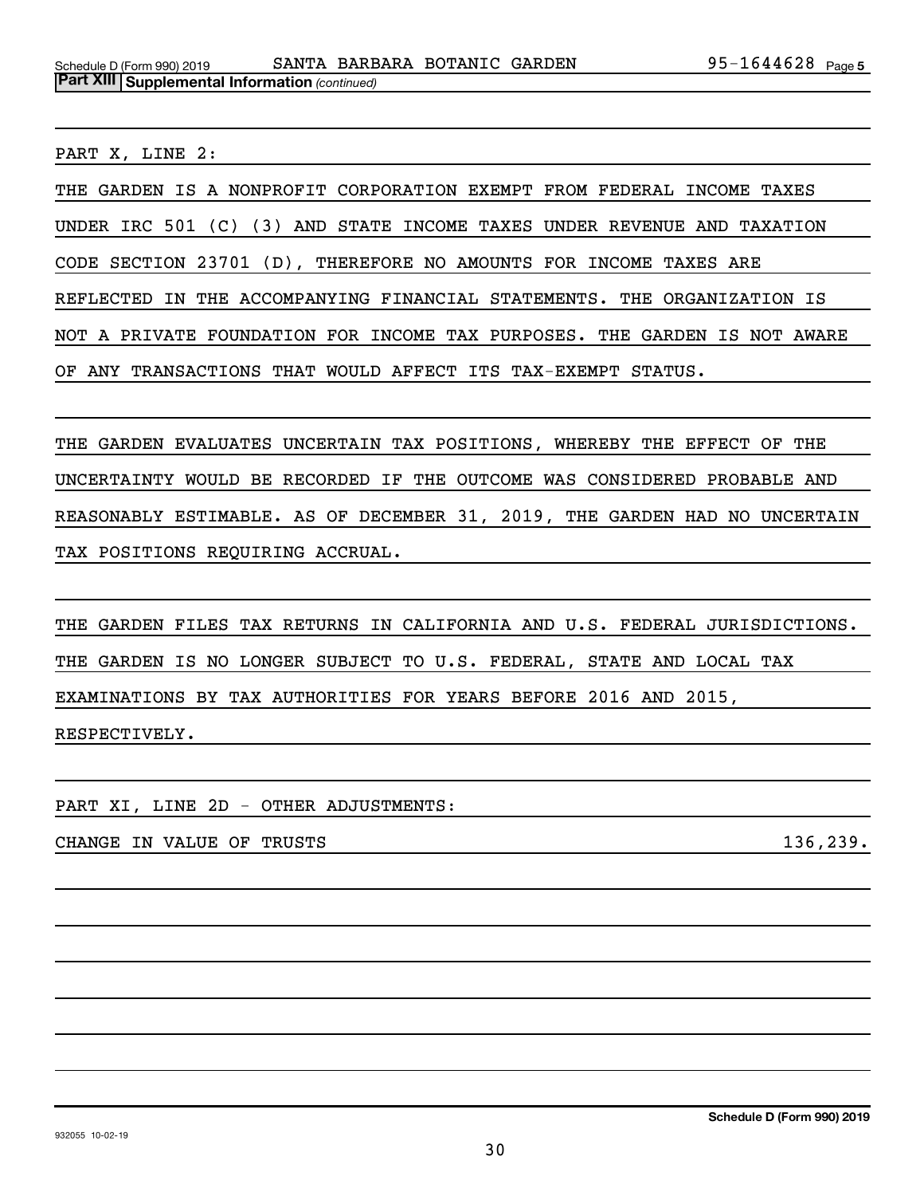Schedule D (Form 990) 2019 SANTA BARBARA BOTANIC GARDEN 95-1644628 Page 5

**Part XIII | Supplemental Information** *(continued)*

PART X, LINE 2:

THE GARDEN IS A NONPROFIT CORPORATION EXEMPT FROM FEDERAL INCOME TAXES UNDER IRC 501 (C) (3) AND STATE INCOME TAXES UNDER REVENUE AND TAXATION CODE SECTION 23701 (D), THEREFORE NO AMOUNTS FOR INCOME TAXES ARE REFLECTED IN THE ACCOMPANYING FINANCIAL STATEMENTS. THE ORGANIZATION IS NOT A PRIVATE FOUNDATION FOR INCOME TAX PURPOSES. THE GARDEN IS NOT AWARE OF ANY TRANSACTIONS THAT WOULD AFFECT ITS TAX-EXEMPT STATUS.

THE GARDEN EVALUATES UNCERTAIN TAX POSITIONS, WHEREBY THE EFFECT OF THE UNCERTAINTY WOULD BE RECORDED IF THE OUTCOME WAS CONSIDERED PROBABLE AND REASONABLY ESTIMABLE. AS OF DECEMBER 31, 2019, THE GARDEN HAD NO UNCERTAIN TAX POSITIONS REQUIRING ACCRUAL.

THE GARDEN FILES TAX RETURNS IN CALIFORNIA AND U.S. FEDERAL JURISDICTIONS. THE GARDEN IS NO LONGER SUBJECT TO U.S. FEDERAL, STATE AND LOCAL TAX EXAMINATIONS BY TAX AUTHORITIES FOR YEARS BEFORE 2016 AND 2015, RESPECTIVELY.

PART XI, LINE 2D - OTHER ADJUSTMENTS:

| CHANGE IN VALUE OF TRUSTS | 136,239. |
|---|---|

932055 10-02-19

**Schedule D (Form 990) 2019**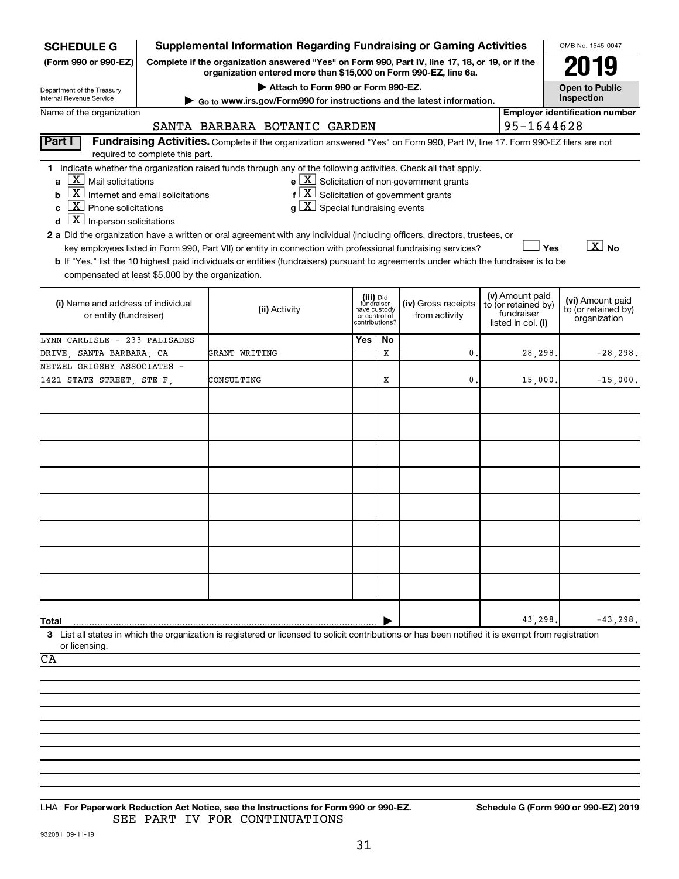**SCHEDULE G**
**(Form 990 or 990-EZ)**

Department of the Treasury
Internal Revenue Service

# Supplemental Information Regarding Fundraising or Gaming Activities

**Complete if the organization answered "Yes" on Form 990, Part IV, line 17, 18, or 19, or if the organization entered more than $15,000 on Form 990-EZ, line 6a.**

▶ Attach to Form 990 or Form 990-EZ.

▶ Go to www.irs.gov/Form990 for instructions and the latest information.

OMB No. 1545-0047

**2019**

**Open to Public Inspection**

Name of the organization: SANTA BARBARA BOTANIC GARDEN

Employer identification number: 95-1644628

## Part I Fundraising Activities.

Complete if the organization answered "Yes" on Form 990, Part IV, line 17. Form 990-EZ filers are not required to complete this part.

**1** Indicate whether the organization raised funds through any of the following activities. Check all that apply.

- **a** [X] Mail solicitations
- **b** [X] Internet and email solicitations
- **c** [X] Phone solicitations
- **d** [X] In-person solicitations
- **e** [X] Solicitation of non-government grants
- **f** [X] Solicitation of government grants
- **g** [X] Special fundraising events

**2 a** Did the organization have a written or oral agreement with any individual (including officers, directors, trustees, or key employees listed in Form 990, Part VII) or entity in connection with professional fundraising services? [ ] Yes [X] No

**b** If "Yes," list the 10 highest paid individuals or entities (fundraisers) pursuant to agreements under which the fundraiser is to be compensated at least $5,000 by the organization.

| (i) Name and address of individual or entity (fundraiser) | (ii) Activity | (iii) Did fundraiser have custody or control of contributions? Yes | No | (iv) Gross receipts from activity | (v) Amount paid to (or retained by) fundraiser listed in col. (i) | (vi) Amount paid to (or retained by) organization |
|---|---|---|---|---|---|---|
| LYNN CARLISLE - 233 PALISADES DRIVE, SANTA BARBARA, CA | GRANT WRITING | | X | 0. | 28,298. | -28,298. |
| NETZEL GRIGSBY ASSOCIATES - 1421 STATE STREET, STE F, | CONSULTING | | X | 0. | 15,000. | -15,000. |
| | | | | | | |
| | | | | | | |
| | | | | | | |
| | | | | | | |
| | | | | | | |
| | | | | | | |
| | | | | | | |
| | | | | | | |
| **Total** | | | | | 43,298. | -43,298. |

**3** List all states in which the organization is registered or licensed to solicit contributions or has been notified it is exempt from registration or licensing.

CA

LHA **For Paperwork Reduction Act Notice, see the Instructions for Form 990 or 990-EZ.** **Schedule G (Form 990 or 990-EZ) 2019**

SEE PART IV FOR CONTINUATIONS

932081 09-11-19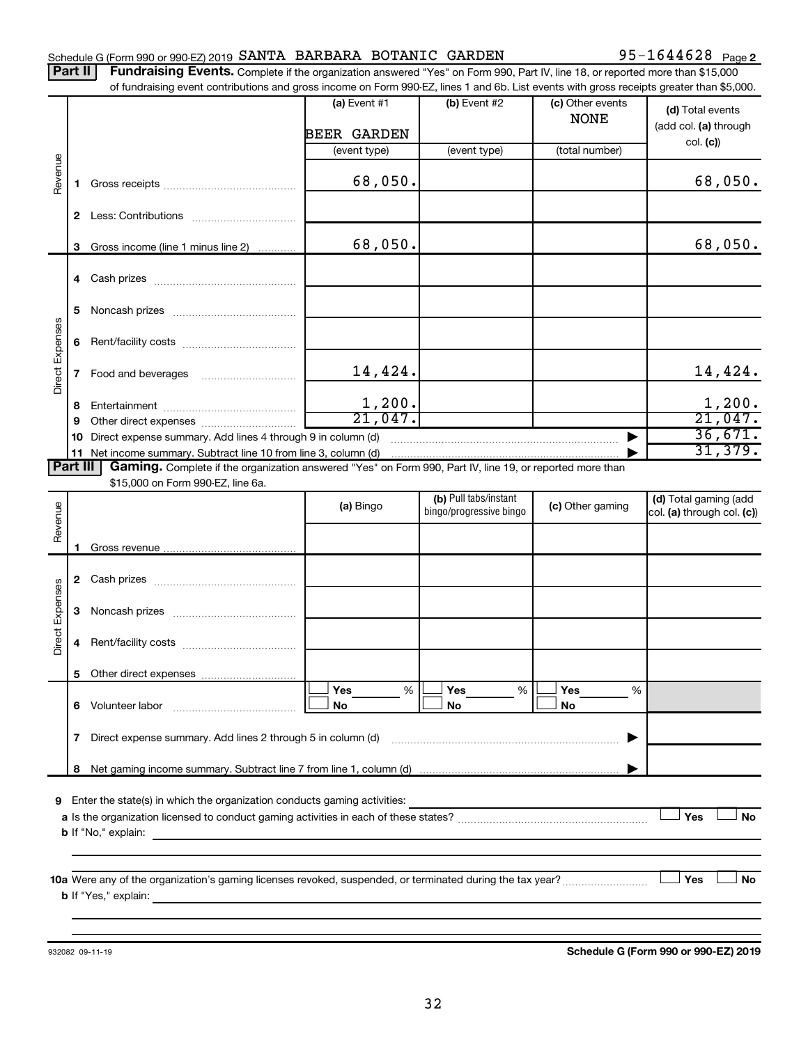Schedule G (Form 990 or 990-EZ) 2019 SANTA BARBARA BOTANIC GARDEN 95-1644628 Page 2

**Part II** **Fundraising Events.** Complete if the organization answered "Yes" on Form 990, Part IV, line 18, or reported more than $15,000 of fundraising event contributions and gross income on Form 990-EZ, lines 1 and 6b. List events with gross receipts greater than $5,000.

| | | | (a) Event #1 BEER GARDEN (event type) | (b) Event #2 (event type) | (c) Other events NONE (total number) | (d) Total events (add col. (a) through col. (c)) |
|---|---|---|---|---|---|---|
| Revenue | 1 | Gross receipts | 68,050. | | | 68,050. |
| | 2 | Less: Contributions | | | | |
| | 3 | Gross income (line 1 minus line 2) | 68,050. | | | 68,050. |
| Direct Expenses | 4 | Cash prizes | | | | |
| | 5 | Noncash prizes | | | | |
| | 6 | Rent/facility costs | | | | |
| | 7 | Food and beverages | 14,424. | | | 14,424. |
| | 8 | Entertainment | 1,200. | | | 1,200. |
| | 9 | Other direct expenses | 21,047. | | | 21,047. |
| | 10 | Direct expense summary. Add lines 4 through 9 in column (d) | | | | 36,671. |
| | 11 | Net income summary. Subtract line 10 from line 3, column (d) | | | | 31,379. |

**Part III** **Gaming.** Complete if the organization answered "Yes" on Form 990, Part IV, line 19, or reported more than $15,000 on Form 990-EZ, line 6a.

| | | | (a) Bingo | (b) Pull tabs/instant bingo/progressive bingo | (c) Other gaming | (d) Total gaming (add col. (a) through col. (c)) |
|---|---|---|---|---|---|---|
| Revenue | 1 | Gross revenue | | | | |
| Direct Expenses | 2 | Cash prizes | | | | |
| | 3 | Noncash prizes | | | | |
| | 4 | Rent/facility costs | | | | |
| | 5 | Other direct expenses | | | | |
| | 6 | Volunteer labor | ☐ Yes ___ % ☐ No | ☐ Yes ___ % ☐ No | ☐ Yes ___ % ☐ No | |
| | 7 | Direct expense summary. Add lines 2 through 5 in column (d) | | | | |
| | 8 | Net gaming income summary. Subtract line 7 from line 1, column (d) | | | | |

**9** Enter the state(s) in which the organization conducts gaming activities: ____________

**a** Is the organization licensed to conduct gaming activities in each of these states? ☐ Yes ☐ No

**b** If "No," explain: ____________

**10a** Were any of the organization's gaming licenses revoked, suspended, or terminated during the tax year? ☐ Yes ☐ No

**b** If "Yes," explain: ____________

932082 09-11-19 **Schedule G (Form 990 or 990-EZ) 2019**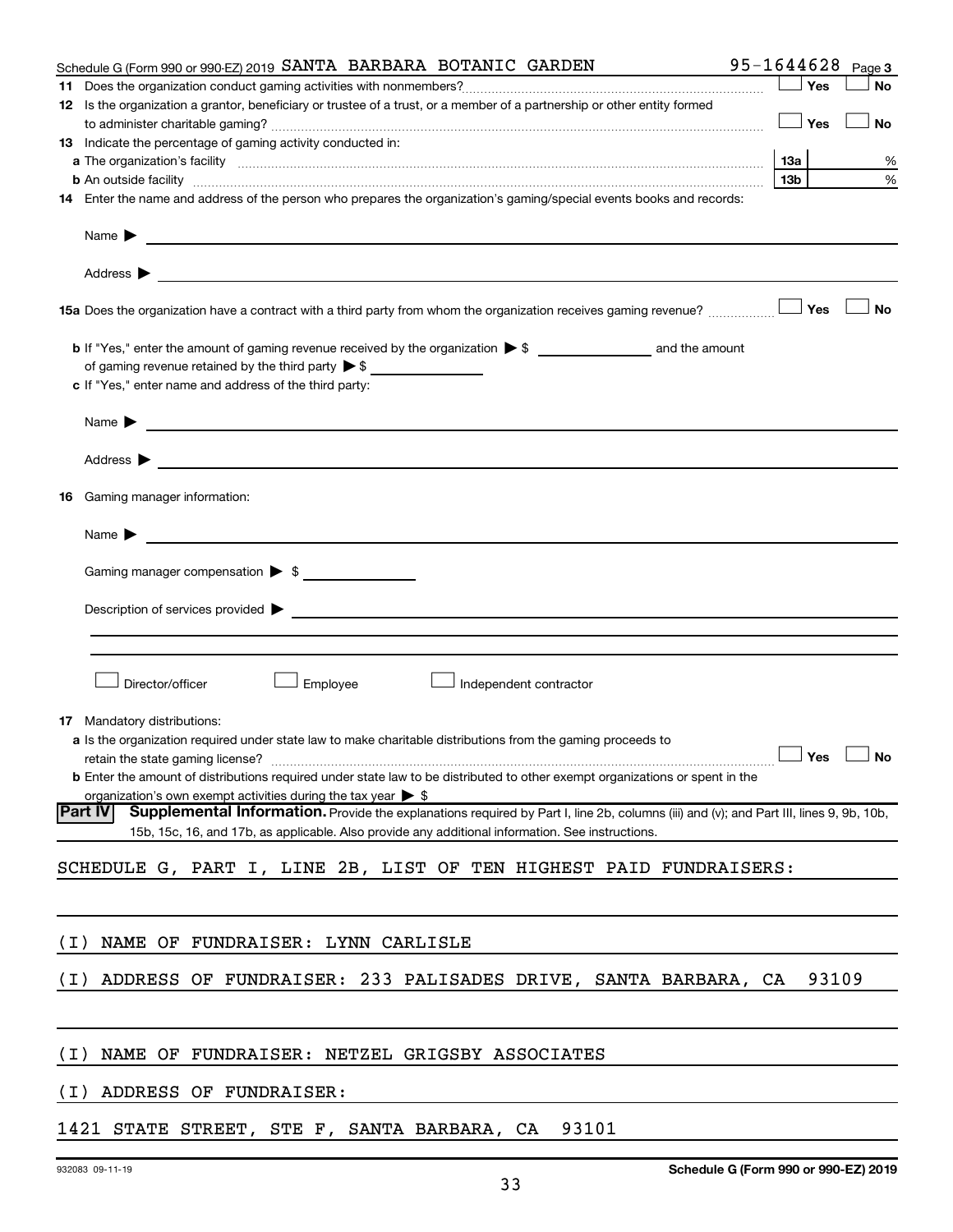Schedule G (Form 990 or 990-EZ) 2019 SANTA BARBARA BOTANIC GARDEN 95-1644628 Page 3

**11** Does the organization conduct gaming activities with nonmembers? ☐ Yes ☐ No

**12** Is the organization a grantor, beneficiary or trustee of a trust, or a member of a partnership or other entity formed to administer charitable gaming? ☐ Yes ☐ No

**13** Indicate the percentage of gaming activity conducted in:

**a** The organization's facility ..... 13a ____ %

**b** An outside facility ..... 13b ____ %

**14** Enter the name and address of the person who prepares the organization's gaming/special events books and records:

Name ▶

Address ▶

**15a** Does the organization have a contract with a third party from whom the organization receives gaming revenue? ☐ Yes ☐ No

**b** If "Yes," enter the amount of gaming revenue received by the organization ▶ $ ______ and the amount of gaming revenue retained by the third party ▶ $ ______

**c** If "Yes," enter name and address of the third party:

Name ▶

Address ▶

**16** Gaming manager information:

Name ▶

Gaming manager compensation ▶ $

Description of services provided ▶

☐ Director/officer ☐ Employee ☐ Independent contractor

**17** Mandatory distributions:

**a** Is the organization required under state law to make charitable distributions from the gaming proceeds to retain the state gaming license? ☐ Yes ☐ No

**b** Enter the amount of distributions required under state law to be distributed to other exempt organizations or spent in the organization's own exempt activities during the tax year ▶ $

## Part IV Supplemental Information.

Provide the explanations required by Part I, line 2b, columns (iii) and (v); and Part III, lines 9, 9b, 10b, 15b, 15c, 16, and 17b, as applicable. Also provide any additional information. See instructions.

SCHEDULE G, PART I, LINE 2B, LIST OF TEN HIGHEST PAID FUNDRAISERS:

(I) NAME OF FUNDRAISER: LYNN CARLISLE

(I) ADDRESS OF FUNDRAISER: 233 PALISADES DRIVE, SANTA BARBARA, CA 93109

(I) NAME OF FUNDRAISER: NETZEL GRIGSBY ASSOCIATES

(I) ADDRESS OF FUNDRAISER:

1421 STATE STREET, STE F, SANTA BARBARA, CA 93101

932083 09-11-19 Schedule G (Form 990 or 990-EZ) 2019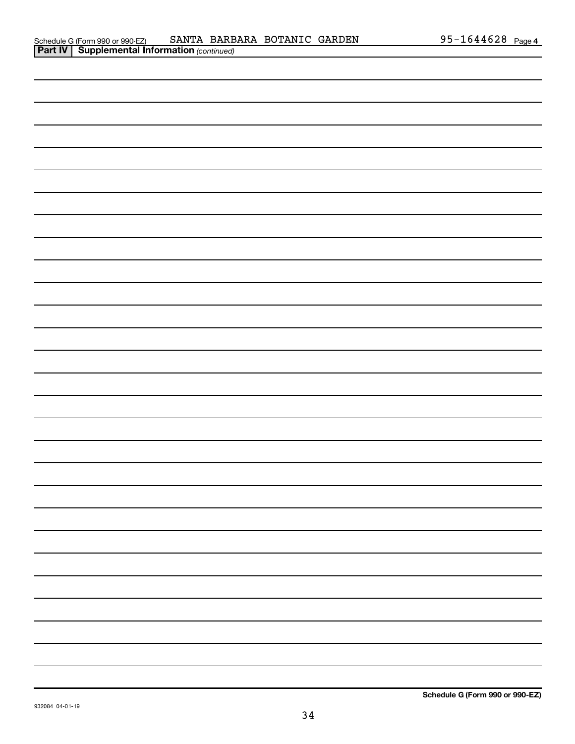Schedule G (Form 990 or 990-EZ) SANTA BARBARA BOTANIC GARDEN 95-1644628 Page 4

**Part IV | Supplemental Information** *(continued)*

**Schedule G (Form 990 or 990-EZ)**

932084 04-01-19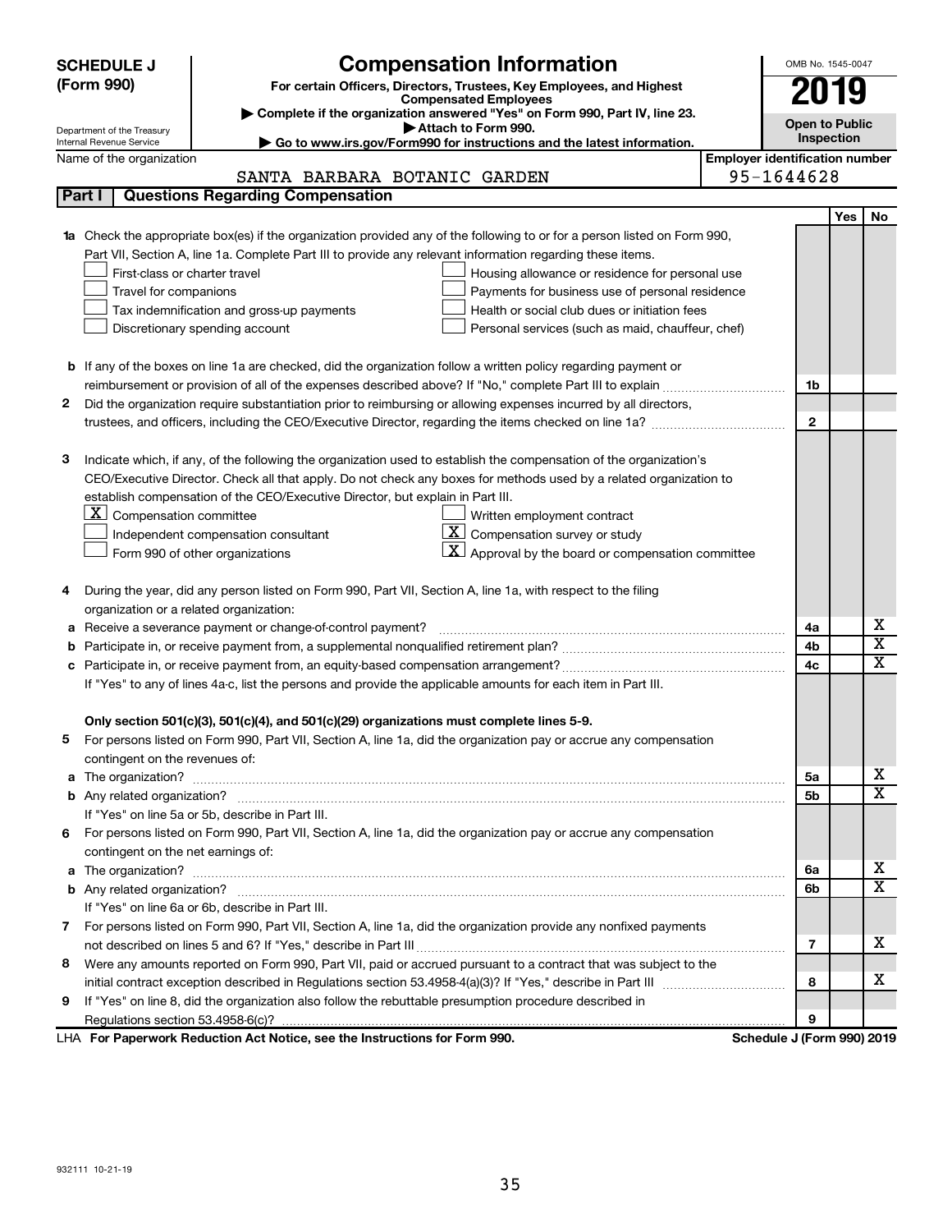**SCHEDULE J (Form 990)**

Department of the Treasury
Internal Revenue Service

# Compensation Information

**For certain Officers, Directors, Trustees, Key Employees, and Highest Compensated Employees**

▶ Complete if the organization answered "Yes" on Form 990, Part IV, line 23.
▶ Attach to Form 990.
▶ Go to www.irs.gov/Form990 for instructions and the latest information.

OMB No. 1545-0047

**2019**

**Open to Public Inspection**

Name of the organization: SANTA BARBARA BOTANIC GARDEN

Employer identification number: 95-1644628

## Part I Questions Regarding Compensation

| | | | Yes | No |
|---|---|---|---|---|
| **1a** | Check the appropriate box(es) if the organization provided any of the following to or for a person listed on Form 990, Part VII, Section A, line 1a. Complete Part III to provide any relevant information regarding these items.<br>☐ First-class or charter travel ☐ Housing allowance or residence for personal use<br>☐ Travel for companions ☐ Payments for business use of personal residence<br>☐ Tax indemnification and gross-up payments ☐ Health or social club dues or initiation fees<br>☐ Discretionary spending account ☐ Personal services (such as maid, chauffeur, chef) | | | |
| **b** | If any of the boxes on line 1a are checked, did the organization follow a written policy regarding payment or reimbursement or provision of all of the expenses described above? If "No," complete Part III to explain | 1b | | |
| **2** | Did the organization require substantiation prior to reimbursing or allowing expenses incurred by all directors, trustees, and officers, including the CEO/Executive Director, regarding the items checked on line 1a? | 2 | | |
| **3** | Indicate which, if any, of the following the organization used to establish the compensation of the organization's CEO/Executive Director. Check all that apply. Do not check any boxes for methods used by a related organization to establish compensation of the CEO/Executive Director, but explain in Part III.<br>☒ Compensation committee ☐ Written employment contract<br>☐ Independent compensation consultant ☒ Compensation survey or study<br>☐ Form 990 of other organizations ☒ Approval by the board or compensation committee | | | |
| **4** | During the year, did any person listed on Form 990, Part VII, Section A, line 1a, with respect to the filing organization or a related organization: | | | |
| **a** | Receive a severance payment or change-of-control payment? | 4a | | X |
| **b** | Participate in, or receive payment from, a supplemental nonqualified retirement plan? | 4b | | X |
| **c** | Participate in, or receive payment from, an equity-based compensation arrangement? | 4c | | X |
| | If "Yes" to any of lines 4a-c, list the persons and provide the applicable amounts for each item in Part III. | | | |
| | **Only section 501(c)(3), 501(c)(4), and 501(c)(29) organizations must complete lines 5-9.** | | | |
| **5** | For persons listed on Form 990, Part VII, Section A, line 1a, did the organization pay or accrue any compensation contingent on the revenues of: | | | |
| **a** | The organization? | 5a | | X |
| **b** | Any related organization? | 5b | | X |
| | If "Yes" on line 5a or 5b, describe in Part III. | | | |
| **6** | For persons listed on Form 990, Part VII, Section A, line 1a, did the organization pay or accrue any compensation contingent on the net earnings of: | | | |
| **a** | The organization? | 6a | | X |
| **b** | Any related organization? | 6b | | X |
| | If "Yes" on line 6a or 6b, describe in Part III. | | | |
| **7** | For persons listed on Form 990, Part VII, Section A, line 1a, did the organization provide any nonfixed payments not described on lines 5 and 6? If "Yes," describe in Part III | 7 | | X |
| **8** | Were any amounts reported on Form 990, Part VII, paid or accrued pursuant to a contract that was subject to the initial contract exception described in Regulations section 53.4958-4(a)(3)? If "Yes," describe in Part III | 8 | | X |
| **9** | If "Yes" on line 8, did the organization also follow the rebuttable presumption procedure described in Regulations section 53.4958-6(c)? | 9 | | |

LHA **For Paperwork Reduction Act Notice, see the Instructions for Form 990.** **Schedule J (Form 990) 2019**

932111 10-21-19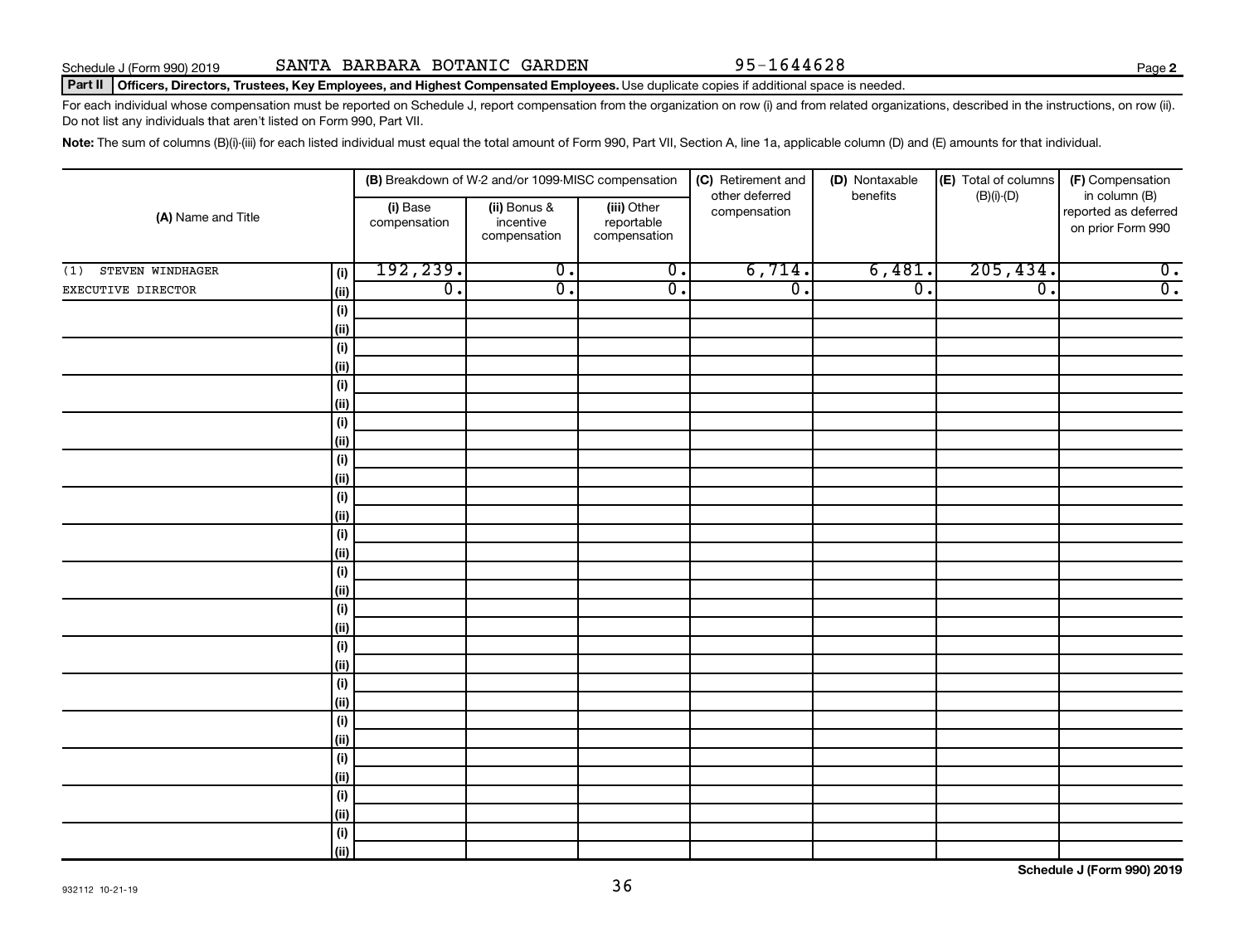Schedule J (Form 990) 2019 SANTA BARBARA BOTANIC GARDEN 95-1644628

**Part II Officers, Directors, Trustees, Key Employees, and Highest Compensated Employees.** Use duplicate copies if additional space is needed.

For each individual whose compensation must be reported on Schedule J, report compensation from the organization on row (i) and from related organizations, described in the instructions, on row (ii). Do not list any individuals that aren't listed on Form 990, Part VII.

**Note:** The sum of columns (B)(i)-(iii) for each listed individual must equal the total amount of Form 990, Part VII, Section A, line 1a, applicable column (D) and (E) amounts for that individual.

| (A) Name and Title | | (B) Breakdown of W-2 and/or 1099-MISC compensation | | | (C) Retirement and other deferred compensation | (D) Nontaxable benefits | (E) Total of columns (B)(i)-(D) | (F) Compensation in column (B) reported as deferred on prior Form 990 |
|---|---|---|---|---|---|---|---|---|
| | | (i) Base compensation | (ii) Bonus & incentive compensation | (iii) Other reportable compensation | | | | |
| (1) STEVEN WINDHAGER | (i) | 192,239. | 0. | 0. | 6,714. | 6,481. | 205,434. | 0. |
| EXECUTIVE DIRECTOR | (ii) | 0. | 0. | 0. | 0. | 0. | 0. | 0. |
| | (i) | | | | | | | |
| | (ii) | | | | | | | |
| | (i) | | | | | | | |
| | (ii) | | | | | | | |
| | (i) | | | | | | | |
| | (ii) | | | | | | | |
| | (i) | | | | | | | |
| | (ii) | | | | | | | |
| | (i) | | | | | | | |
| | (ii) | | | | | | | |
| | (i) | | | | | | | |
| | (ii) | | | | | | | |
| | (i) | | | | | | | |
| | (ii) | | | | | | | |
| | (i) | | | | | | | |
| | (ii) | | | | | | | |
| | (i) | | | | | | | |
| | (ii) | | | | | | | |
| | (i) | | | | | | | |
| | (ii) | | | | | | | |
| | (i) | | | | | | | |
| | (ii) | | | | | | | |
| | (i) | | | | | | | |
| | (ii) | | | | | | | |
| | (i) | | | | | | | |
| | (ii) | | | | | | | |
| | (i) | | | | | | | |
| | (ii) | | | | | | | |
| | (i) | | | | | | | |
| | (ii) | | | | | | | |

932112 10-21-19

**Schedule J (Form 990) 2019**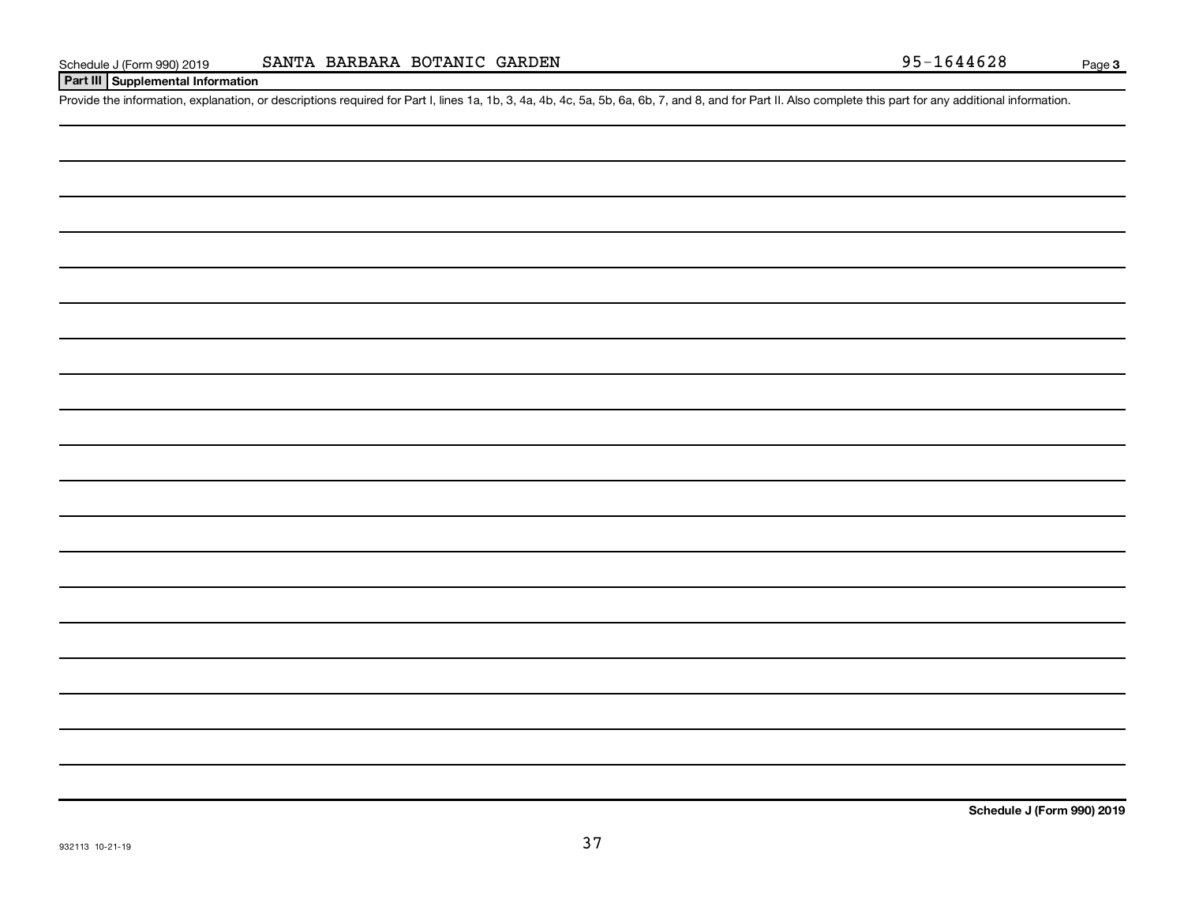Schedule J (Form 990) 2019 SANTA BARBARA BOTANIC GARDEN 95-1644628 Page 3

**Part III | Supplemental Information**

Provide the information, explanation, or descriptions required for Part I, lines 1a, 1b, 3, 4a, 4b, 4c, 5a, 5b, 6a, 6b, 7, and 8, and for Part II. Also complete this part for any additional information.

**Schedule J (Form 990) 2019**

932113 10-21-19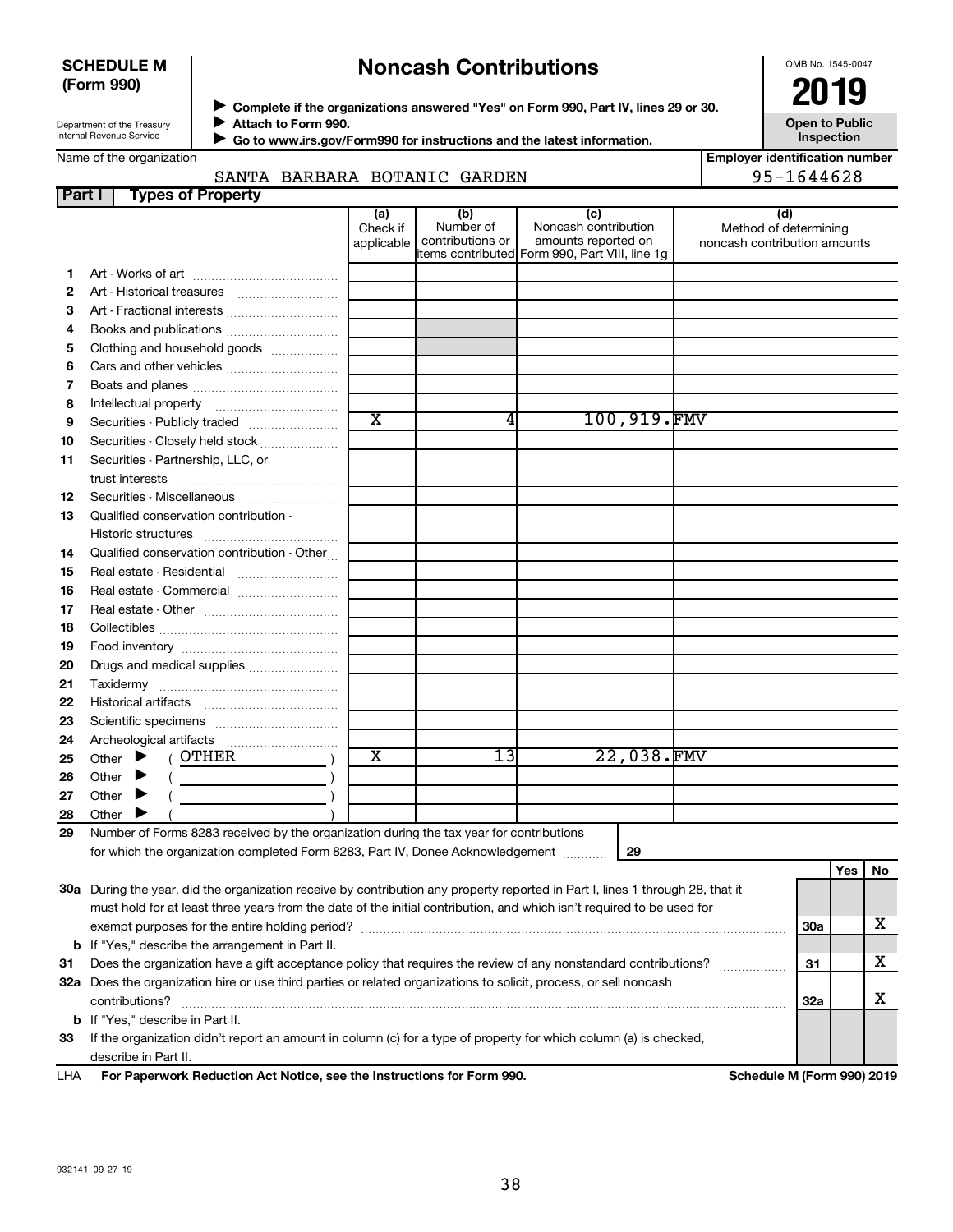**SCHEDULE M (Form 990)**

Department of the Treasury
Internal Revenue Service

# Noncash Contributions

▶ Complete if the organizations answered "Yes" on Form 990, Part IV, lines 29 or 30.
▶ Attach to Form 990.
▶ Go to www.irs.gov/Form990 for instructions and the latest information.

OMB No. 1545-0047

**2019**

**Open to Public Inspection**

Name of the organization: SANTA BARBARA BOTANIC GARDEN

Employer identification number: 95-1644628

## Part I Types of Property

| | | (a) Check if applicable | (b) Number of contributions or items contributed | (c) Noncash contribution amounts reported on Form 990, Part VIII, line 1g | (d) Method of determining noncash contribution amounts |
|---|---|---|---|---|---|
| 1 | Art - Works of art | | | | |
| 2 | Art - Historical treasures | | | | |
| 3 | Art - Fractional interests | | | | |
| 4 | Books and publications | | | | |
| 5 | Clothing and household goods | | | | |
| 6 | Cars and other vehicles | | | | |
| 7 | Boats and planes | | | | |
| 8 | Intellectual property | | | | |
| 9 | Securities - Publicly traded | X | 4 | 100,919. | FMV |
| 10 | Securities - Closely held stock | | | | |
| 11 | Securities - Partnership, LLC, or trust interests | | | | |
| 12 | Securities - Miscellaneous | | | | |
| 13 | Qualified conservation contribution - Historic structures | | | | |
| 14 | Qualified conservation contribution - Other | | | | |
| 15 | Real estate - Residential | | | | |
| 16 | Real estate - Commercial | | | | |
| 17 | Real estate - Other | | | | |
| 18 | Collectibles | | | | |
| 19 | Food inventory | | | | |
| 20 | Drugs and medical supplies | | | | |
| 21 | Taxidermy | | | | |
| 22 | Historical artifacts | | | | |
| 23 | Scientific specimens | | | | |
| 24 | Archeological artifacts | | | | |
| 25 | Other ▶ ( OTHER ) | X | 13 | 22,038. | FMV |
| 26 | Other ▶ ( ) | | | | |
| 27 | Other ▶ ( ) | | | | |
| 28 | Other ▶ ( ) | | | | |

29 Number of Forms 8283 received by the organization during the tax year for contributions for which the organization completed Form 8283, Part IV, Donee Acknowledgement ..... 29

| | | | Yes | No |
|---|---|---|---|---|
| 30a | During the year, did the organization receive by contribution any property reported in Part I, lines 1 through 28, that it must hold for at least three years from the date of the initial contribution, and which isn't required to be used for exempt purposes for the entire holding period? | 30a | | X |
| b | If "Yes," describe the arrangement in Part II. | | | |
| 31 | Does the organization have a gift acceptance policy that requires the review of any nonstandard contributions? | 31 | | X |
| 32a | Does the organization hire or use third parties or related organizations to solicit, process, or sell noncash contributions? | 32a | | X |
| b | If "Yes," describe in Part II. | | | |
| 33 | If the organization didn't report an amount in column (c) for a type of property for which column (a) is checked, describe in Part II. | | | |

LHA **For Paperwork Reduction Act Notice, see the Instructions for Form 990.** **Schedule M (Form 990) 2019**

932141 09-27-19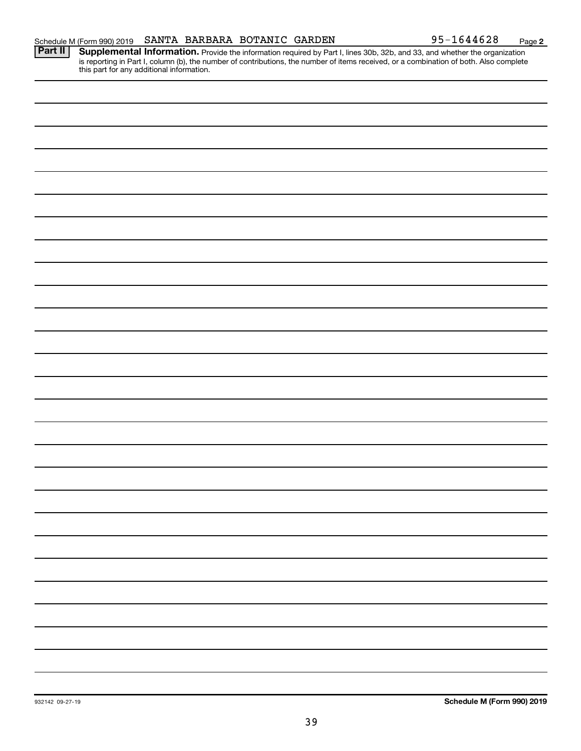Schedule M (Form 990) 2019 SANTA BARBARA BOTANIC GARDEN 95-1644628 Page 2

**Part II** **Supplemental Information.** Provide the information required by Part I, lines 30b, 32b, and 33, and whether the organization is reporting in Part I, column (b), the number of contributions, the number of items received, or a combination of both. Also complete this part for any additional information.

932142 09-27-19 **Schedule M (Form 990) 2019**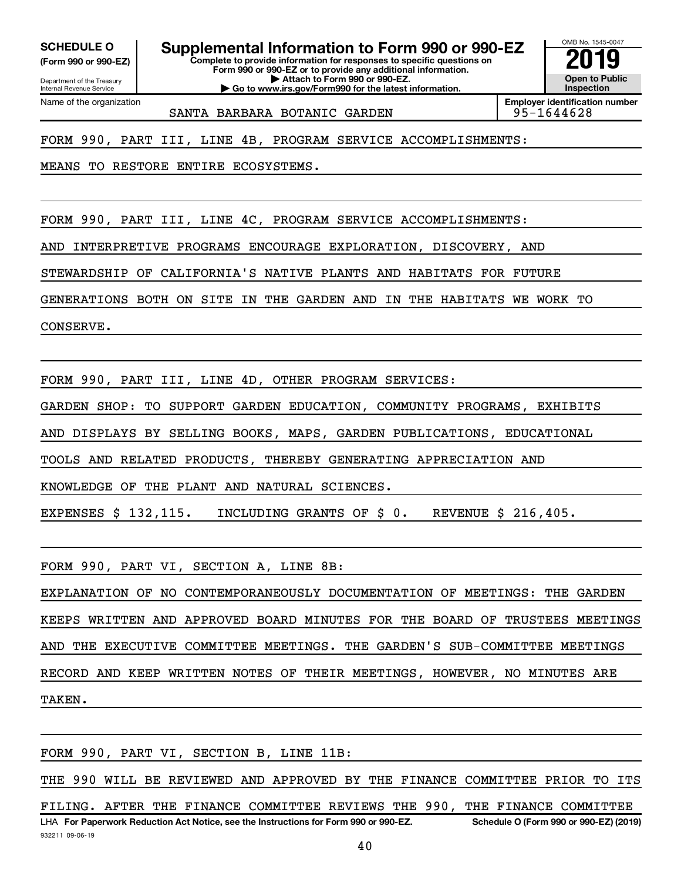**SCHEDULE O**
**(Form 990 or 990-EZ)**

Department of the Treasury
Internal Revenue Service

# Supplemental Information to Form 990 or 990-EZ

**Complete to provide information for responses to specific questions on Form 990 or 990-EZ or to provide any additional information.**
**▶ Attach to Form 990 or 990-EZ.**
**▶ Go to www.irs.gov/Form990 for the latest information.**

OMB No. 1545-0047

**2019**

**Open to Public Inspection**

Name of the organization: SANTA BARBARA BOTANIC GARDEN

**Employer identification number:** 95-1644628

FORM 990, PART III, LINE 4B, PROGRAM SERVICE ACCOMPLISHMENTS:

MEANS TO RESTORE ENTIRE ECOSYSTEMS.

FORM 990, PART III, LINE 4C, PROGRAM SERVICE ACCOMPLISHMENTS:

AND INTERPRETIVE PROGRAMS ENCOURAGE EXPLORATION, DISCOVERY, AND STEWARDSHIP OF CALIFORNIA'S NATIVE PLANTS AND HABITATS FOR FUTURE GENERATIONS BOTH ON SITE IN THE GARDEN AND IN THE HABITATS WE WORK TO CONSERVE.

FORM 990, PART III, LINE 4D, OTHER PROGRAM SERVICES:

GARDEN SHOP: TO SUPPORT GARDEN EDUCATION, COMMUNITY PROGRAMS, EXHIBITS AND DISPLAYS BY SELLING BOOKS, MAPS, GARDEN PUBLICATIONS, EDUCATIONAL TOOLS AND RELATED PRODUCTS, THEREBY GENERATING APPRECIATION AND KNOWLEDGE OF THE PLANT AND NATURAL SCIENCES.

EXPENSES $ 132,115. INCLUDING GRANTS OF $ 0. REVENUE $ 216,405.

FORM 990, PART VI, SECTION A, LINE 8B:

EXPLANATION OF NO CONTEMPORANEOUSLY DOCUMENTATION OF MEETINGS: THE GARDEN KEEPS WRITTEN AND APPROVED BOARD MINUTES FOR THE BOARD OF TRUSTEES MEETINGS AND THE EXECUTIVE COMMITTEE MEETINGS. THE GARDEN'S SUB-COMMITTEE MEETINGS RECORD AND KEEP WRITTEN NOTES OF THEIR MEETINGS, HOWEVER, NO MINUTES ARE TAKEN.

FORM 990, PART VI, SECTION B, LINE 11B:

THE 990 WILL BE REVIEWED AND APPROVED BY THE FINANCE COMMITTEE PRIOR TO ITS FILING. AFTER THE FINANCE COMMITTEE REVIEWS THE 990, THE FINANCE COMMITTEE

LHA **For Paperwork Reduction Act Notice, see the Instructions for Form 990 or 990-EZ.** **Schedule O (Form 990 or 990-EZ) (2019)**

932211 09-06-19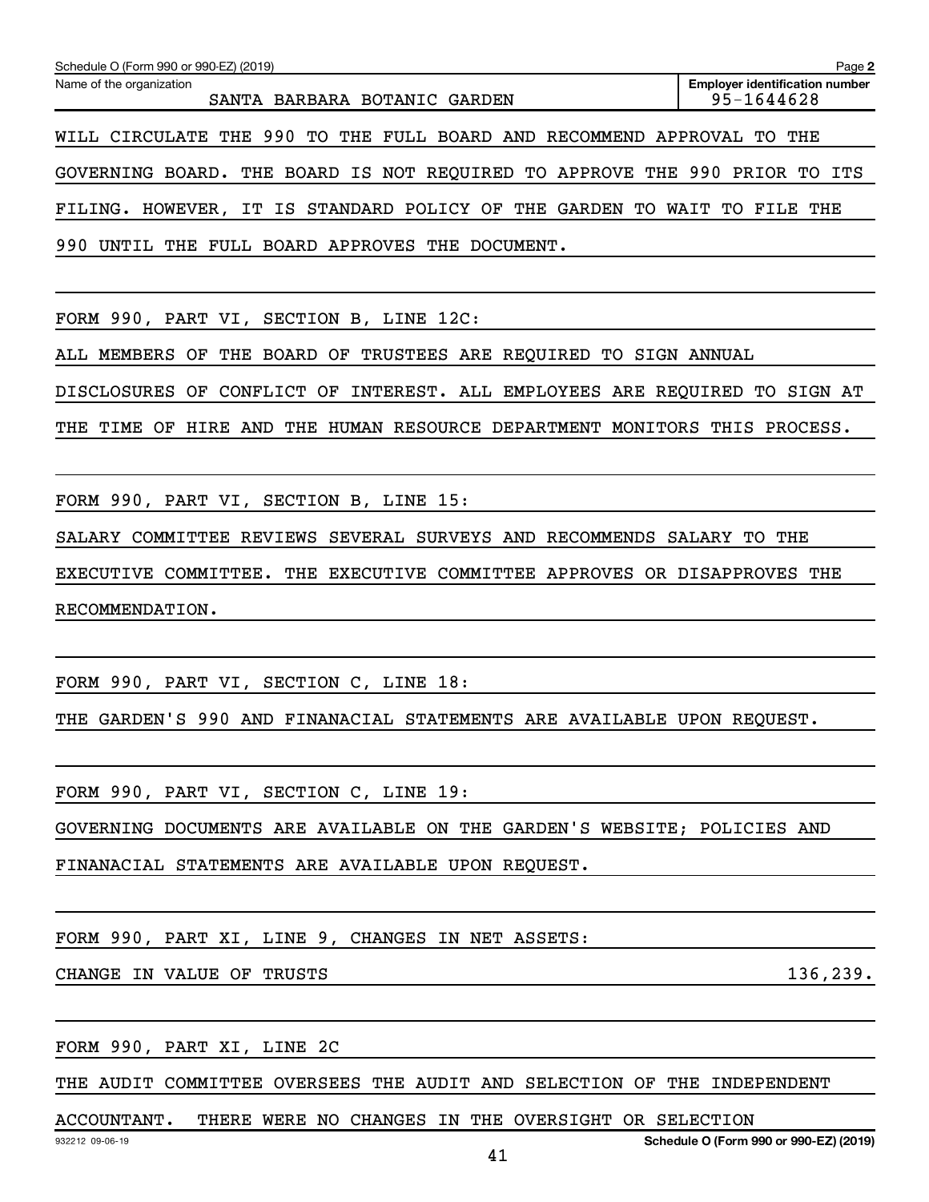WILL CIRCULATE THE 990 TO THE FULL BOARD AND RECOMMEND APPROVAL TO THE GOVERNING BOARD. THE BOARD IS NOT REQUIRED TO APPROVE THE 990 PRIOR TO ITS FILING. HOWEVER, IT IS STANDARD POLICY OF THE GARDEN TO WAIT TO FILE THE 990 UNTIL THE FULL BOARD APPROVES THE DOCUMENT.

FORM 990, PART VI, SECTION B, LINE 12C:

ALL MEMBERS OF THE BOARD OF TRUSTEES ARE REQUIRED TO SIGN ANNUAL DISCLOSURES OF CONFLICT OF INTEREST. ALL EMPLOYEES ARE REQUIRED TO SIGN AT THE TIME OF HIRE AND THE HUMAN RESOURCE DEPARTMENT MONITORS THIS PROCESS.

FORM 990, PART VI, SECTION B, LINE 15:

SALARY COMMITTEE REVIEWS SEVERAL SURVEYS AND RECOMMENDS SALARY TO THE EXECUTIVE COMMITTEE. THE EXECUTIVE COMMITTEE APPROVES OR DISAPPROVES THE RECOMMENDATION.

FORM 990, PART VI, SECTION C, LINE 18:

THE GARDEN'S 990 AND FINANACIAL STATEMENTS ARE AVAILABLE UPON REQUEST.

FORM 990, PART VI, SECTION C, LINE 19:

GOVERNING DOCUMENTS ARE AVAILABLE ON THE GARDEN'S WEBSITE; POLICIES AND FINANACIAL STATEMENTS ARE AVAILABLE UPON REQUEST.

FORM 990, PART XI, LINE 9, CHANGES IN NET ASSETS:

| | |
|---|---|
| CHANGE IN VALUE OF TRUSTS | 136,239. |

FORM 990, PART XI, LINE 2C

THE AUDIT COMMITTEE OVERSEES THE AUDIT AND SELECTION OF THE INDEPENDENT ACCOUNTANT. THERE WERE NO CHANGES IN THE OVERSIGHT OR SELECTION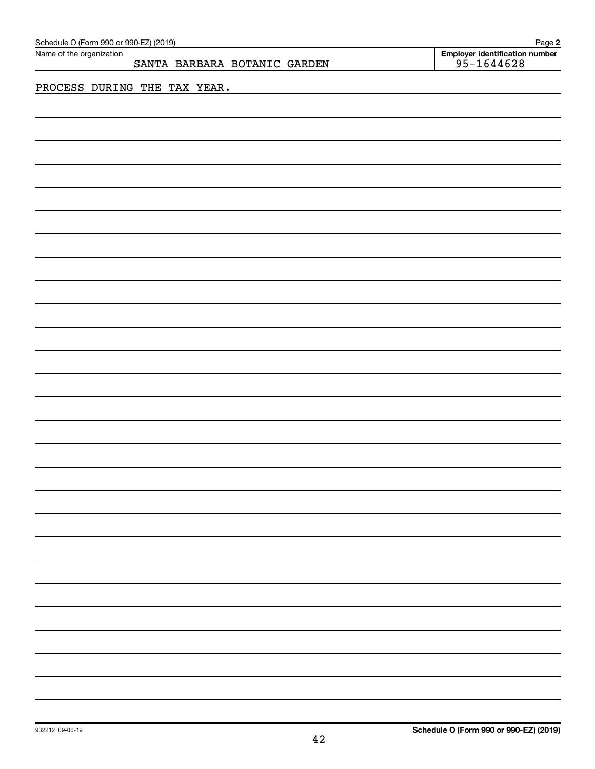Name of the organization: SANTA BARBARA BOTANIC GARDEN

Employer identification number: 95-1644628

PROCESS DURING THE TAX YEAR.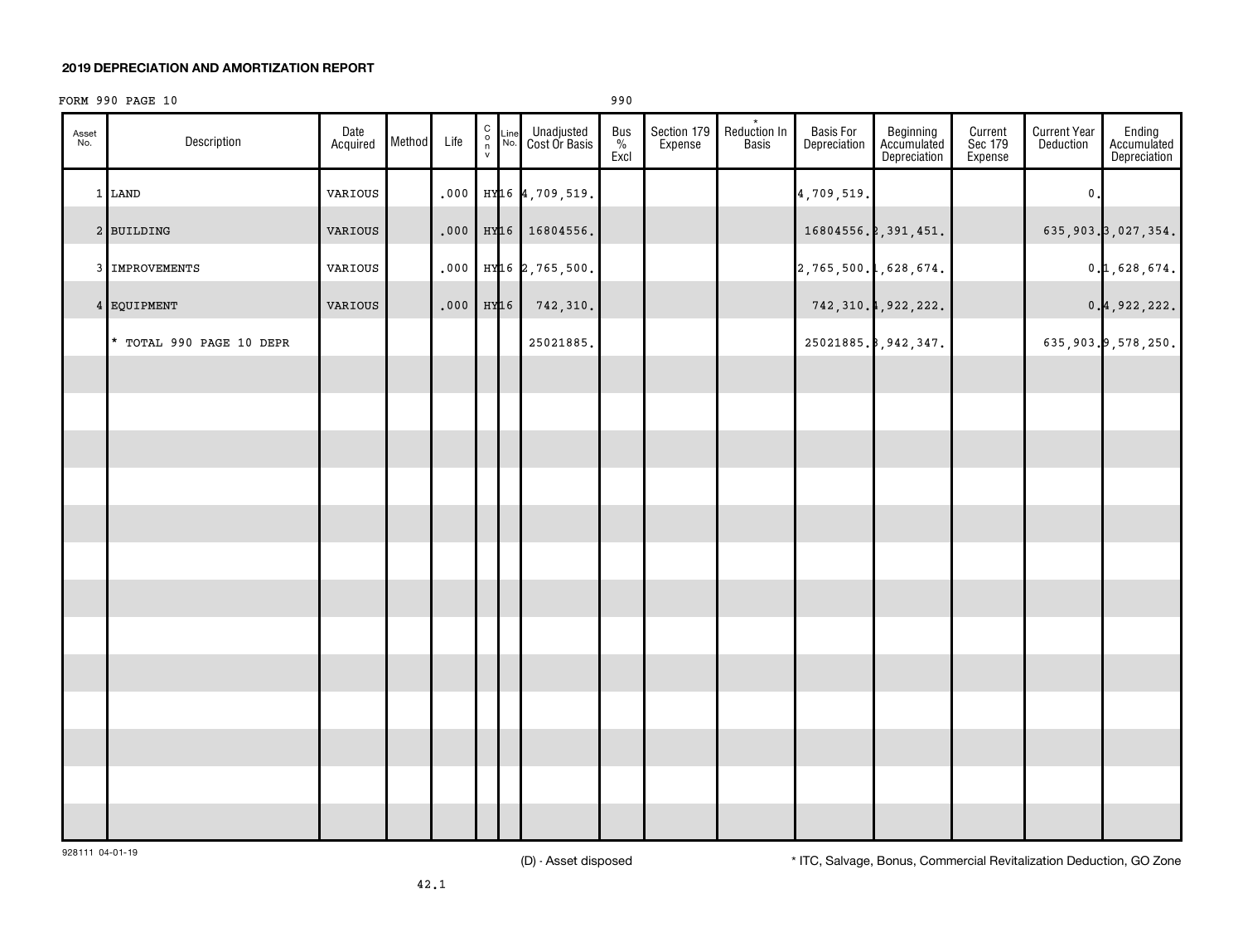## 2019 DEPRECIATION AND AMORTIZATION REPORT

FORM 990 PAGE 10 990

| Asset No. | Description | Date Acquired | Method | Life | C o n v | Line No. | Unadjusted Cost Or Basis | Bus % Excl | Section 179 Expense | * Reduction In Basis | Basis For Depreciation | Beginning Accumulated Depreciation | Current Sec 179 Expense | Current Year Deduction | Ending Accumulated Depreciation |
|---|---|---|---|---|---|---|---|---|---|---|---|---|---|---|---|
| 1 | LAND | VARIOUS | | .000 | HY | 16 | 4,709,519. | | | | 4,709,519. | | | 0. | |
| 2 | BUILDING | VARIOUS | | .000 | HY | 16 | 16804556. | | | | 16804556. | 2,391,451. | | 635,903. | 3,027,354. |
| 3 | IMPROVEMENTS | VARIOUS | | .000 | HY | 16 | 2,765,500. | | | | 2,765,500. | 1,628,674. | | 0. | 1,628,674. |
| 4 | EQUIPMENT | VARIOUS | | .000 | HY | 16 | 742,310. | | | | 742,310. | 4,922,222. | | 0. | 4,922,222. |
| | * TOTAL 990 PAGE 10 DEPR | | | | | | 25021885. | | | | 25021885. | 8,942,347. | | 635,903. | 9,578,250. |

928111 04-01-19

(D) - Asset disposed

* ITC, Salvage, Bonus, Commercial Revitalization Deduction, GO Zone